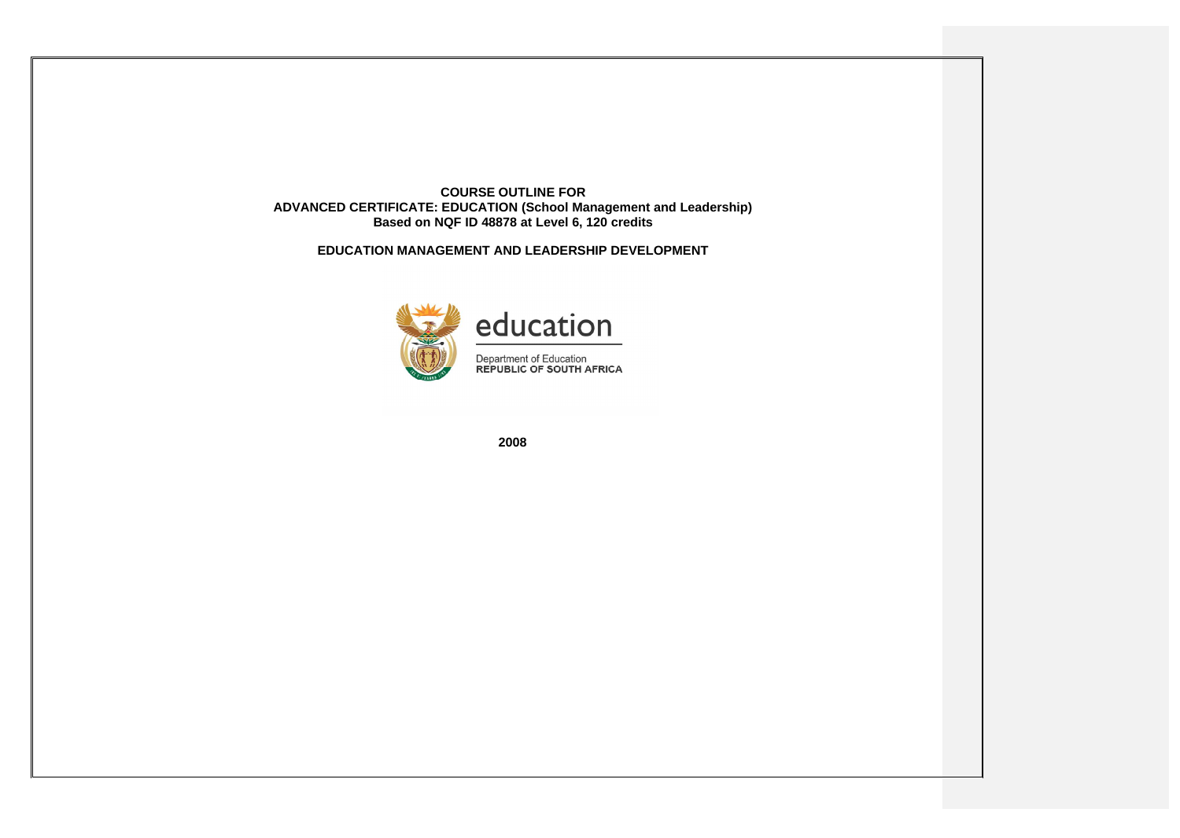**COURSE OUTLINE FOR**
**ADVANCED CERTIFICATE: EDUCATION (School Management and Leadership)**
**Based on NQF ID 48878 at Level 6, 120 credits**

**EDUCATION MANAGEMENT AND LEADERSHIP DEVELOPMENT**

education

Department of Education
REPUBLIC OF SOUTH AFRICA

**2008**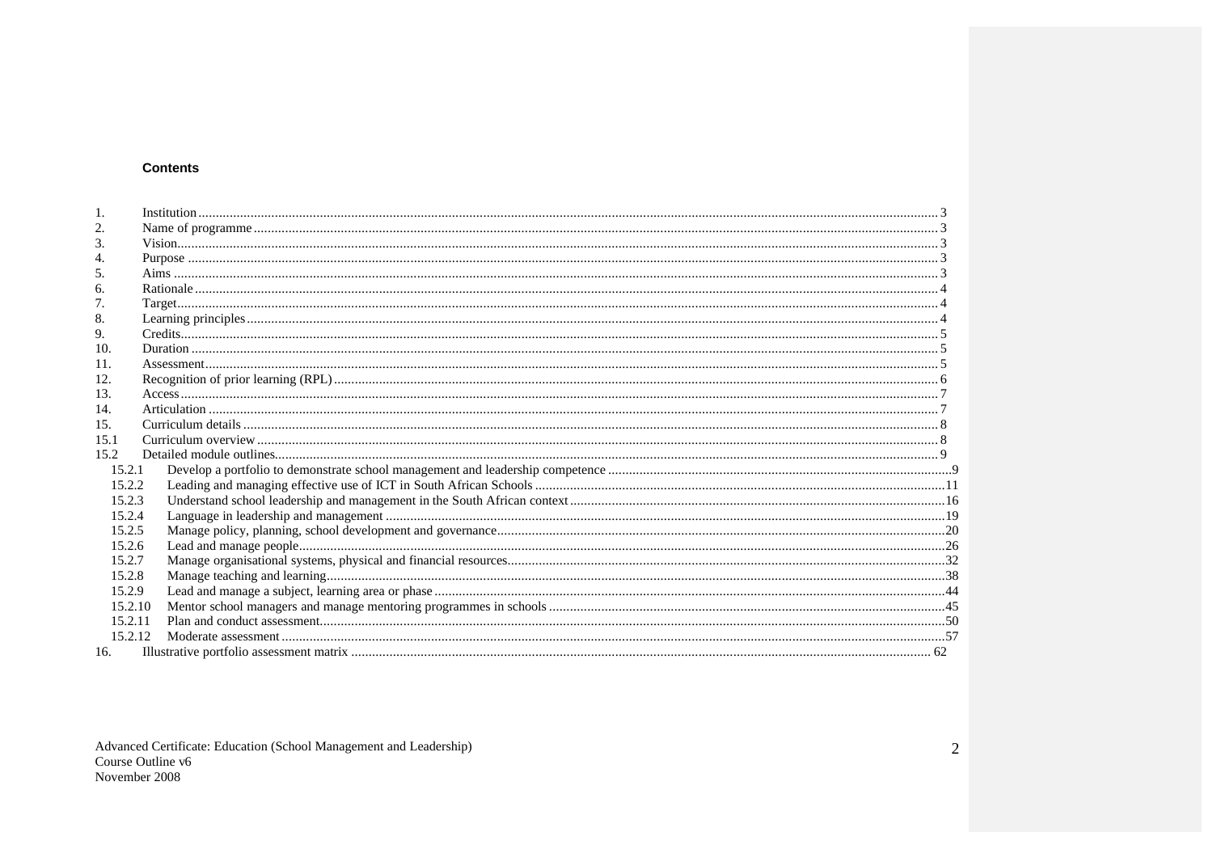**Contents**

1. Institution ........ 3
2. Name of programme ........ 3
3. Vision........ 3
4. Purpose ........ 3
5. Aims ........ 3
6. Rationale ........ 4
7. Target........ 4
8. Learning principles ........ 4
9. Credits........ 5
10. Duration ........ 5
11. Assessment........ 5
12. Recognition of prior learning (RPL) ........ 6
13. Access ........ 7
14. Articulation ........ 7
15. Curriculum details ........ 8

15.1 Curriculum overview ........ 8

15.2 Detailed module outlines........ 9

- 15.2.1 Develop a portfolio to demonstrate school management and leadership competence ........ 9
- 15.2.2 Leading and managing effective use of ICT in South African Schools ........ 11
- 15.2.3 Understand school leadership and management in the South African context ........ 16
- 15.2.4 Language in leadership and management ........ 19
- 15.2.5 Manage policy, planning, school development and governance........ 20
- 15.2.6 Lead and manage people........ 26
- 15.2.7 Manage organisational systems, physical and financial resources........ 32
- 15.2.8 Manage teaching and learning........ 38
- 15.2.9 Lead and manage a subject, learning area or phase ........ 44
- 15.2.10 Mentor school managers and manage mentoring programmes in schools ........ 45
- 15.2.11 Plan and conduct assessment........ 50
- 15.2.12 Moderate assessment ........ 57

16. Illustrative portfolio assessment matrix ........ 62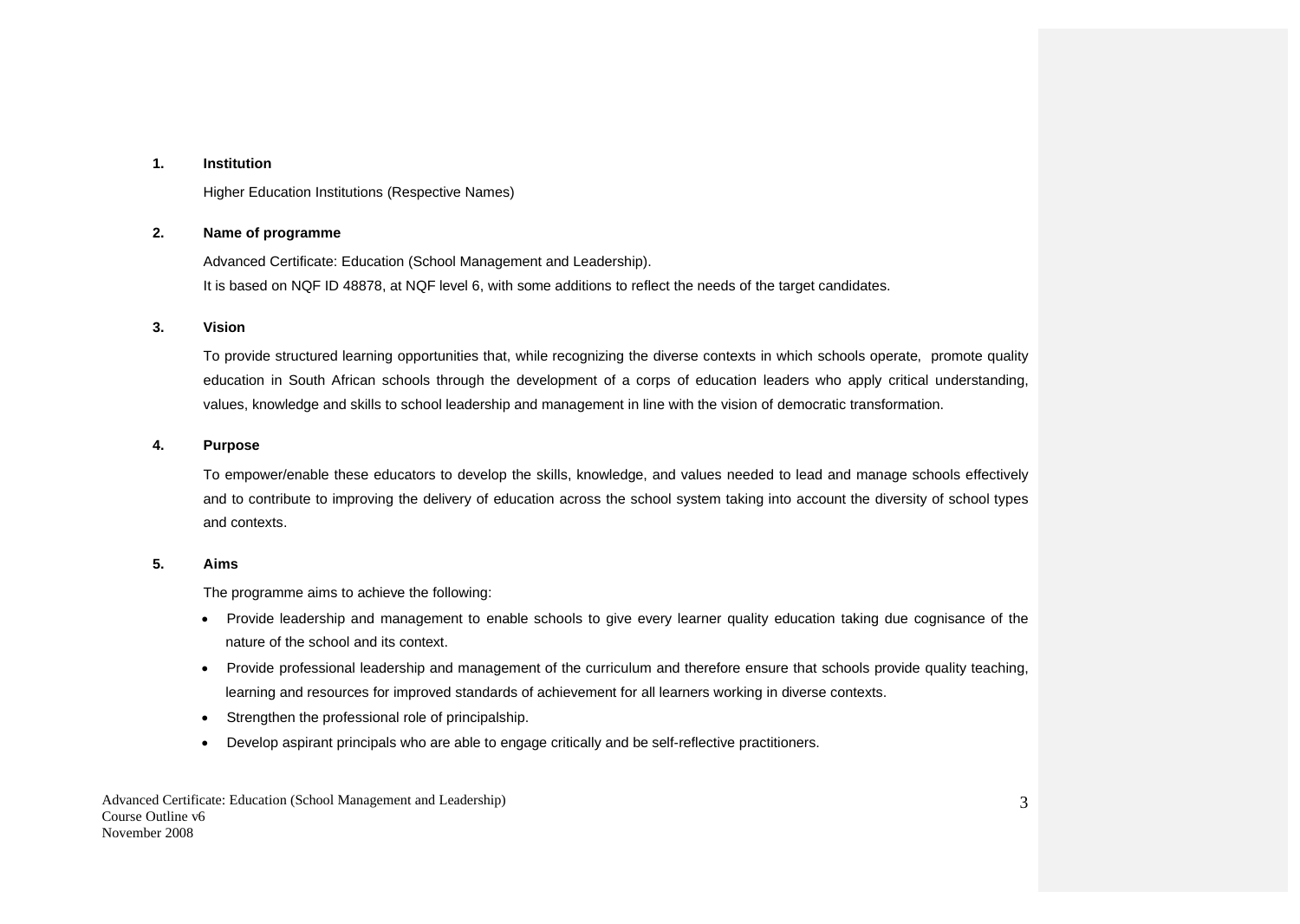## 1. Institution

Higher Education Institutions (Respective Names)

## 2. Name of programme

Advanced Certificate: Education (School Management and Leadership).

It is based on NQF ID 48878, at NQF level 6, with some additions to reflect the needs of the target candidates.

## 3. Vision

To provide structured learning opportunities that, while recognizing the diverse contexts in which schools operate, promote quality education in South African schools through the development of a corps of education leaders who apply critical understanding, values, knowledge and skills to school leadership and management in line with the vision of democratic transformation.

## 4. Purpose

To empower/enable these educators to develop the skills, knowledge, and values needed to lead and manage schools effectively and to contribute to improving the delivery of education across the school system taking into account the diversity of school types and contexts.

## 5. Aims

The programme aims to achieve the following:

- Provide leadership and management to enable schools to give every learner quality education taking due cognisance of the nature of the school and its context.
- Provide professional leadership and management of the curriculum and therefore ensure that schools provide quality teaching, learning and resources for improved standards of achievement for all learners working in diverse contexts.
- Strengthen the professional role of principalship.
- Develop aspirant principals who are able to engage critically and be self-reflective practitioners.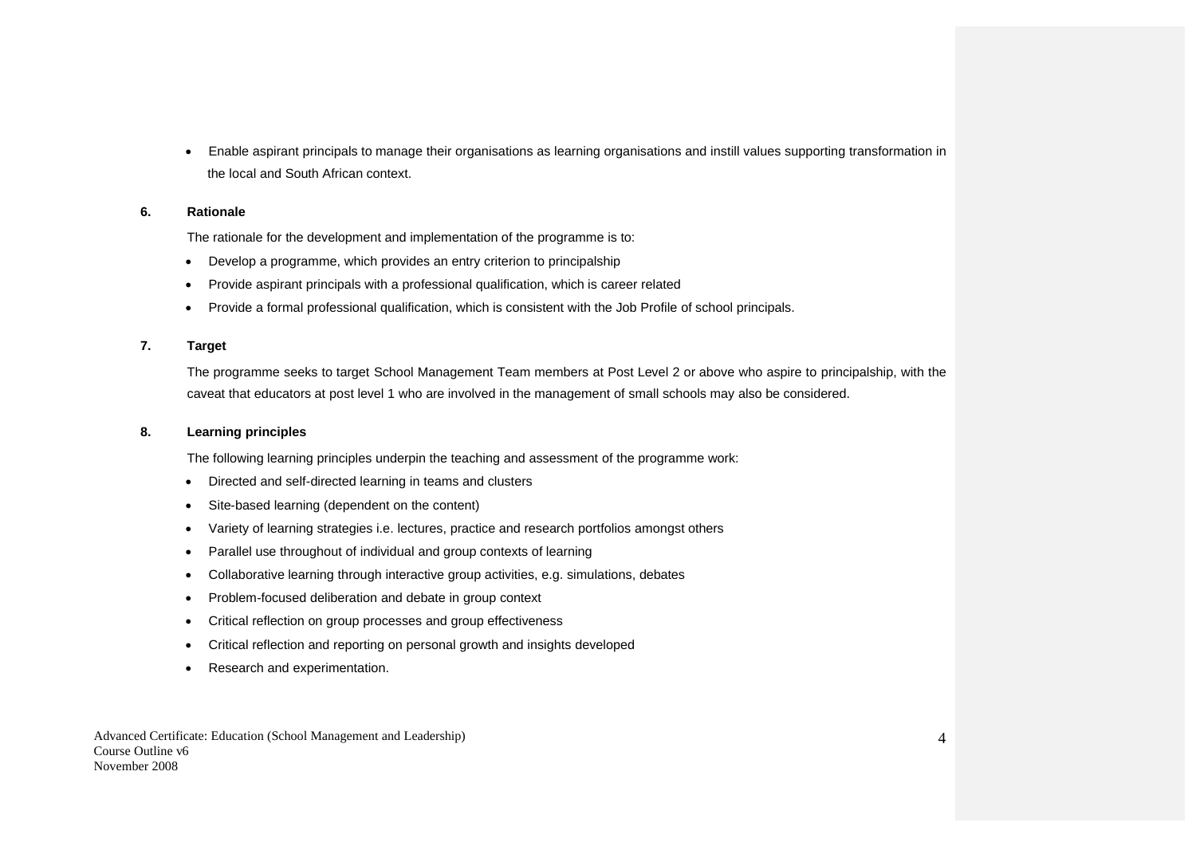- Enable aspirant principals to manage their organisations as learning organisations and instill values supporting transformation in the local and South African context.

## 6. Rationale

The rationale for the development and implementation of the programme is to:

- Develop a programme, which provides an entry criterion to principalship
- Provide aspirant principals with a professional qualification, which is career related
- Provide a formal professional qualification, which is consistent with the Job Profile of school principals.

## 7. Target

The programme seeks to target School Management Team members at Post Level 2 or above who aspire to principalship, with the caveat that educators at post level 1 who are involved in the management of small schools may also be considered.

## 8. Learning principles

The following learning principles underpin the teaching and assessment of the programme work:

- Directed and self-directed learning in teams and clusters
- Site-based learning (dependent on the content)
- Variety of learning strategies i.e. lectures, practice and research portfolios amongst others
- Parallel use throughout of individual and group contexts of learning
- Collaborative learning through interactive group activities, e.g. simulations, debates
- Problem-focused deliberation and debate in group context
- Critical reflection on group processes and group effectiveness
- Critical reflection and reporting on personal growth and insights developed
- Research and experimentation.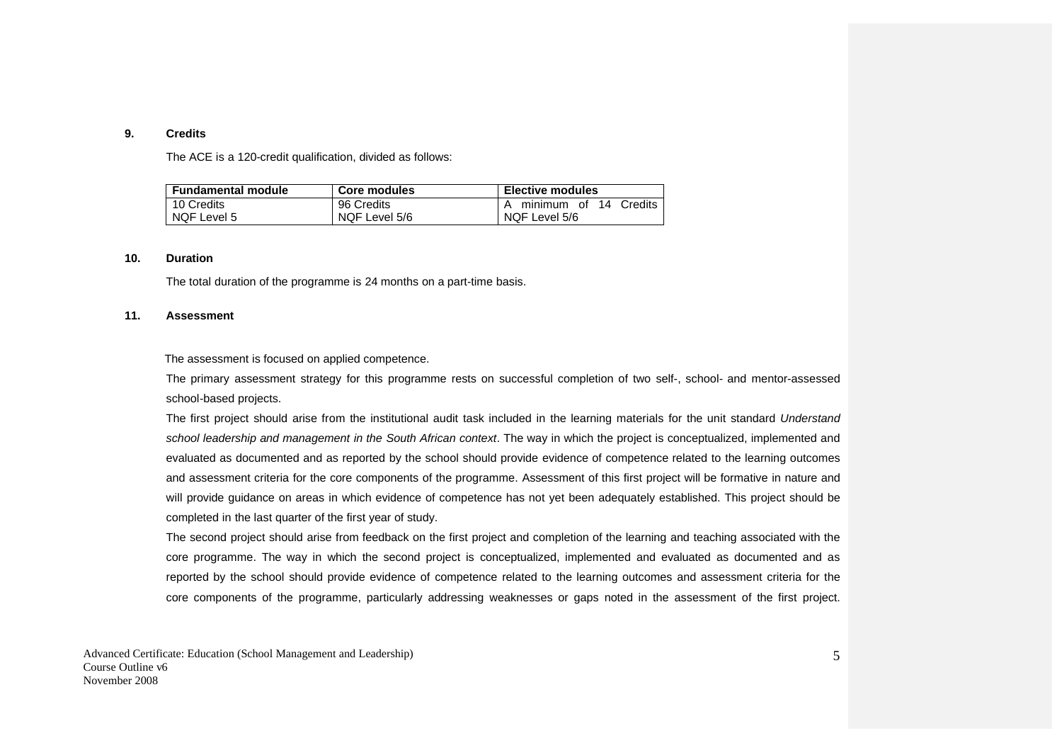**9. Credits**

The ACE is a 120-credit qualification, divided as follows:

| Fundamental module | Core modules | Elective modules |
|---|---|---|
| 10 Credits<br>NQF Level 5 | 96 Credits<br>NQF Level 5/6 | A minimum of 14 Credits<br>NQF Level 5/6 |

**10. Duration**

The total duration of the programme is 24 months on a part-time basis.

**11. Assessment**

The assessment is focused on applied competence.

The primary assessment strategy for this programme rests on successful completion of two self-, school- and mentor-assessed school-based projects.

The first project should arise from the institutional audit task included in the learning materials for the unit standard *Understand school leadership and management in the South African context*. The way in which the project is conceptualized, implemented and evaluated as documented and as reported by the school should provide evidence of competence related to the learning outcomes and assessment criteria for the core components of the programme. Assessment of this first project will be formative in nature and will provide guidance on areas in which evidence of competence has not yet been adequately established. This project should be completed in the last quarter of the first year of study.

The second project should arise from feedback on the first project and completion of the learning and teaching associated with the core programme. The way in which the second project is conceptualized, implemented and evaluated as documented and as reported by the school should provide evidence of competence related to the learning outcomes and assessment criteria for the core components of the programme, particularly addressing weaknesses or gaps noted in the assessment of the first project.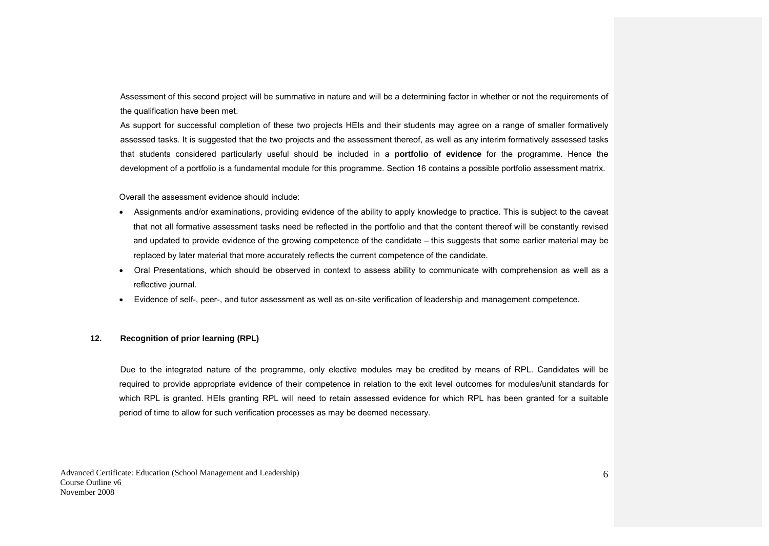Assessment of this second project will be summative in nature and will be a determining factor in whether or not the requirements of the qualification have been met.

As support for successful completion of these two projects HEIs and their students may agree on a range of smaller formatively assessed tasks. It is suggested that the two projects and the assessment thereof, as well as any interim formatively assessed tasks that students considered particularly useful should be included in a **portfolio of evidence** for the programme. Hence the development of a portfolio is a fundamental module for this programme. Section 16 contains a possible portfolio assessment matrix.

Overall the assessment evidence should include:

- Assignments and/or examinations, providing evidence of the ability to apply knowledge to practice. This is subject to the caveat that not all formative assessment tasks need be reflected in the portfolio and that the content thereof will be constantly revised and updated to provide evidence of the growing competence of the candidate – this suggests that some earlier material may be replaced by later material that more accurately reflects the current competence of the candidate.
- Oral Presentations, which should be observed in context to assess ability to communicate with comprehension as well as a reflective journal.
- Evidence of self-, peer-, and tutor assessment as well as on-site verification of leadership and management competence.

## 12. Recognition of prior learning (RPL)

Due to the integrated nature of the programme, only elective modules may be credited by means of RPL. Candidates will be required to provide appropriate evidence of their competence in relation to the exit level outcomes for modules/unit standards for which RPL is granted. HEIs granting RPL will need to retain assessed evidence for which RPL has been granted for a suitable period of time to allow for such verification processes as may be deemed necessary.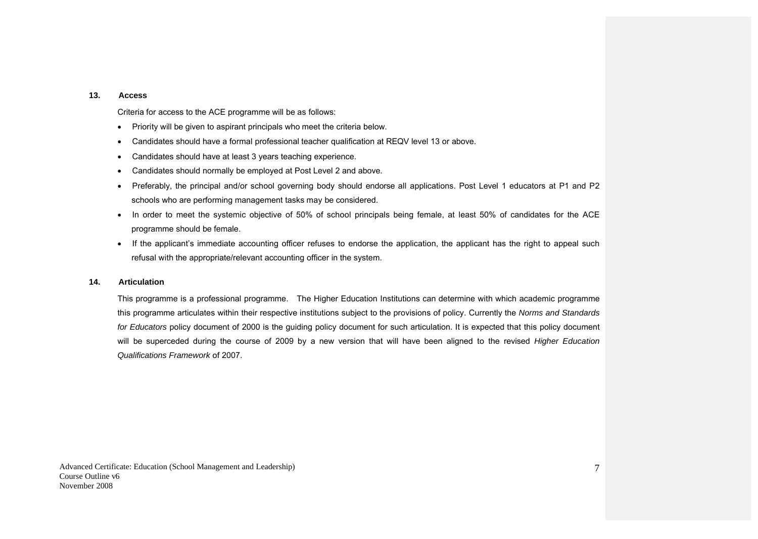## 13. Access

Criteria for access to the ACE programme will be as follows:

- Priority will be given to aspirant principals who meet the criteria below.
- Candidates should have a formal professional teacher qualification at REQV level 13 or above.
- Candidates should have at least 3 years teaching experience.
- Candidates should normally be employed at Post Level 2 and above.
- Preferably, the principal and/or school governing body should endorse all applications. Post Level 1 educators at P1 and P2 schools who are performing management tasks may be considered.
- In order to meet the systemic objective of 50% of school principals being female, at least 50% of candidates for the ACE programme should be female.
- If the applicant's immediate accounting officer refuses to endorse the application, the applicant has the right to appeal such refusal with the appropriate/relevant accounting officer in the system.

## 14. Articulation

This programme is a professional programme. The Higher Education Institutions can determine with which academic programme this programme articulates within their respective institutions subject to the provisions of policy. Currently the *Norms and Standards for Educators* policy document of 2000 is the guiding policy document for such articulation. It is expected that this policy document will be superceded during the course of 2009 by a new version that will have been aligned to the revised *Higher Education Qualifications Framework* of 2007.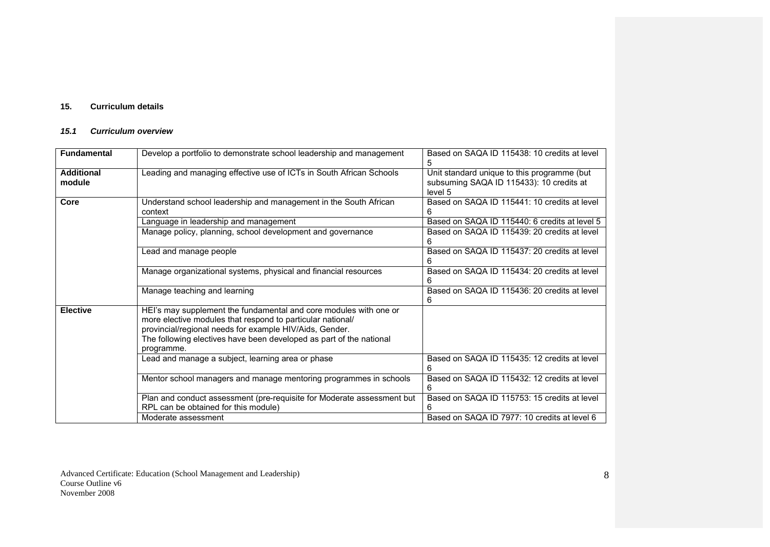## 15. Curriculum details

### *15.1 Curriculum overview*

| **Fundamental** | Develop a portfolio to demonstrate school leadership and management | Based on SAQA ID 115438: 10 credits at level 5 |
|---|---|---|
| **Additional module** | Leading and managing effective use of ICTs in South African Schools | Unit standard unique to this programme (but subsuming SAQA ID 115433): 10 credits at level 5 |
| **Core** | Understand school leadership and management in the South African context | Based on SAQA ID 115441: 10 credits at level 6 |
| | Language in leadership and management | Based on SAQA ID 115440: 6 credits at level 5 |
| | Manage policy, planning, school development and governance | Based on SAQA ID 115439: 20 credits at level 6 |
| | Lead and manage people | Based on SAQA ID 115437: 20 credits at level 6 |
| | Manage organizational systems, physical and financial resources | Based on SAQA ID 115434: 20 credits at level 6 |
| | Manage teaching and learning | Based on SAQA ID 115436: 20 credits at level 6 |
| **Elective** | HEI's may supplement the fundamental and core modules with one or more elective modules that respond to particular national/ provincial/regional needs for example HIV/Aids, Gender. The following electives have been developed as part of the national programme. | |
| | Lead and manage a subject, learning area or phase | Based on SAQA ID 115435: 12 credits at level 6 |
| | Mentor school managers and manage mentoring programmes in schools | Based on SAQA ID 115432: 12 credits at level 6 |
| | Plan and conduct assessment (pre-requisite for Moderate assessment but RPL can be obtained for this module) | Based on SAQA ID 115753: 15 credits at level 6 |
| | Moderate assessment | Based on SAQA ID 7977: 10 credits at level 6 |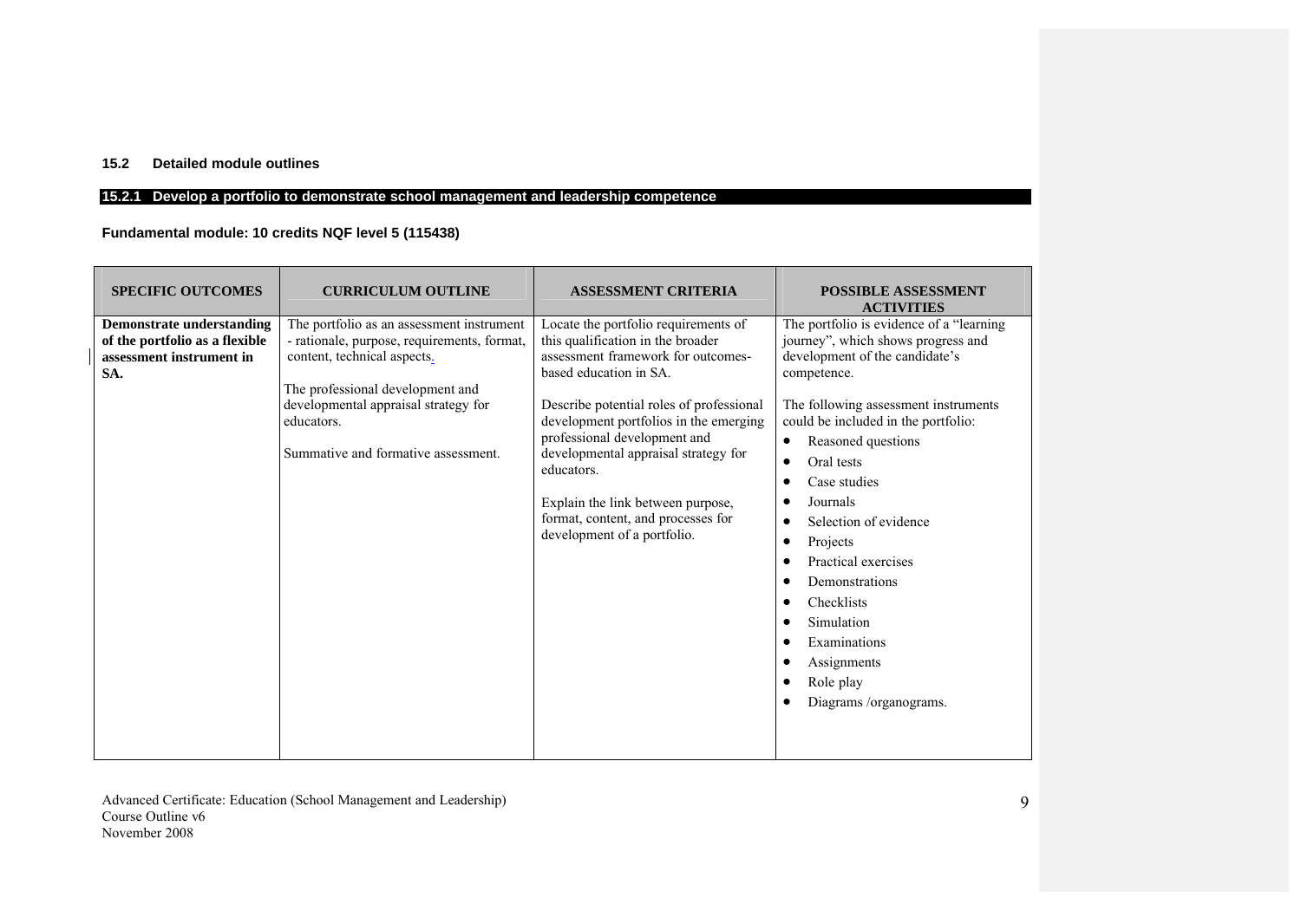### 15.2 Detailed module outlines

#### 15.2.1 Develop a portfolio to demonstrate school management and leadership competence

**Fundamental module: 10 credits NQF level 5 (115438)**

| SPECIFIC OUTCOMES | CURRICULUM OUTLINE | ASSESSMENT CRITERIA | POSSIBLE ASSESSMENT ACTIVITIES |
|---|---|---|---|
| **Demonstrate understanding of the portfolio as a flexible assessment instrument in SA.** | The portfolio as an assessment instrument - rationale, purpose, requirements, format, content, technical aspects.<br><br>The professional development and developmental appraisal strategy for educators.<br><br>Summative and formative assessment. | Locate the portfolio requirements of this qualification in the broader assessment framework for outcomes-based education in SA.<br><br>Describe potential roles of professional development portfolios in the emerging professional development and developmental appraisal strategy for educators.<br><br>Explain the link between purpose, format, content, and processes for development of a portfolio. | The portfolio is evidence of a "learning journey", which shows progress and development of the candidate's competence.<br><br>The following assessment instruments could be included in the portfolio:<br>• Reasoned questions<br>• Oral tests<br>• Case studies<br>• Journals<br>• Selection of evidence<br>• Projects<br>• Practical exercises<br>• Demonstrations<br>• Checklists<br>• Simulation<br>• Examinations<br>• Assignments<br>• Role play<br>• Diagrams /organograms. |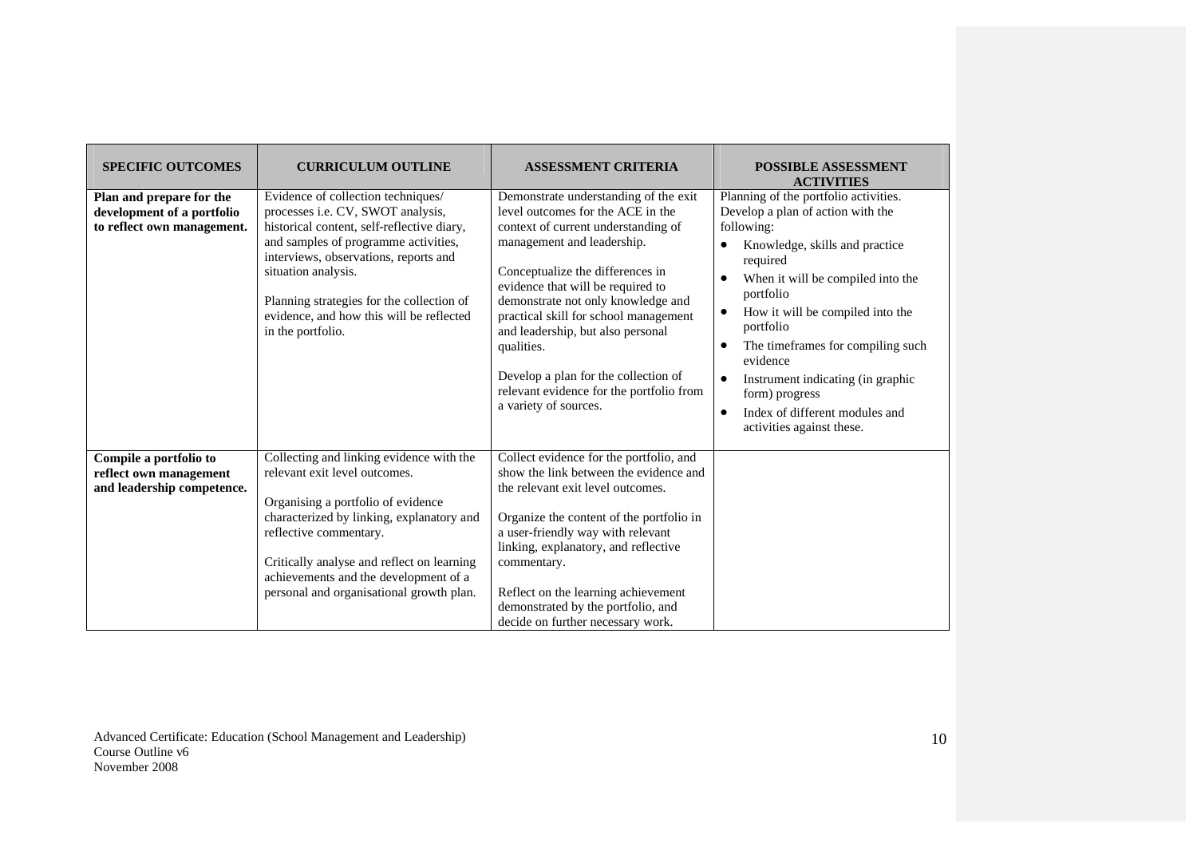| SPECIFIC OUTCOMES | CURRICULUM OUTLINE | ASSESSMENT CRITERIA | POSSIBLE ASSESSMENT ACTIVITIES |
|---|---|---|---|
| **Plan and prepare for the development of a portfolio to reflect own management.** | Evidence of collection techniques/ processes i.e. CV, SWOT analysis, historical content, self-reflective diary, and samples of programme activities, interviews, observations, reports and situation analysis.<br><br>Planning strategies for the collection of evidence, and how this will be reflected in the portfolio. | Demonstrate understanding of the exit level outcomes for the ACE in the context of current understanding of management and leadership.<br><br>Conceptualize the differences in evidence that will be required to demonstrate not only knowledge and practical skill for school management and leadership, but also personal qualities.<br><br>Develop a plan for the collection of relevant evidence for the portfolio from a variety of sources. | Planning of the portfolio activities. Develop a plan of action with the following:<br>• Knowledge, skills and practice required<br>• When it will be compiled into the portfolio<br>• How it will be compiled into the portfolio<br>• The timeframes for compiling such evidence<br>• Instrument indicating (in graphic form) progress<br>• Index of different modules and activities against these. |
| **Compile a portfolio to reflect own management and leadership competence.** | Collecting and linking evidence with the relevant exit level outcomes.<br><br>Organising a portfolio of evidence characterized by linking, explanatory and reflective commentary.<br><br>Critically analyse and reflect on learning achievements and the development of a personal and organisational growth plan. | Collect evidence for the portfolio, and show the link between the evidence and the relevant exit level outcomes.<br><br>Organize the content of the portfolio in a user-friendly way with relevant linking, explanatory, and reflective commentary.<br><br>Reflect on the learning achievement demonstrated by the portfolio, and decide on further necessary work. | |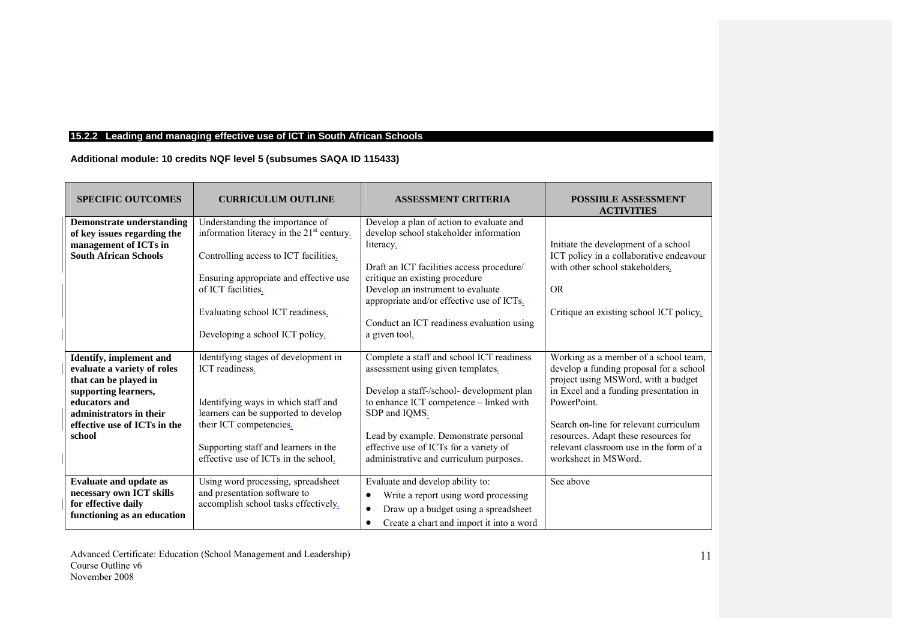### 15.2.2 Leading and managing effective use of ICT in South African Schools

**Additional module: 10 credits NQF level 5 (subsumes SAQA ID 115433)**

| SPECIFIC OUTCOMES | CURRICULUM OUTLINE | ASSESSMENT CRITERIA | POSSIBLE ASSESSMENT ACTIVITIES |
|---|---|---|---|
| **Demonstrate understanding of key issues regarding the management of ICTs in South African Schools** | Understanding the importance of information literacy in the 21st century.<br><br>Controlling access to ICT facilities.<br><br>Ensuring appropriate and effective use of ICT facilities.<br><br>Evaluating school ICT readiness.<br><br>Developing a school ICT policy. | Develop a plan of action to evaluate and develop school stakeholder information literacy.<br><br>Draft an ICT facilities access procedure/ critique an existing procedure<br>Develop an instrument to evaluate appropriate and/or effective use of ICTs.<br><br>Conduct an ICT readiness evaluation using a given tool. | Initiate the development of a school ICT policy in a collaborative endeavour with other school stakeholders.<br><br>OR<br><br>Critique an existing school ICT policy. |
| **Identify, implement and evaluate a variety of roles that can be played in supporting learners, educators and administrators in their effective use of ICTs in the school** | Identifying stages of development in ICT readiness.<br><br>Identifying ways in which staff and learners can be supported to develop their ICT competencies.<br><br>Supporting staff and learners in the effective use of ICTs in the school. | Complete a staff and school ICT readiness assessment using given templates.<br><br>Develop a staff-/school- development plan to enhance ICT competence – linked with SDP and IQMS.<br><br>Lead by example. Demonstrate personal effective use of ICTs for a variety of administrative and curriculum purposes. | Working as a member of a school team, develop a funding proposal for a school project using MSWord, with a budget in Excel and a funding presentation in PowerPoint.<br><br>Search on-line for relevant curriculum resources. Adapt these resources for relevant classroom use in the form of a worksheet in MSWord. |
| **Evaluate and update as necessary own ICT skills for effective daily functioning as an education** | Using word processing, spreadsheet and presentation software to accomplish school tasks effectively. | Evaluate and develop ability to:<br>• Write a report using word processing<br>• Draw up a budget using a spreadsheet<br>• Create a chart and import it into a word | See above |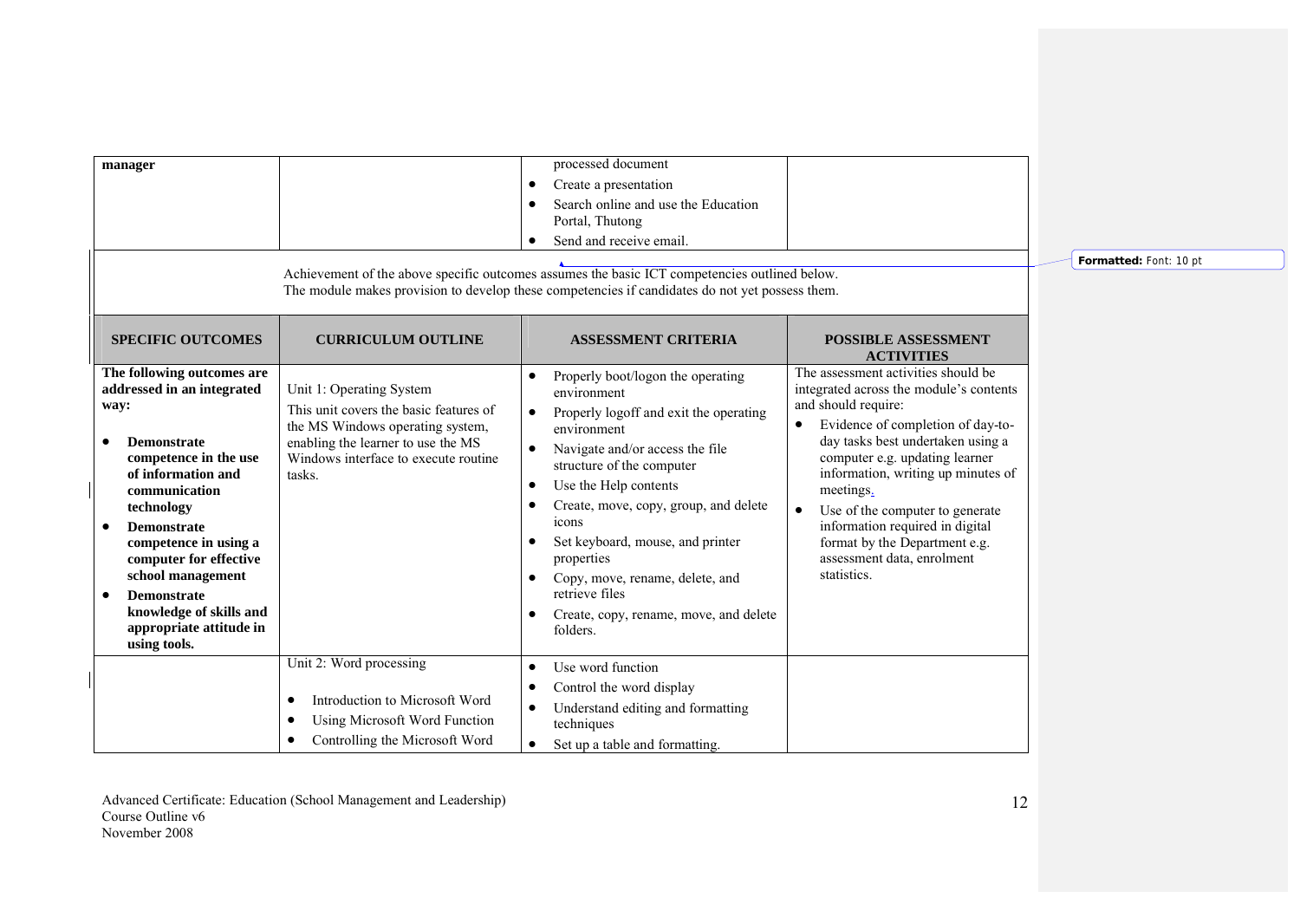| | | | |
|---|---|---|---|
| **manager** | | processed document<br>• Create a presentation<br>• Search online and use the Education Portal, Thutong<br>• Send and receive email. | |

Achievement of the above specific outcomes assumes the basic ICT competencies outlined below.
The module makes provision to develop these competencies if candidates do not yet possess them.

| SPECIFIC OUTCOMES | CURRICULUM OUTLINE | ASSESSMENT CRITERIA | POSSIBLE ASSESSMENT ACTIVITIES |
|---|---|---|---|
| **The following outcomes are addressed in an integrated way:**<br>• **Demonstrate competence in the use of information and communication technology**<br>• **Demonstrate competence in using a computer for effective school management**<br>• **Demonstrate knowledge of skills and appropriate attitude in using tools.** | Unit 1: Operating System<br>This unit covers the basic features of the MS Windows operating system, enabling the learner to use the MS Windows interface to execute routine tasks. | • Properly boot/logon the operating environment<br>• Properly logoff and exit the operating environment<br>• Navigate and/or access the file structure of the computer<br>• Use the Help contents<br>• Create, move, copy, group, and delete icons<br>• Set keyboard, mouse, and printer properties<br>• Copy, move, rename, delete, and retrieve files<br>• Create, copy, rename, move, and delete folders. | The assessment activities should be integrated across the module's contents and should require:<br>• Evidence of completion of day-to-day tasks best undertaken using a computer e.g. updating learner information, writing up minutes of meetings.<br>• Use of the computer to generate information required in digital format by the Department e.g. assessment data, enrolment statistics. |
| | Unit 2: Word processing<br>• Introduction to Microsoft Word<br>• Using Microsoft Word Function<br>• Controlling the Microsoft Word | • Use word function<br>• Control the word display<br>• Understand editing and formatting techniques<br>• Set up a table and formatting. | |

Advanced Certificate: Education (School Management and Leadership)
Course Outline v6
November 2008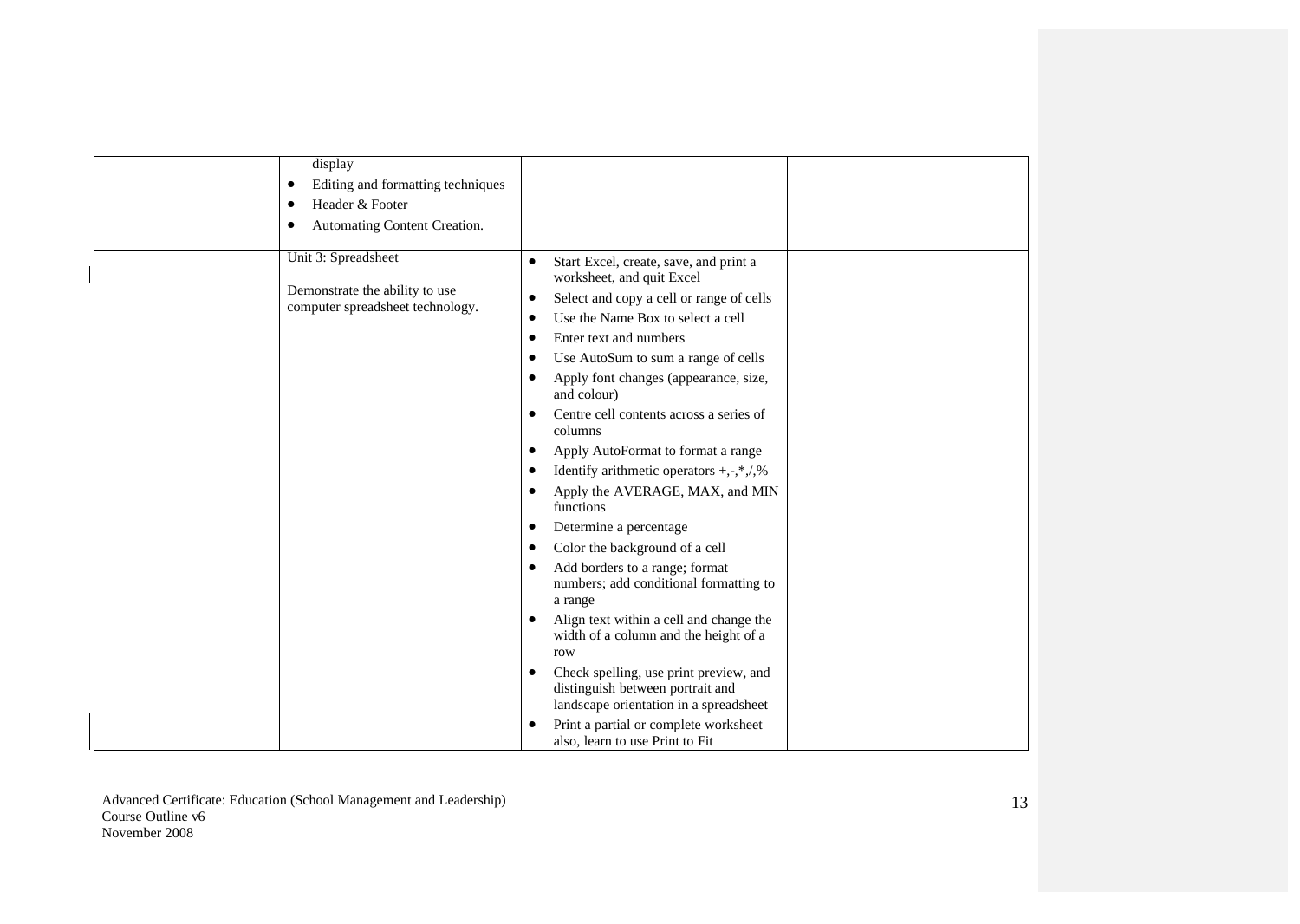| | | | |
|---|---|---|---|
| | display<br>• Editing and formatting techniques<br>• Header & Footer<br>• Automating Content Creation. | | |
| | Unit 3: Spreadsheet<br><br>Demonstrate the ability to use computer spreadsheet technology. | • Start Excel, create, save, and print a worksheet, and quit Excel<br>• Select and copy a cell or range of cells<br>• Use the Name Box to select a cell<br>• Enter text and numbers<br>• Use AutoSum to sum a range of cells<br>• Apply font changes (appearance, size, and colour)<br>• Centre cell contents across a series of columns<br>• Apply AutoFormat to format a range<br>• Identify arithmetic operators +,-,*,/,%<br>• Apply the AVERAGE, MAX, and MIN functions<br>• Determine a percentage<br>• Color the background of a cell<br>• Add borders to a range; format numbers; add conditional formatting to a range<br>• Align text within a cell and change the width of a column and the height of a row<br>• Check spelling, use print preview, and distinguish between portrait and landscape orientation in a spreadsheet<br>• Print a partial or complete worksheet also, learn to use Print to Fit | |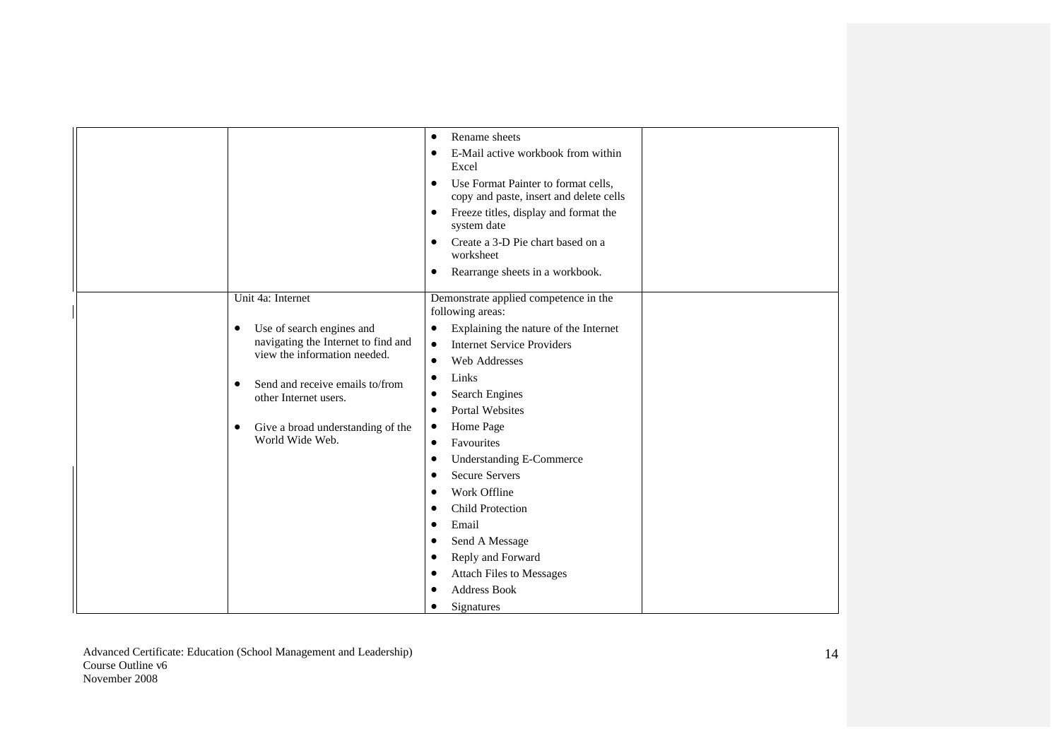| | | | |
|---|---|---|---|
| | | <ul><li>Rename sheets</li><li>E-Mail active workbook from within Excel</li><li>Use Format Painter to format cells, copy and paste, insert and delete cells</li><li>Freeze titles, display and format the system date</li><li>Create a 3-D Pie chart based on a worksheet</li><li>Rearrange sheets in a workbook.</li></ul> | |
| | Unit 4a: Internet<ul><li>Use of search engines and navigating the Internet to find and view the information needed.</li><li>Send and receive emails to/from other Internet users.</li><li>Give a broad understanding of the World Wide Web.</li></ul> | Demonstrate applied competence in the following areas:<ul><li>Explaining the nature of the Internet</li><li>Internet Service Providers</li><li>Web Addresses</li><li>Links</li><li>Search Engines</li><li>Portal Websites</li><li>Home Page</li><li>Favourites</li><li>Understanding E-Commerce</li><li>Secure Servers</li><li>Work Offline</li><li>Child Protection</li><li>Email</li><li>Send A Message</li><li>Reply and Forward</li><li>Attach Files to Messages</li><li>Address Book</li><li>Signatures</li></ul> | |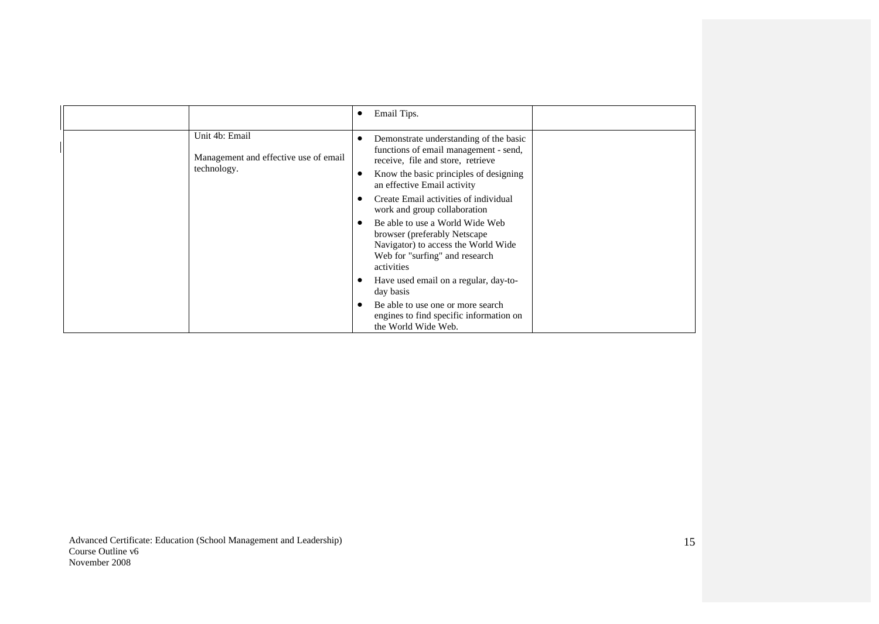| | | | |
|---|---|---|---|
| | | • Email Tips. | |
| | Unit 4b: Email<br><br>Management and effective use of email technology. | • Demonstrate understanding of the basic functions of email management - send, receive, file and store, retrieve<br>• Know the basic principles of designing an effective Email activity<br>• Create Email activities of individual work and group collaboration<br>• Be able to use a World Wide Web browser (preferably Netscape Navigator) to access the World Wide Web for "surfing" and research activities<br>• Have used email on a regular, day-to-day basis<br>• Be able to use one or more search engines to find specific information on the World Wide Web. | |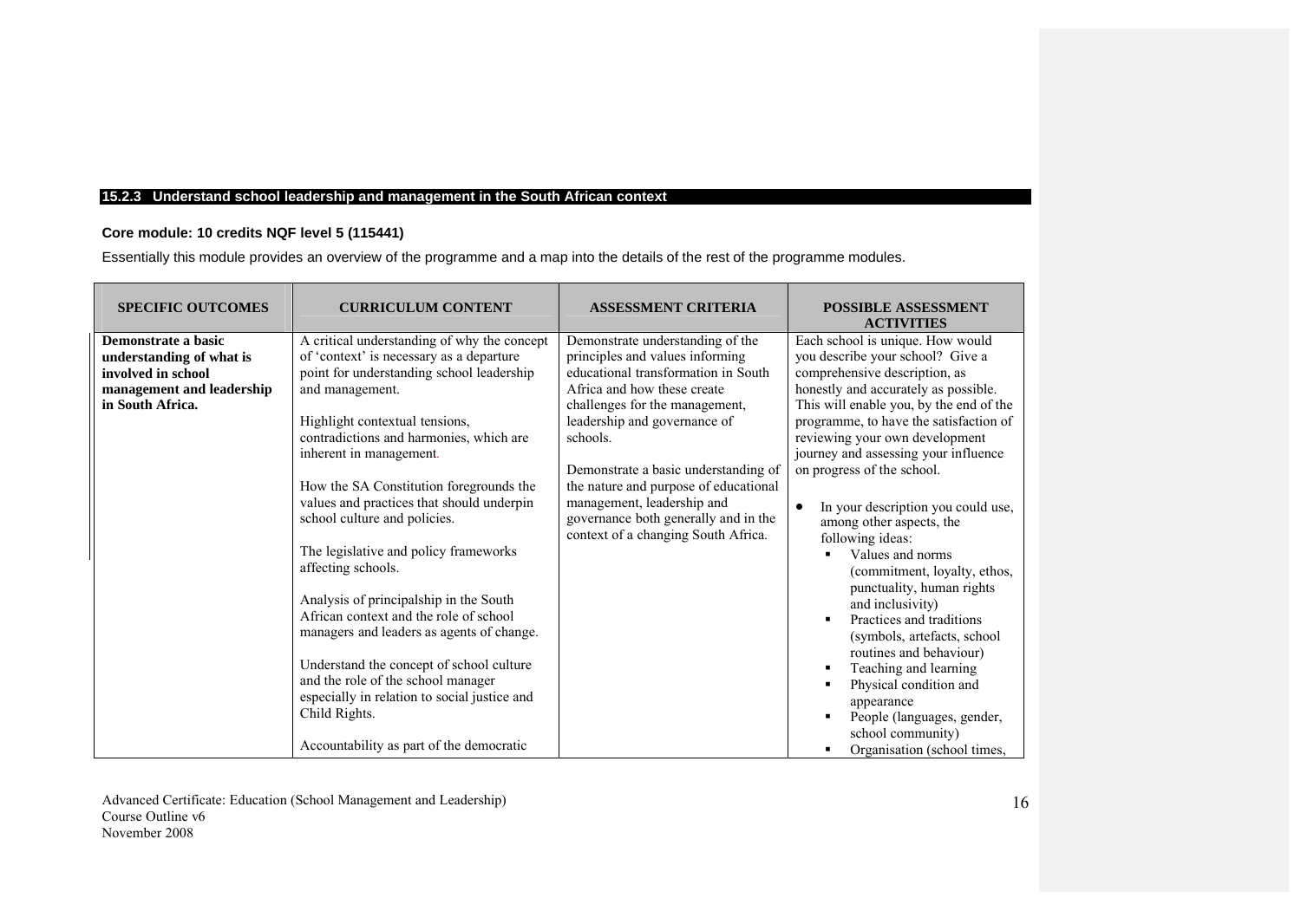### 15.2.3 Understand school leadership and management in the South African context

**Core module: 10 credits NQF level 5 (115441)**

Essentially this module provides an overview of the programme and a map into the details of the rest of the programme modules.

| SPECIFIC OUTCOMES | CURRICULUM CONTENT | ASSESSMENT CRITERIA | POSSIBLE ASSESSMENT ACTIVITIES |
|---|---|---|---|
| **Demonstrate a basic understanding of what is involved in school management and leadership in South Africa.** | A critical understanding of why the concept of 'context' is necessary as a departure point for understanding school leadership and management.<br><br>Highlight contextual tensions, contradictions and harmonies, which are inherent in management.<br><br>How the SA Constitution foregrounds the values and practices that should underpin school culture and policies.<br><br>The legislative and policy frameworks affecting schools.<br><br>Analysis of principalship in the South African context and the role of school managers and leaders as agents of change.<br><br>Understand the concept of school culture and the role of the school manager especially in relation to social justice and Child Rights.<br><br>Accountability as part of the democratic | Demonstrate understanding of the principles and values informing educational transformation in South Africa and how these create challenges for the management, leadership and governance of schools.<br><br>Demonstrate a basic understanding of the nature and purpose of educational management, leadership and governance both generally and in the context of a changing South Africa. | Each school is unique. How would you describe your school? Give a comprehensive description, as honestly and accurately as possible. This will enable you, by the end of the programme, to have the satisfaction of reviewing your own development journey and assessing your influence on progress of the school.<br><br>• In your description you could use, among other aspects, the following ideas:<br>▪ Values and norms (commitment, loyalty, ethos, punctuality, human rights and inclusivity)<br>▪ Practices and traditions (symbols, artefacts, school routines and behaviour)<br>▪ Teaching and learning<br>▪ Physical condition and appearance<br>▪ People (languages, gender, school community)<br>▪ Organisation (school times, |

Advanced Certificate: Education (School Management and Leadership)
Course Outline v6
November 2008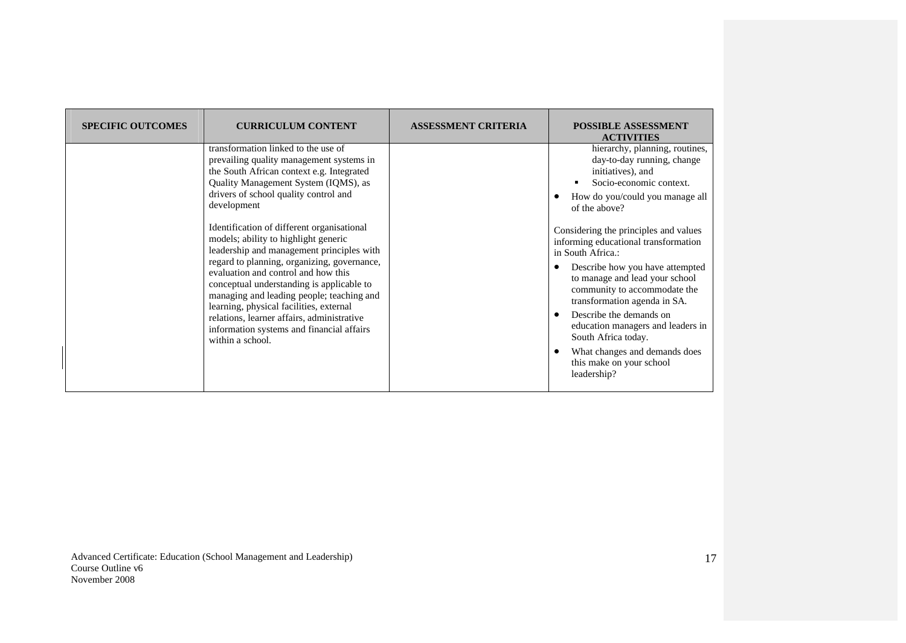| SPECIFIC OUTCOMES | CURRICULUM CONTENT | ASSESSMENT CRITERIA | POSSIBLE ASSESSMENT ACTIVITIES |
|---|---|---|---|
| | transformation linked to the use of prevailing quality management systems in the South African context e.g. Integrated Quality Management System (IQMS), as drivers of school quality control and development<br><br>Identification of different organisational models; ability to highlight generic leadership and management principles with regard to planning, organizing, governance, evaluation and control and how this conceptual understanding is applicable to managing and leading people; teaching and learning, physical facilities, external relations, learner affairs, administrative information systems and financial affairs within a school. | | hierarchy, planning, routines, day-to-day running, change initiatives), and<br>▪ Socio-economic context.<br>• How do you/could you manage all of the above?<br><br>Considering the principles and values informing educational transformation in South Africa.:<br>• Describe how you have attempted to manage and lead your school community to accommodate the transformation agenda in SA.<br>• Describe the demands on education managers and leaders in South Africa today.<br>• What changes and demands does this make on your school leadership? |

Advanced Certificate: Education (School Management and Leadership)
Course Outline v6
November 2008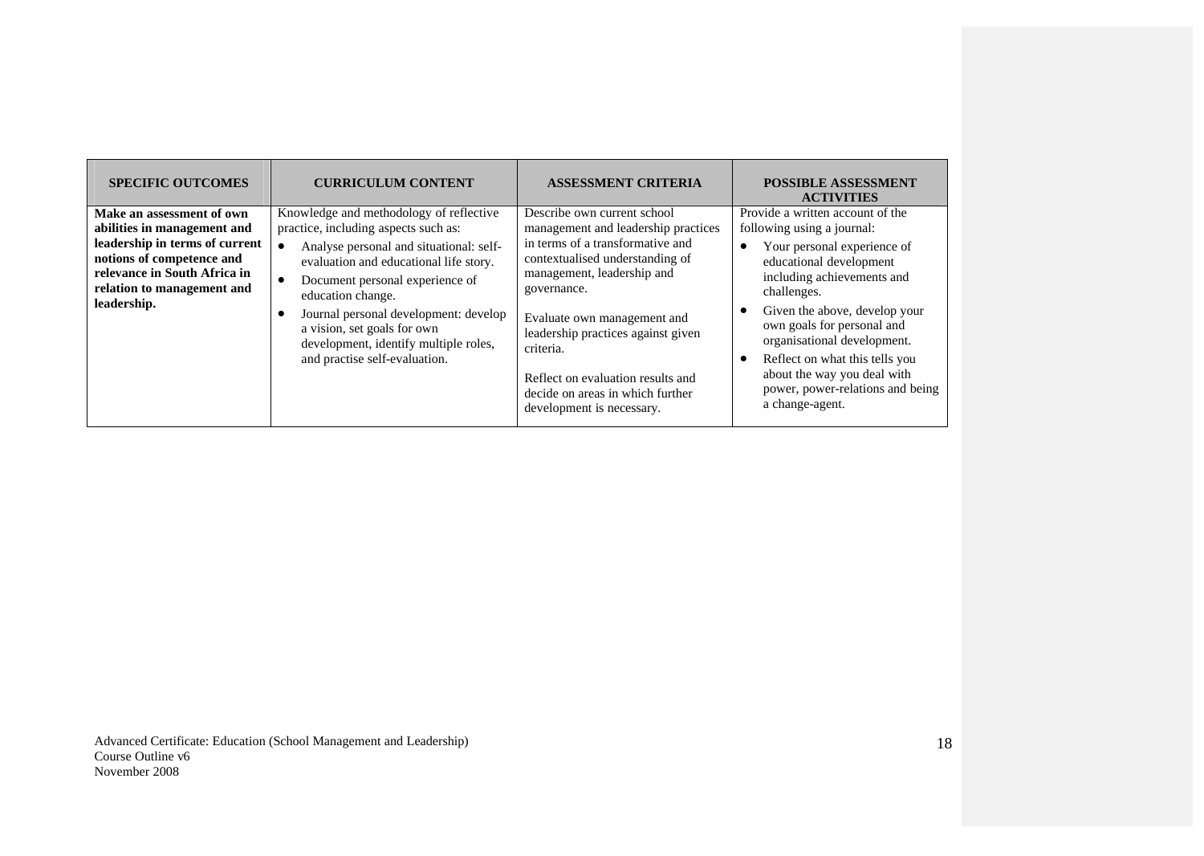| SPECIFIC OUTCOMES | CURRICULUM CONTENT | ASSESSMENT CRITERIA | POSSIBLE ASSESSMENT ACTIVITIES |
|---|---|---|---|
| **Make an assessment of own abilities in management and leadership in terms of current notions of competence and relevance in South Africa in relation to management and leadership.** | Knowledge and methodology of reflective practice, including aspects such as:<br>• Analyse personal and situational: self-evaluation and educational life story.<br>• Document personal experience of education change.<br>• Journal personal development: develop a vision, set goals for own development, identify multiple roles, and practise self-evaluation. | Describe own current school management and leadership practices in terms of a transformative and contextualised understanding of management, leadership and governance.<br><br>Evaluate own management and leadership practices against given criteria.<br><br>Reflect on evaluation results and decide on areas in which further development is necessary. | Provide a written account of the following using a journal:<br>• Your personal experience of educational development including achievements and challenges.<br>• Given the above, develop your own goals for personal and organisational development.<br>• Reflect on what this tells you about the way you deal with power, power-relations and being a change-agent. |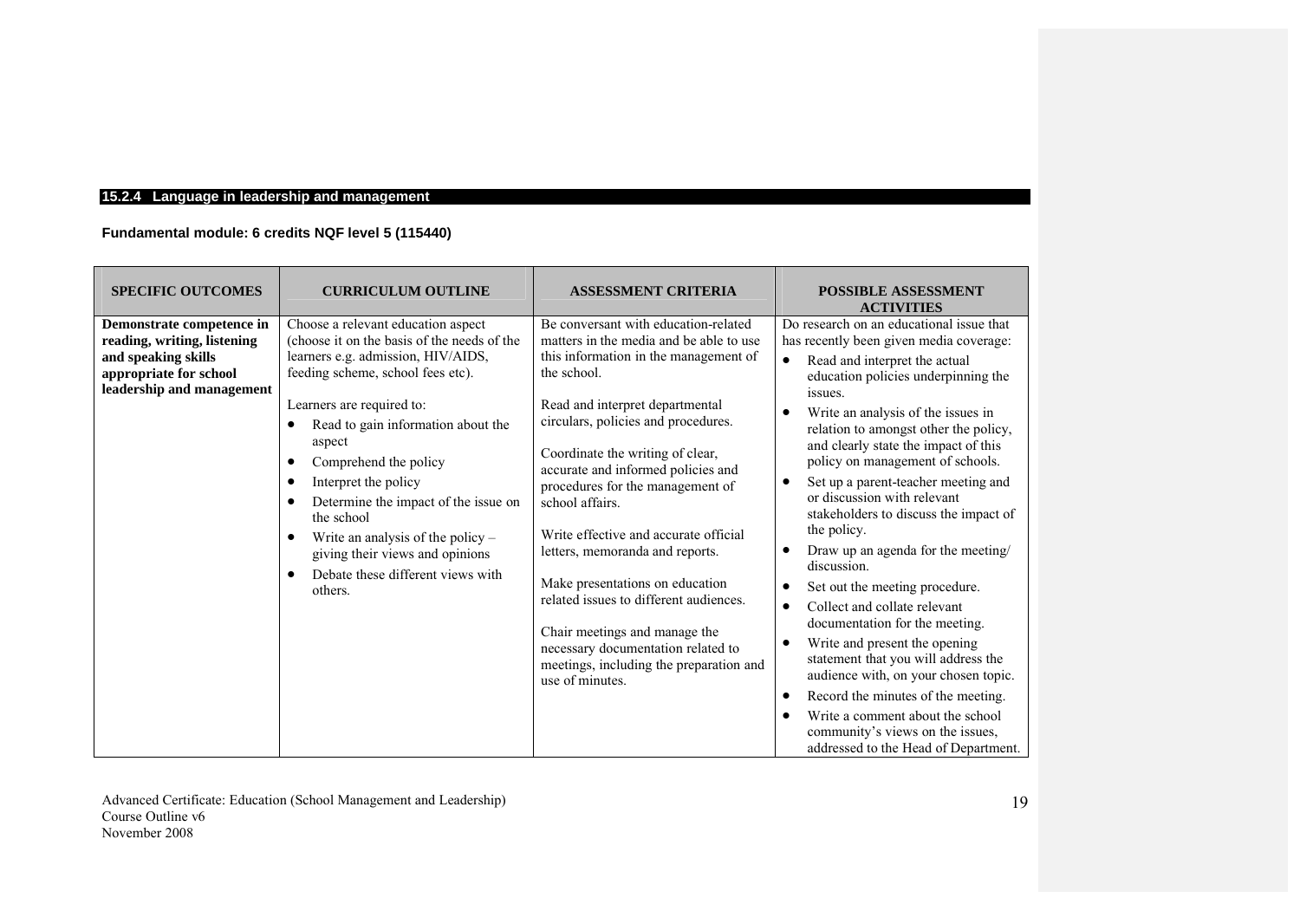### 15.2.4 Language in leadership and management

**Fundamental module: 6 credits NQF level 5 (115440)**

| SPECIFIC OUTCOMES | CURRICULUM OUTLINE | ASSESSMENT CRITERIA | POSSIBLE ASSESSMENT ACTIVITIES |
|---|---|---|---|
| **Demonstrate competence in reading, writing, listening and speaking skills appropriate for school leadership and management** | Choose a relevant education aspect (choose it on the basis of the needs of the learners e.g. admission, HIV/AIDS, feeding scheme, school fees etc).<br><br>Learners are required to:<br>• Read to gain information about the aspect<br>• Comprehend the policy<br>• Interpret the policy<br>• Determine the impact of the issue on the school<br>• Write an analysis of the policy – giving their views and opinions<br>• Debate these different views with others. | Be conversant with education-related matters in the media and be able to use this information in the management of the school.<br><br>Read and interpret departmental circulars, policies and procedures.<br><br>Coordinate the writing of clear, accurate and informed policies and procedures for the management of school affairs.<br><br>Write effective and accurate official letters, memoranda and reports.<br><br>Make presentations on education related issues to different audiences.<br><br>Chair meetings and manage the necessary documentation related to meetings, including the preparation and use of minutes. | Do research on an educational issue that has recently been given media coverage:<br>• Read and interpret the actual education policies underpinning the issues.<br>• Write an analysis of the issues in relation to amongst other the policy, and clearly state the impact of this policy on management of schools.<br>• Set up a parent-teacher meeting and or discussion with relevant stakeholders to discuss the impact of the policy.<br>• Draw up an agenda for the meeting/ discussion.<br>• Set out the meeting procedure.<br>• Collect and collate relevant documentation for the meeting.<br>• Write and present the opening statement that you will address the audience with, on your chosen topic.<br>• Record the minutes of the meeting.<br>• Write a comment about the school community's views on the issues, addressed to the Head of Department. |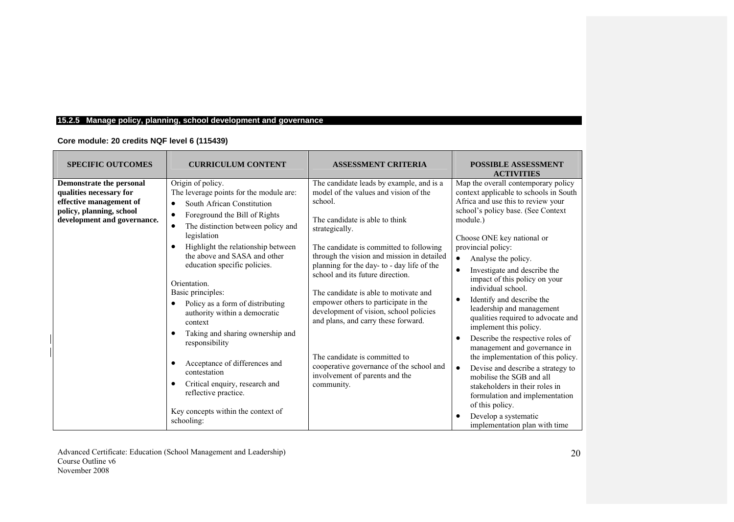### 15.2.5 Manage policy, planning, school development and governance

**Core module: 20 credits NQF level 6 (115439)**

| SPECIFIC OUTCOMES | CURRICULUM CONTENT | ASSESSMENT CRITERIA | POSSIBLE ASSESSMENT ACTIVITIES |
|---|---|---|---|
| **Demonstrate the personal qualities necessary for effective management of policy, planning, school development and governance.** | Origin of policy.<br>The leverage points for the module are:<br>• South African Constitution<br>• Foreground the Bill of Rights<br>• The distinction between policy and legislation<br>• Highlight the relationship between the above and SASA and other education specific policies.<br><br>Orientation.<br>Basic principles:<br>• Policy as a form of distributing authority within a democratic context<br>• Taking and sharing ownership and responsibility<br>• Acceptance of differences and contestation<br>• Critical enquiry, research and reflective practice.<br><br>Key concepts within the context of schooling: | The candidate leads by example, and is a model of the values and vision of the school.<br><br>The candidate is able to think strategically.<br><br>The candidate is committed to following through the vision and mission in detailed planning for the day- to - day life of the school and its future direction.<br><br>The candidate is able to motivate and empower others to participate in the development of vision, school policies and plans, and carry these forward.<br><br>The candidate is committed to cooperative governance of the school and involvement of parents and the community. | Map the overall contemporary policy context applicable to schools in South Africa and use this to review your school's policy base. (See Context module.)<br><br>Choose ONE key national or provincial policy:<br>• Analyse the policy.<br>• Investigate and describe the impact of this policy on your individual school.<br>• Identify and describe the leadership and management qualities required to advocate and implement this policy.<br>• Describe the respective roles of management and governance in the implementation of this policy.<br>• Devise and describe a strategy to mobilise the SGB and all stakeholders in their roles in formulation and implementation of this policy.<br>• Develop a systematic implementation plan with time |

Advanced Certificate: Education (School Management and Leadership)
Course Outline v6
November 2008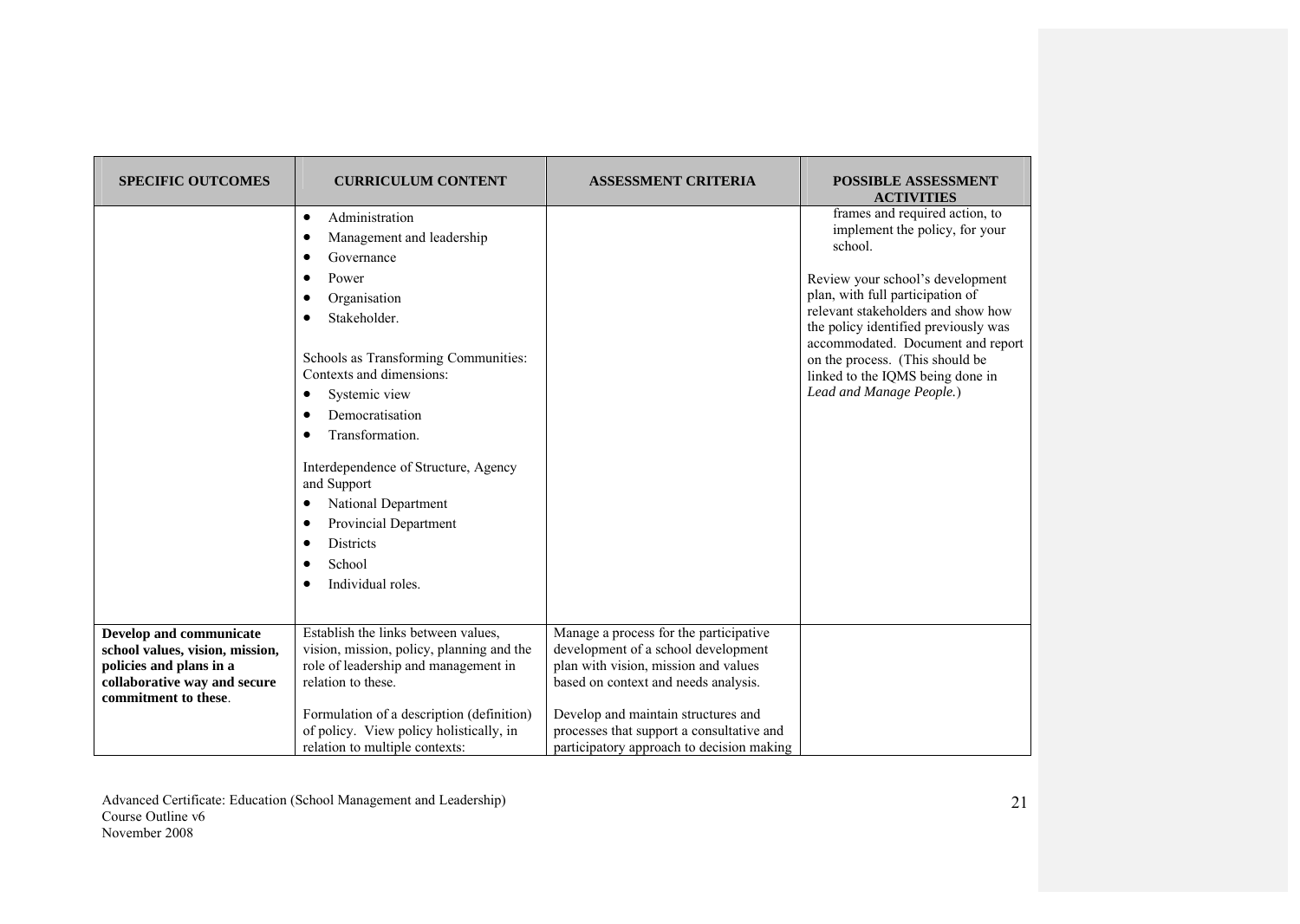| SPECIFIC OUTCOMES | CURRICULUM CONTENT | ASSESSMENT CRITERIA | POSSIBLE ASSESSMENT ACTIVITIES |
|---|---|---|---|
| | • Administration<br>• Management and leadership<br>• Governance<br>• Power<br>• Organisation<br>• Stakeholder.<br><br>Schools as Transforming Communities: Contexts and dimensions:<br>• Systemic view<br>• Democratisation<br>• Transformation.<br><br>Interdependence of Structure, Agency and Support<br>• National Department<br>• Provincial Department<br>• Districts<br>• School<br>• Individual roles. | | frames and required action, to implement the policy, for your school.<br><br>Review your school's development plan, with full participation of relevant stakeholders and show how the policy identified previously was accommodated. Document and report on the process. (This should be linked to the IQMS being done in *Lead and Manage People.*) |
| **Develop and communicate school values, vision, mission, policies and plans in a collaborative way and secure commitment to these**. | Establish the links between values, vision, mission, policy, planning and the role of leadership and management in relation to these.<br><br>Formulation of a description (definition) of policy. View policy holistically, in relation to multiple contexts: | Manage a process for the participative development of a school development plan with vision, mission and values based on context and needs analysis.<br><br>Develop and maintain structures and processes that support a consultative and participatory approach to decision making | |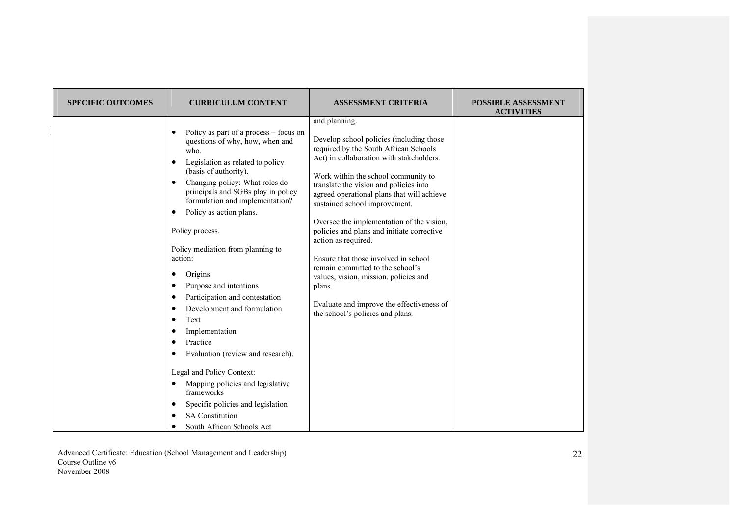| SPECIFIC OUTCOMES | CURRICULUM CONTENT | ASSESSMENT CRITERIA | POSSIBLE ASSESSMENT ACTIVITIES |
|---|---|---|---|
| | • Policy as part of a process – focus on questions of why, how, when and who.<br>• Legislation as related to policy (basis of authority).<br>• Changing policy: What roles do principals and SGBs play in policy formulation and implementation?<br>• Policy as action plans.<br><br>Policy process.<br><br>Policy mediation from planning to action:<br>• Origins<br>• Purpose and intentions<br>• Participation and contestation<br>• Development and formulation<br>• Text<br>• Implementation<br>• Practice<br>• Evaluation (review and research).<br><br>Legal and Policy Context:<br>• Mapping policies and legislative frameworks<br>• Specific policies and legislation<br>• SA Constitution<br>• South African Schools Act | and planning.<br><br>Develop school policies (including those required by the South African Schools Act) in collaboration with stakeholders.<br><br>Work within the school community to translate the vision and policies into agreed operational plans that will achieve sustained school improvement.<br><br>Oversee the implementation of the vision, policies and plans and initiate corrective action as required.<br><br>Ensure that those involved in school remain committed to the school's values, vision, mission, policies and plans.<br><br>Evaluate and improve the effectiveness of the school's policies and plans. | |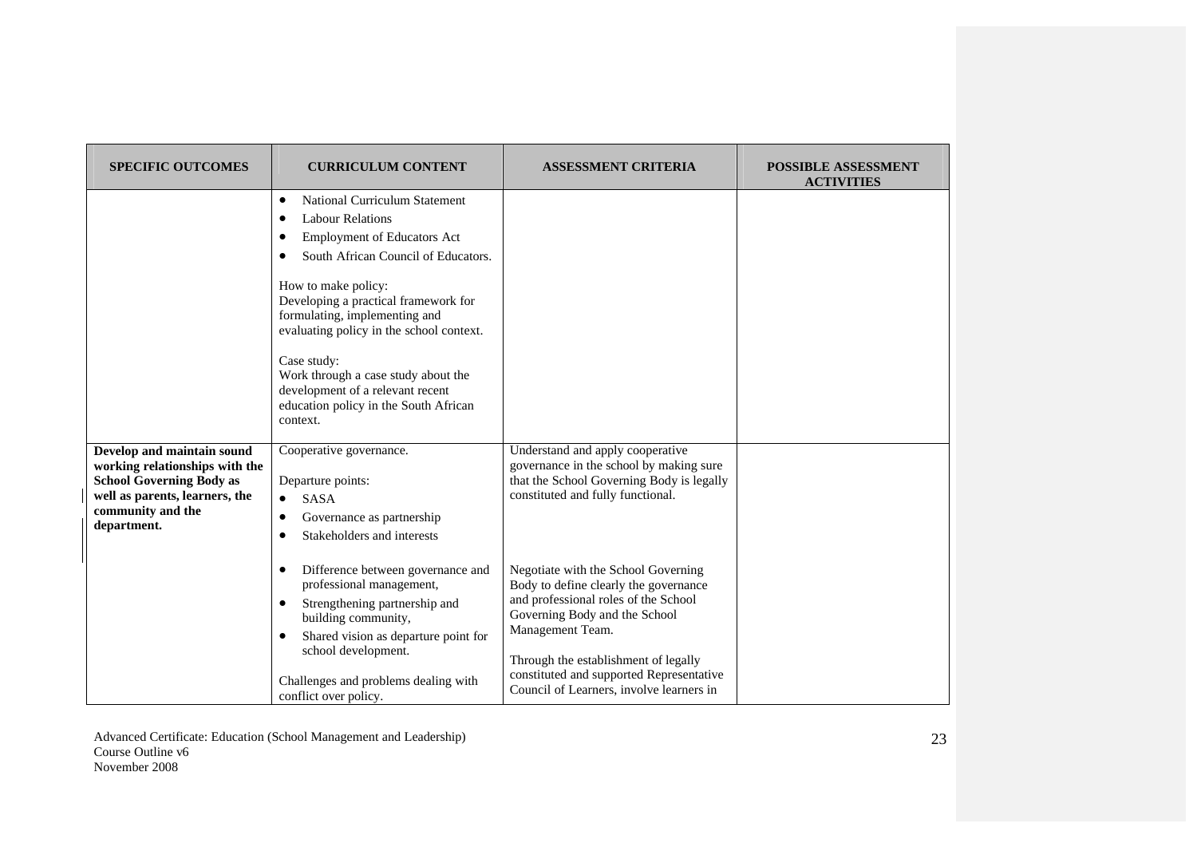| SPECIFIC OUTCOMES | CURRICULUM CONTENT | ASSESSMENT CRITERIA | POSSIBLE ASSESSMENT ACTIVITIES |
|---|---|---|---|
| | • National Curriculum Statement<br>• Labour Relations<br>• Employment of Educators Act<br>• South African Council of Educators.<br><br>How to make policy:<br>Developing a practical framework for formulating, implementing and evaluating policy in the school context.<br><br>Case study:<br>Work through a case study about the development of a relevant recent education policy in the South African context. | | |
| **Develop and maintain sound working relationships with the School Governing Body as well as parents, learners, the community and the department.** | Cooperative governance.<br><br>Departure points:<br>• SASA<br>• Governance as partnership<br>• Stakeholders and interests<br><br>• Difference between governance and professional management,<br>• Strengthening partnership and building community,<br>• Shared vision as departure point for school development.<br><br>Challenges and problems dealing with conflict over policy. | Understand and apply cooperative governance in the school by making sure that the School Governing Body is legally constituted and fully functional.<br><br>Negotiate with the School Governing Body to define clearly the governance and professional roles of the School Governing Body and the School Management Team.<br><br>Through the establishment of legally constituted and supported Representative Council of Learners, involve learners in | |

Advanced Certificate: Education (School Management and Leadership)
Course Outline v6
November 2008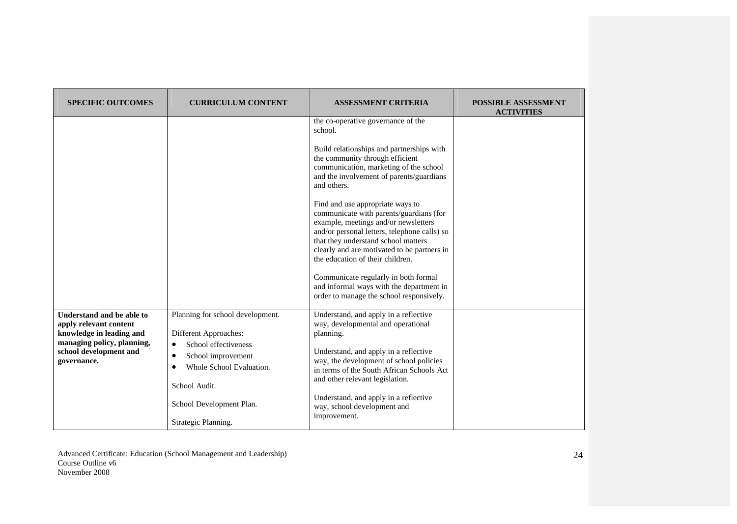| SPECIFIC OUTCOMES | CURRICULUM CONTENT | ASSESSMENT CRITERIA | POSSIBLE ASSESSMENT ACTIVITIES |
|---|---|---|---|
| | | the co-operative governance of the school.<br><br>Build relationships and partnerships with the community through efficient communication, marketing of the school and the involvement of parents/guardians and others.<br><br>Find and use appropriate ways to communicate with parents/guardians (for example, meetings and/or newsletters and/or personal letters, telephone calls) so that they understand school matters clearly and are motivated to be partners in the education of their children.<br><br>Communicate regularly in both formal and informal ways with the department in order to manage the school responsively. | |
| **Understand and be able to apply relevant content knowledge in leading and managing policy, planning, school development and governance.** | Planning for school development.<br><br>Different Approaches:<br>• School effectiveness<br>• School improvement<br>• Whole School Evaluation.<br><br>School Audit.<br><br>School Development Plan.<br><br>Strategic Planning. | Understand, and apply in a reflective way, developmental and operational planning.<br><br>Understand, and apply in a reflective way, the development of school policies in terms of the South African Schools Act and other relevant legislation.<br><br>Understand, and apply in a reflective way, school development and improvement. | |

Advanced Certificate: Education (School Management and Leadership)
Course Outline v6
November 2008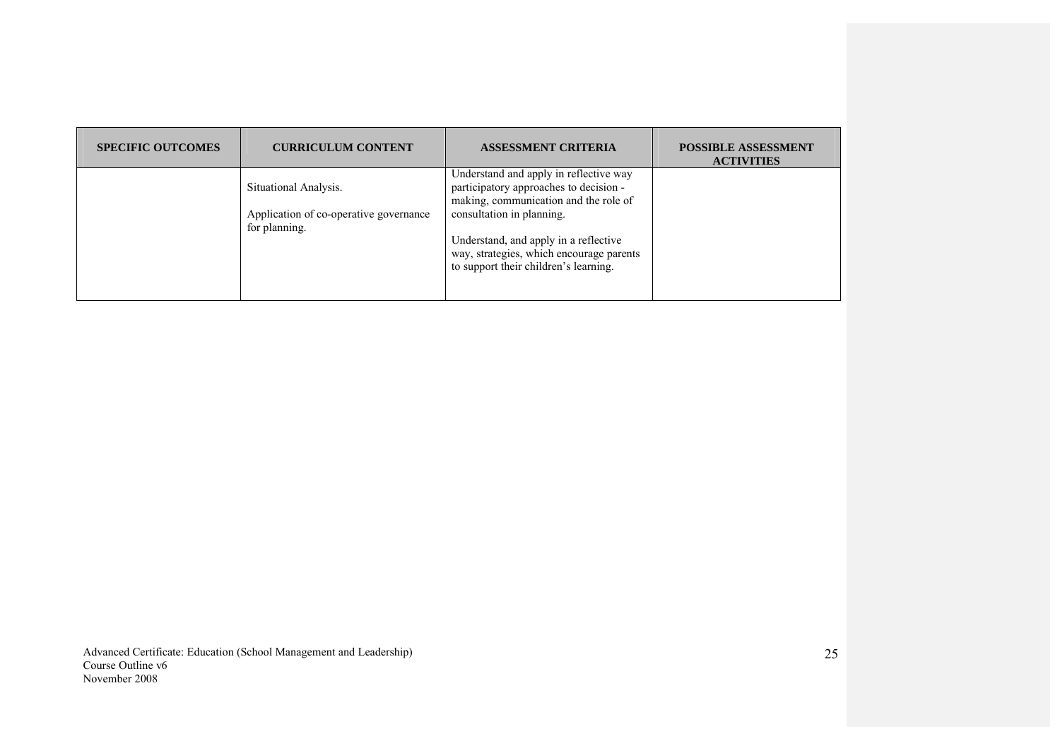| SPECIFIC OUTCOMES | CURRICULUM CONTENT | ASSESSMENT CRITERIA | POSSIBLE ASSESSMENT ACTIVITIES |
|---|---|---|---|
| | Situational Analysis.<br><br>Application of co-operative governance for planning. | Understand and apply in reflective way participatory approaches to decision - making, communication and the role of consultation in planning.<br><br>Understand, and apply in a reflective way, strategies, which encourage parents to support their children's learning. | |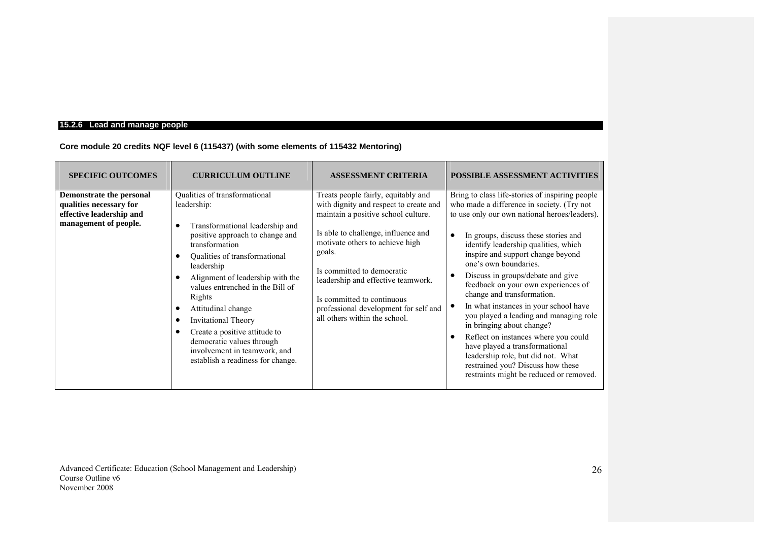### 15.2.6 Lead and manage people

**Core module 20 credits NQF level 6 (115437) (with some elements of 115432 Mentoring)**

| SPECIFIC OUTCOMES | CURRICULUM OUTLINE | ASSESSMENT CRITERIA | POSSIBLE ASSESSMENT ACTIVITIES |
|---|---|---|---|
| **Demonstrate the personal qualities necessary for effective leadership and management of people.** | Qualities of transformational leadership:<br><br>• Transformational leadership and positive approach to change and transformation<br>• Qualities of transformational leadership<br>• Alignment of leadership with the values entrenched in the Bill of Rights<br>• Attitudinal change<br>• Invitational Theory<br>• Create a positive attitude to democratic values through involvement in teamwork, and establish a readiness for change. | Treats people fairly, equitably and with dignity and respect to create and maintain a positive school culture.<br><br>Is able to challenge, influence and motivate others to achieve high goals.<br><br>Is committed to democratic leadership and effective teamwork.<br><br>Is committed to continuous professional development for self and all others within the school. | Bring to class life-stories of inspiring people who made a difference in society. (Try not to use only our own national heroes/leaders).<br><br>• In groups, discuss these stories and identify leadership qualities, which inspire and support change beyond one's own boundaries.<br>• Discuss in groups/debate and give feedback on your own experiences of change and transformation.<br>• In what instances in your school have you played a leading and managing role in bringing about change?<br>• Reflect on instances where you could have played a transformational leadership role, but did not. What restrained you? Discuss how these restraints might be reduced or removed. |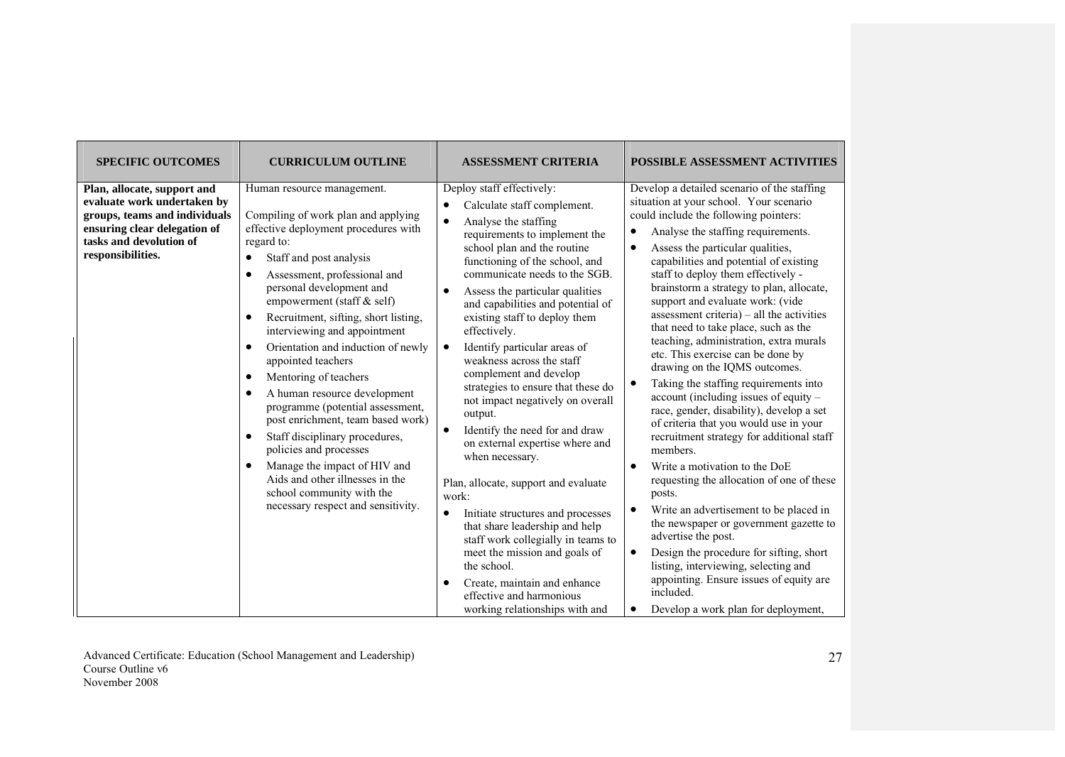| SPECIFIC OUTCOMES | CURRICULUM OUTLINE | ASSESSMENT CRITERIA | POSSIBLE ASSESSMENT ACTIVITIES |
|---|---|---|---|
| **Plan, allocate, support and evaluate work undertaken by groups, teams and individuals ensuring clear delegation of tasks and devolution of responsibilities.** | Human resource management.<br><br>Compiling of work plan and applying effective deployment procedures with regard to:<br>• Staff and post analysis<br>• Assessment, professional and personal development and empowerment (staff & self)<br>• Recruitment, sifting, short listing, interviewing and appointment<br>• Orientation and induction of newly appointed teachers<br>• Mentoring of teachers<br>• A human resource development programme (potential assessment, post enrichment, team based work)<br>• Staff disciplinary procedures, policies and processes<br>• Manage the impact of HIV and Aids and other illnesses in the school community with the necessary respect and sensitivity. | Deploy staff effectively:<br>• Calculate staff complement.<br>• Analyse the staffing requirements to implement the school plan and the routine functioning of the school, and communicate needs to the SGB.<br>• Assess the particular qualities and capabilities and potential of existing staff to deploy them effectively.<br>• Identify particular areas of weakness across the staff complement and develop strategies to ensure that these do not impact negatively on overall output.<br>• Identify the need for and draw on external expertise where and when necessary.<br><br>Plan, allocate, support and evaluate work:<br>• Initiate structures and processes that share leadership and help staff work collegially in teams to meet the mission and goals of the school.<br>• Create, maintain and enhance effective and harmonious working relationships with and | Develop a detailed scenario of the staffing situation at your school. Your scenario could include the following pointers:<br>• Analyse the staffing requirements.<br>• Assess the particular qualities, capabilities and potential of existing staff to deploy them effectively - brainstorm a strategy to plan, allocate, support and evaluate work: (vide assessment criteria) – all the activities that need to take place, such as the teaching, administration, extra murals etc. This exercise can be done by drawing on the IQMS outcomes.<br>• Taking the staffing requirements into account (including issues of equity – race, gender, disability), develop a set of criteria that you would use in your recruitment strategy for additional staff members.<br>• Write a motivation to the DoE requesting the allocation of one of these posts.<br>• Write an advertisement to be placed in the newspaper or government gazette to advertise the post.<br>• Design the procedure for sifting, short listing, interviewing, selecting and appointing. Ensure issues of equity are included.<br>• Develop a work plan for deployment, |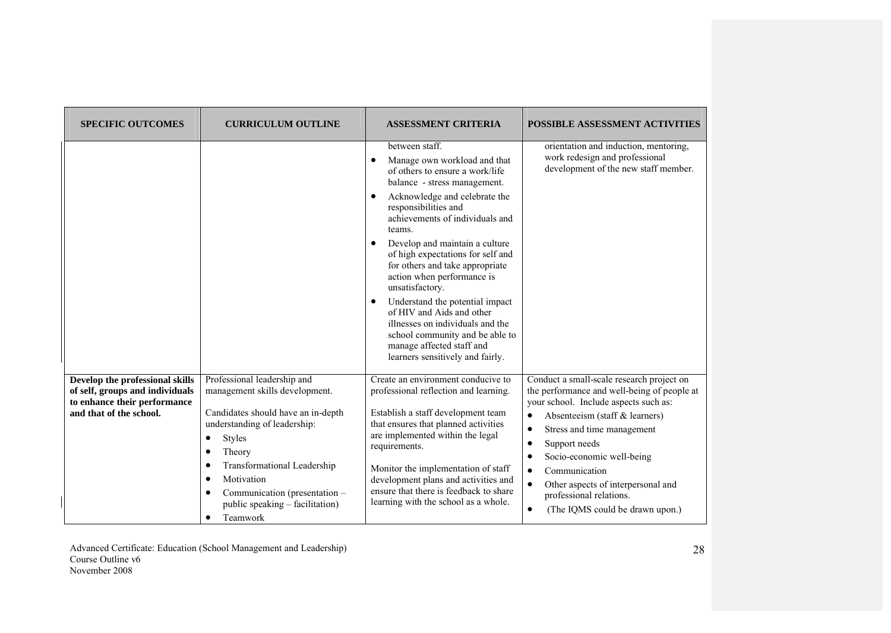| SPECIFIC OUTCOMES | CURRICULUM OUTLINE | ASSESSMENT CRITERIA | POSSIBLE ASSESSMENT ACTIVITIES |
|---|---|---|---|
| | | between staff.<br>• Manage own workload and that of others to ensure a work/life balance - stress management.<br>• Acknowledge and celebrate the responsibilities and achievements of individuals and teams.<br>• Develop and maintain a culture of high expectations for self and for others and take appropriate action when performance is unsatisfactory.<br>• Understand the potential impact of HIV and Aids and other illnesses on individuals and the school community and be able to manage affected staff and learners sensitively and fairly. | orientation and induction, mentoring, work redesign and professional development of the new staff member. |
| **Develop the professional skills of self, groups and individuals to enhance their performance and that of the school.** | Professional leadership and management skills development.<br><br>Candidates should have an in-depth understanding of leadership:<br>• Styles<br>• Theory<br>• Transformational Leadership<br>• Motivation<br>• Communication (presentation – public speaking – facilitation)<br>• Teamwork | Create an environment conducive to professional reflection and learning.<br><br>Establish a staff development team that ensures that planned activities are implemented within the legal requirements.<br><br>Monitor the implementation of staff development plans and activities and ensure that there is feedback to share learning with the school as a whole. | Conduct a small-scale research project on the performance and well-being of people at your school. Include aspects such as:<br>• Absenteeism (staff & learners)<br>• Stress and time management<br>• Support needs<br>• Socio-economic well-being<br>• Communication<br>• Other aspects of interpersonal and professional relations.<br>• (The IQMS could be drawn upon.) |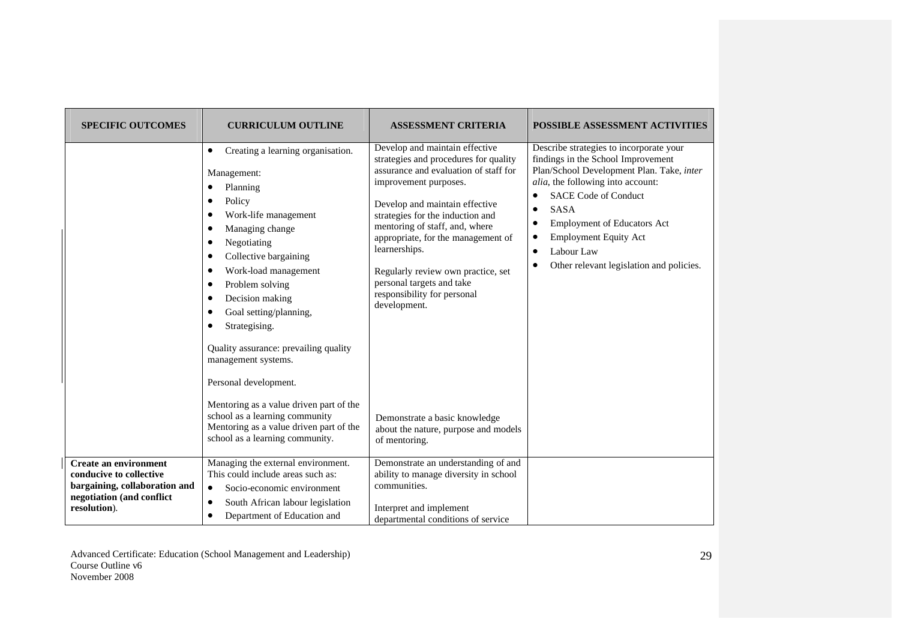| SPECIFIC OUTCOMES | CURRICULUM OUTLINE | ASSESSMENT CRITERIA | POSSIBLE ASSESSMENT ACTIVITIES |
|---|---|---|---|
| | • Creating a learning organisation.<br><br>Management:<br>• Planning<br>• Policy<br>• Work-life management<br>• Managing change<br>• Negotiating<br>• Collective bargaining<br>• Work-load management<br>• Problem solving<br>• Decision making<br>• Goal setting/planning,<br>• Strategising.<br><br>Quality assurance: prevailing quality management systems.<br><br>Personal development.<br><br>Mentoring as a value driven part of the school as a learning community Mentoring as a value driven part of the school as a learning community. | Develop and maintain effective strategies and procedures for quality assurance and evaluation of staff for improvement purposes.<br><br>Develop and maintain effective strategies for the induction and mentoring of staff, and, where appropriate, for the management of learnerships.<br><br>Regularly review own practice, set personal targets and take responsibility for personal development.<br><br>Demonstrate a basic knowledge about the nature, purpose and models of mentoring. | Describe strategies to incorporate your findings in the School Improvement Plan/School Development Plan. Take, *inter alia*, the following into account:<br>• SACE Code of Conduct<br>• SASA<br>• Employment of Educators Act<br>• Employment Equity Act<br>• Labour Law<br>• Other relevant legislation and policies. |
| **Create an environment conducive to collective bargaining, collaboration and negotiation (and conflict resolution)**. | Managing the external environment. This could include areas such as:<br>• Socio-economic environment<br>• South African labour legislation<br>• Department of Education and | Demonstrate an understanding of and ability to manage diversity in school communities.<br><br>Interpret and implement departmental conditions of service | |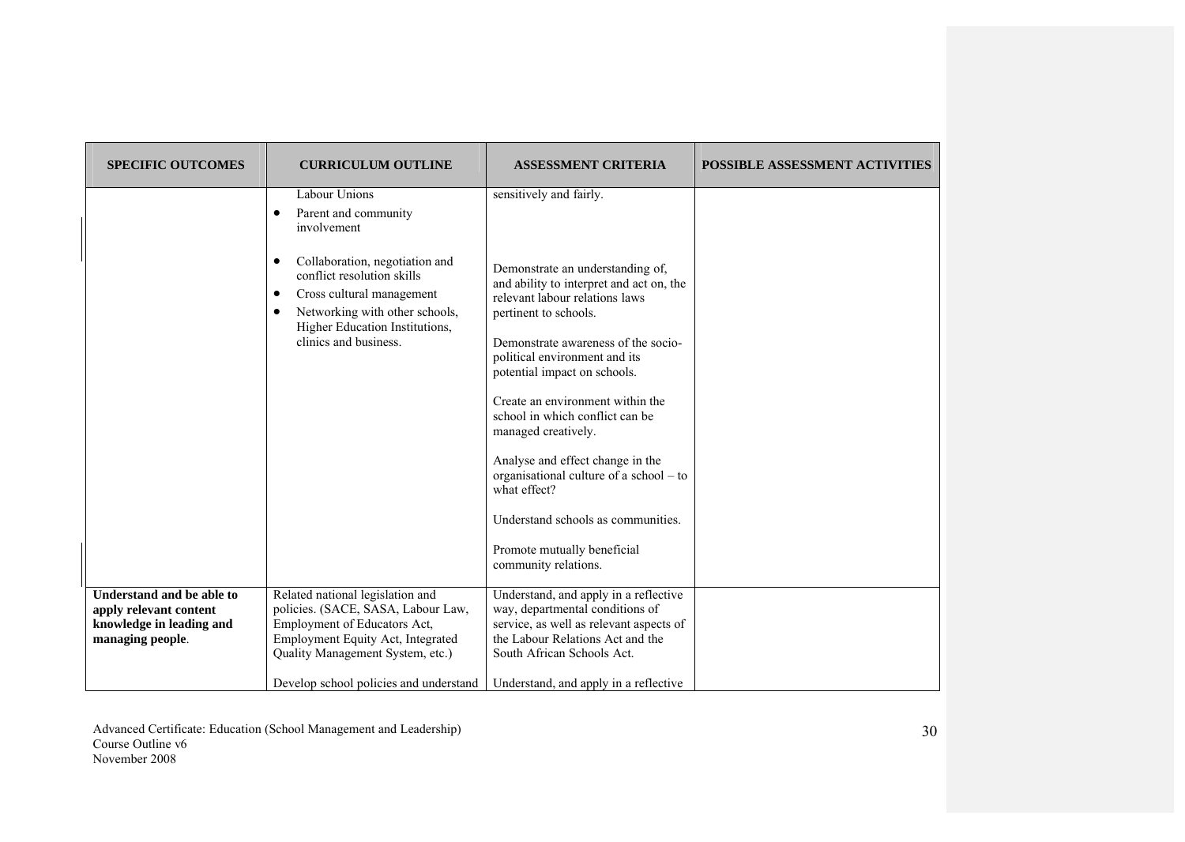| SPECIFIC OUTCOMES | CURRICULUM OUTLINE | ASSESSMENT CRITERIA | POSSIBLE ASSESSMENT ACTIVITIES |
|---|---|---|---|
| | Labour Unions<br>• Parent and community involvement<br><br>• Collaboration, negotiation and conflict resolution skills<br>• Cross cultural management<br>• Networking with other schools, Higher Education Institutions, clinics and business. | sensitively and fairly.<br><br>Demonstrate an understanding of, and ability to interpret and act on, the relevant labour relations laws pertinent to schools.<br><br>Demonstrate awareness of the socio-political environment and its potential impact on schools.<br><br>Create an environment within the school in which conflict can be managed creatively.<br><br>Analyse and effect change in the organisational culture of a school – to what effect?<br><br>Understand schools as communities.<br><br>Promote mutually beneficial community relations. | |
| **Understand and be able to apply relevant content knowledge in leading and managing people**. | Related national legislation and policies. (SACE, SASA, Labour Law, Employment of Educators Act, Employment Equity Act, Integrated Quality Management System, etc.)<br><br>Develop school policies and understand | Understand, and apply in a reflective way, departmental conditions of service, as well as relevant aspects of the Labour Relations Act and the South African Schools Act.<br><br>Understand, and apply in a reflective | |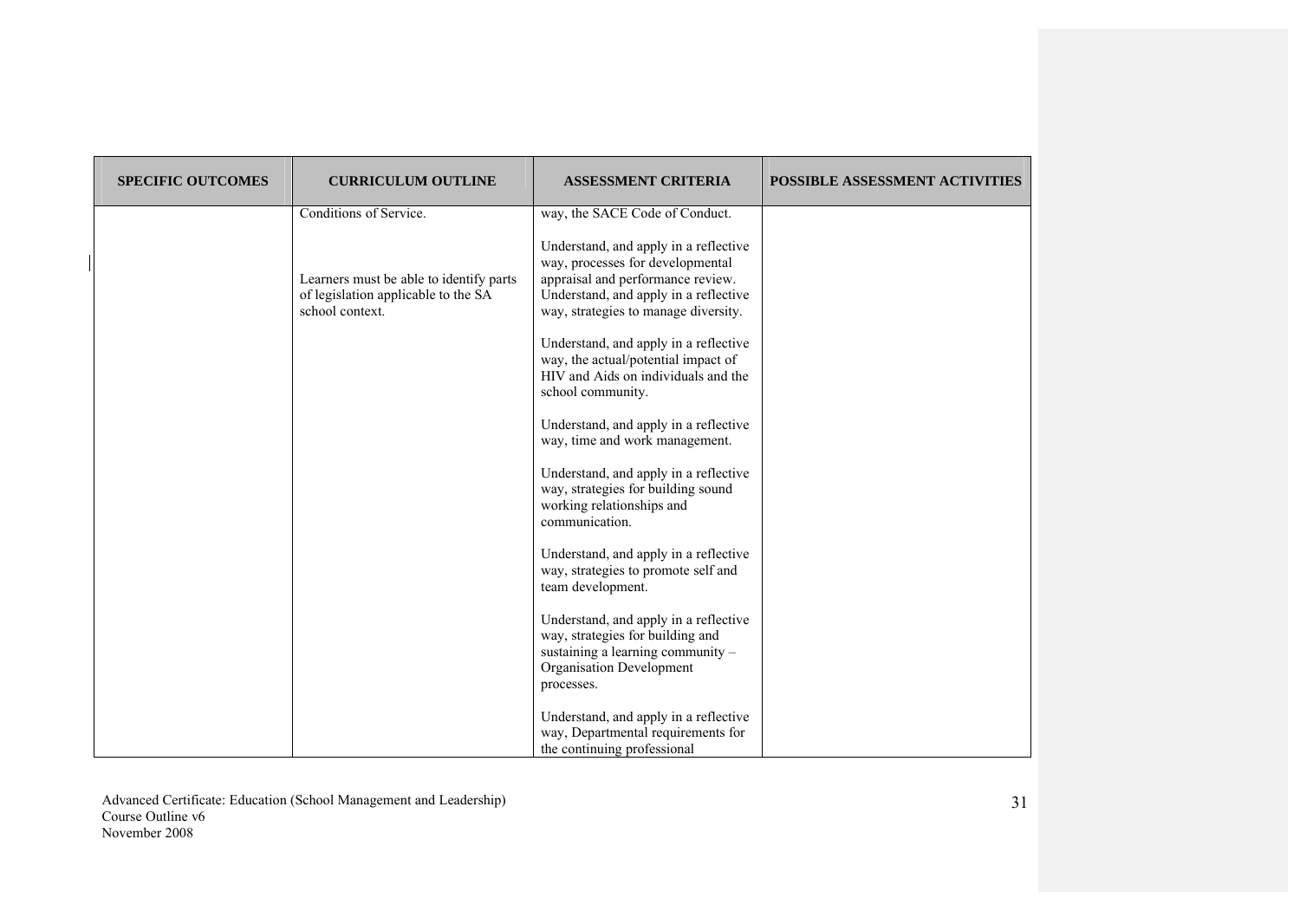| SPECIFIC OUTCOMES | CURRICULUM OUTLINE | ASSESSMENT CRITERIA | POSSIBLE ASSESSMENT ACTIVITIES |
|---|---|---|---|
| | Conditions of Service.<br><br>Learners must be able to identify parts of legislation applicable to the SA school context. | way, the SACE Code of Conduct.<br><br>Understand, and apply in a reflective way, processes for developmental appraisal and performance review.<br>Understand, and apply in a reflective way, strategies to manage diversity.<br><br>Understand, and apply in a reflective way, the actual/potential impact of HIV and Aids on individuals and the school community.<br><br>Understand, and apply in a reflective way, time and work management.<br><br>Understand, and apply in a reflective way, strategies for building sound working relationships and communication.<br><br>Understand, and apply in a reflective way, strategies to promote self and team development.<br><br>Understand, and apply in a reflective way, strategies for building and sustaining a learning community – Organisation Development processes.<br><br>Understand, and apply in a reflective way, Departmental requirements for the continuing professional | |

Advanced Certificate: Education (School Management and Leadership)
Course Outline v6
November 2008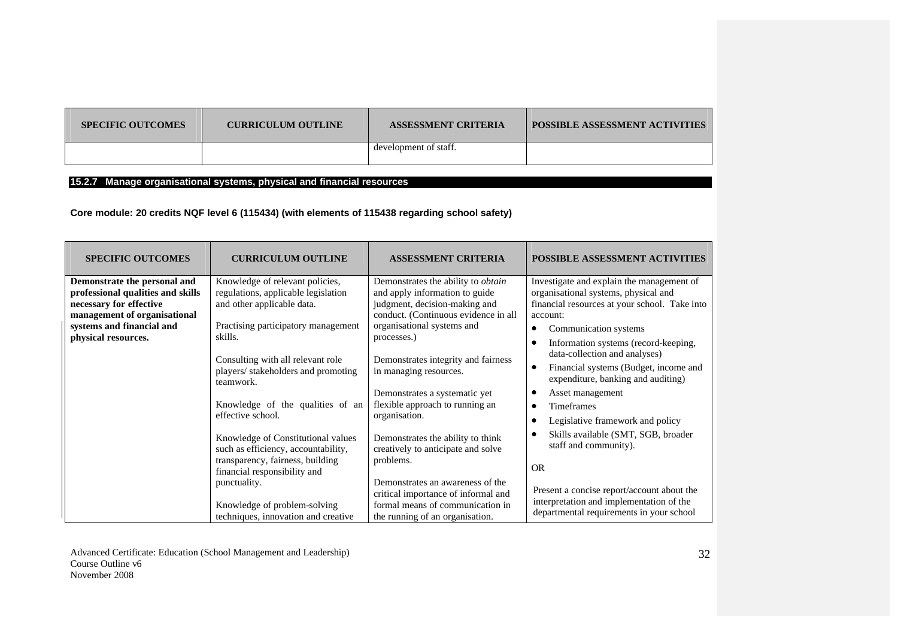| SPECIFIC OUTCOMES | CURRICULUM OUTLINE | ASSESSMENT CRITERIA | POSSIBLE ASSESSMENT ACTIVITIES |
|---|---|---|---|
| | | development of staff. | |

## 15.2.7 Manage organisational systems, physical and financial resources

**Core module: 20 credits NQF level 6 (115434) (with elements of 115438 regarding school safety)**

| SPECIFIC OUTCOMES | CURRICULUM OUTLINE | ASSESSMENT CRITERIA | POSSIBLE ASSESSMENT ACTIVITIES |
|---|---|---|---|
| **Demonstrate the personal and professional qualities and skills necessary for effective management of organisational systems and financial and physical resources.** | Knowledge of relevant policies, regulations, applicable legislation and other applicable data.<br><br>Practising participatory management skills.<br><br>Consulting with all relevant role players/ stakeholders and promoting teamwork.<br><br>Knowledge of the qualities of an effective school.<br><br>Knowledge of Constitutional values such as efficiency, accountability, transparency, fairness, building financial responsibility and punctuality.<br><br>Knowledge of problem-solving techniques, innovation and creative | Demonstrates the ability to *obtain* and apply information to guide judgment, decision-making and conduct. (Continuous evidence in all organisational systems and processes.)<br><br>Demonstrates integrity and fairness in managing resources.<br><br>Demonstrates a systematic yet flexible approach to running an organisation.<br><br>Demonstrates the ability to think creatively to anticipate and solve problems.<br><br>Demonstrates an awareness of the critical importance of informal and formal means of communication in the running of an organisation. | Investigate and explain the management of organisational systems, physical and financial resources at your school. Take into account:<br>• Communication systems<br>• Information systems (record-keeping, data-collection and analyses)<br>• Financial systems (Budget, income and expenditure, banking and auditing)<br>• Asset management<br>• Timeframes<br>• Legislative framework and policy<br>• Skills available (SMT, SGB, broader staff and community).<br><br>OR<br><br>Present a concise report/account about the interpretation and implementation of the departmental requirements in your school |

Advanced Certificate: Education (School Management and Leadership)
Course Outline v6
November 2008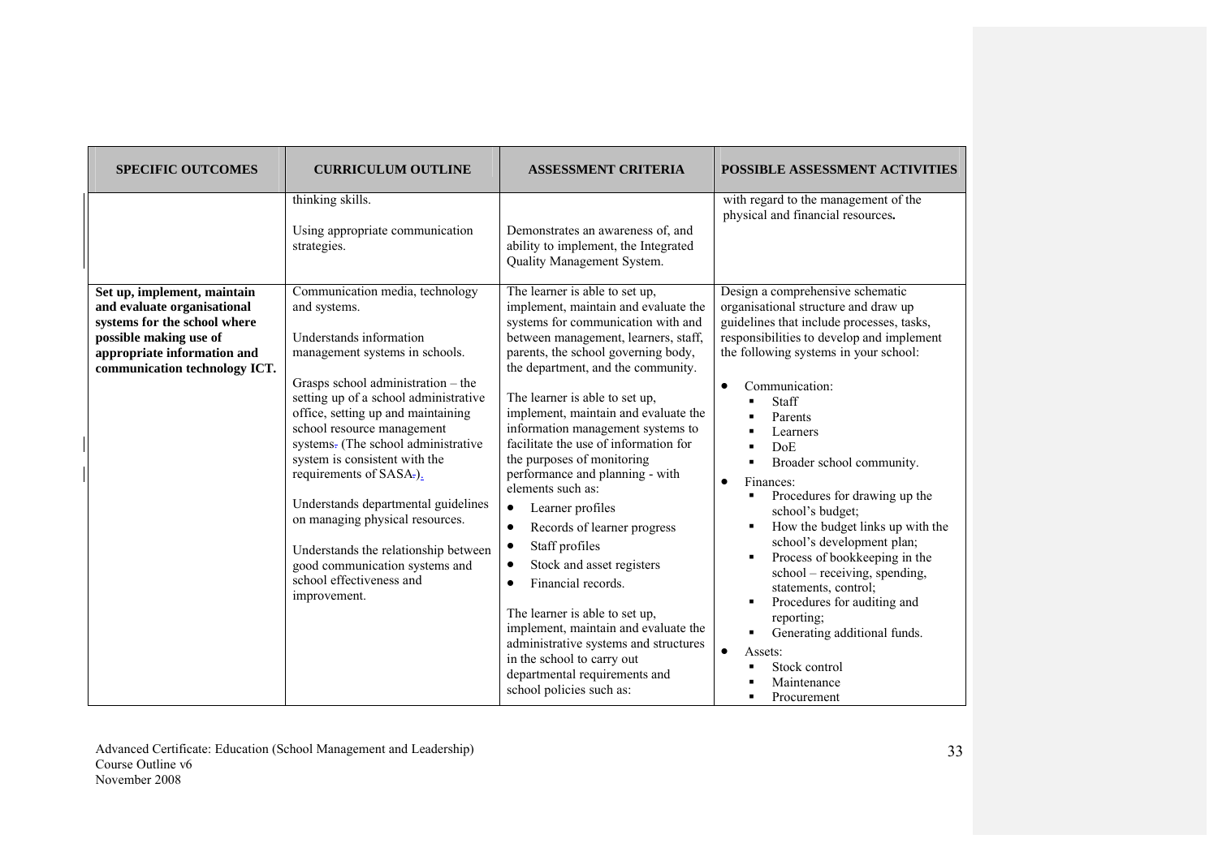| SPECIFIC OUTCOMES | CURRICULUM OUTLINE | ASSESSMENT CRITERIA | POSSIBLE ASSESSMENT ACTIVITIES |
|---|---|---|---|
| | thinking skills.<br><br>Using appropriate communication strategies. | Demonstrates an awareness of, and ability to implement, the Integrated Quality Management System. | with regard to the management of the physical and financial resources. |
| **Set up, implement, maintain and evaluate organisational systems for the school where possible making use of appropriate information and communication technology ICT.** | Communication media, technology and systems.<br><br>Understands information management systems in schools.<br><br>Grasps school administration – the setting up of a school administrative office, setting up and maintaining school resource management systems. (The school administrative system is consistent with the requirements of SASA.).<br><br>Understands departmental guidelines on managing physical resources.<br><br>Understands the relationship between good communication systems and school effectiveness and improvement. | The learner is able to set up, implement, maintain and evaluate the systems for communication with and between management, learners, staff, parents, the school governing body, the department, and the community.<br><br>The learner is able to set up, implement, maintain and evaluate the information management systems to facilitate the use of information for the purposes of monitoring performance and planning - with elements such as:<br>• Learner profiles<br>• Records of learner progress<br>• Staff profiles<br>• Stock and asset registers<br>• Financial records.<br><br>The learner is able to set up, implement, maintain and evaluate the administrative systems and structures in the school to carry out departmental requirements and school policies such as: | Design a comprehensive schematic organisational structure and draw up guidelines that include processes, tasks, responsibilities to develop and implement the following systems in your school:<br><br>• Communication:<br>  ▪ Staff<br>  ▪ Parents<br>  ▪ Learners<br>  ▪ DoE<br>  ▪ Broader school community.<br>• Finances:<br>  ▪ Procedures for drawing up the school's budget;<br>  ▪ How the budget links up with the school's development plan;<br>  ▪ Process of bookkeeping in the school – receiving, spending, statements, control;<br>  ▪ Procedures for auditing and reporting;<br>  ▪ Generating additional funds.<br>• Assets:<br>  ▪ Stock control<br>  ▪ Maintenance<br>  ▪ Procurement |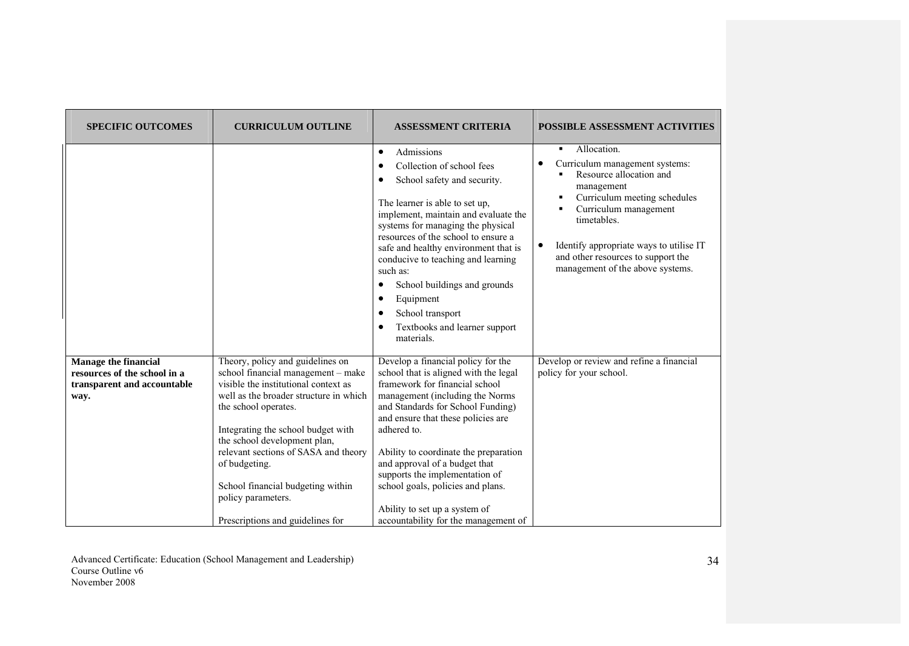| SPECIFIC OUTCOMES | CURRICULUM OUTLINE | ASSESSMENT CRITERIA | POSSIBLE ASSESSMENT ACTIVITIES |
|---|---|---|---|
| | | • Admissions<br>• Collection of school fees<br>• School safety and security.<br><br>The learner is able to set up, implement, maintain and evaluate the systems for managing the physical resources of the school to ensure a safe and healthy environment that is conducive to teaching and learning such as:<br>• School buildings and grounds<br>• Equipment<br>• School transport<br>• Textbooks and learner support materials. | ▪ Allocation.<br>• Curriculum management systems:<br>▪ Resource allocation and management<br>▪ Curriculum meeting schedules<br>▪ Curriculum management timetables.<br><br>• Identify appropriate ways to utilise IT and other resources to support the management of the above systems. |
| **Manage the financial resources of the school in a transparent and accountable way.** | Theory, policy and guidelines on school financial management – make visible the institutional context as well as the broader structure in which the school operates.<br><br>Integrating the school budget with the school development plan, relevant sections of SASA and theory of budgeting.<br><br>School financial budgeting within policy parameters.<br><br>Prescriptions and guidelines for | Develop a financial policy for the school that is aligned with the legal framework for financial school management (including the Norms and Standards for School Funding) and ensure that these policies are adhered to.<br><br>Ability to coordinate the preparation and approval of a budget that supports the implementation of school goals, policies and plans.<br><br>Ability to set up a system of accountability for the management of | Develop or review and refine a financial policy for your school. |

Advanced Certificate: Education (School Management and Leadership)
Course Outline v6
November 2008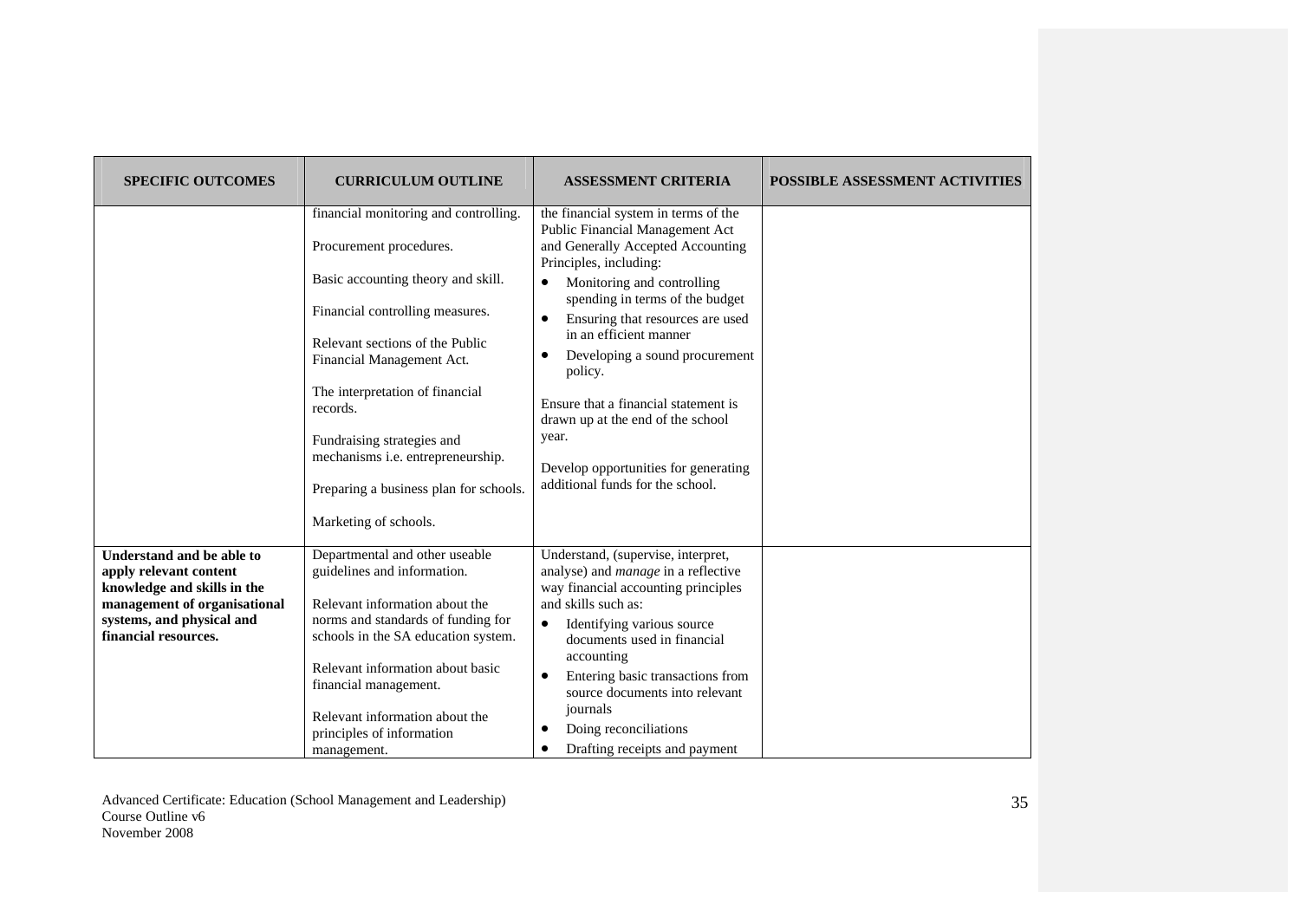| SPECIFIC OUTCOMES | CURRICULUM OUTLINE | ASSESSMENT CRITERIA | POSSIBLE ASSESSMENT ACTIVITIES |
|---|---|---|---|
| | financial monitoring and controlling.<br><br>Procurement procedures.<br><br>Basic accounting theory and skill.<br><br>Financial controlling measures.<br><br>Relevant sections of the Public Financial Management Act.<br><br>The interpretation of financial records.<br><br>Fundraising strategies and mechanisms i.e. entrepreneurship.<br><br>Preparing a business plan for schools.<br><br>Marketing of schools. | the financial system in terms of the Public Financial Management Act and Generally Accepted Accounting Principles, including:<br>• Monitoring and controlling spending in terms of the budget<br>• Ensuring that resources are used in an efficient manner<br>• Developing a sound procurement policy.<br><br>Ensure that a financial statement is drawn up at the end of the school year.<br><br>Develop opportunities for generating additional funds for the school. | |
| **Understand and be able to apply relevant content knowledge and skills in the management of organisational systems, and physical and financial resources.** | Departmental and other useable guidelines and information.<br><br>Relevant information about the norms and standards of funding for schools in the SA education system.<br><br>Relevant information about basic financial management.<br><br>Relevant information about the principles of information management. | Understand, (supervise, interpret, analyse) and *manage* in a reflective way financial accounting principles and skills such as:<br>• Identifying various source documents used in financial accounting<br>• Entering basic transactions from source documents into relevant journals<br>• Doing reconciliations<br>• Drafting receipts and payment | |

Advanced Certificate: Education (School Management and Leadership)
Course Outline v6
November 2008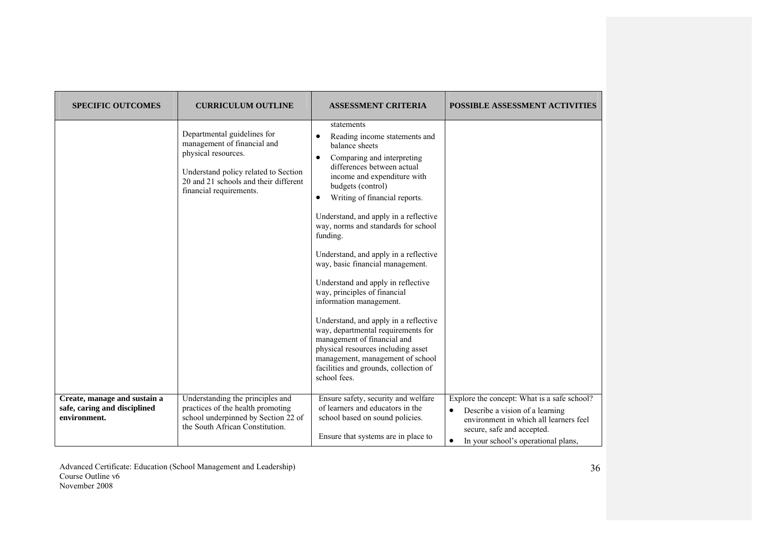| SPECIFIC OUTCOMES | CURRICULUM OUTLINE | ASSESSMENT CRITERIA | POSSIBLE ASSESSMENT ACTIVITIES |
|---|---|---|---|
| | Departmental guidelines for management of financial and physical resources.<br><br>Understand policy related to Section 20 and 21 schools and their different financial requirements. | statements<br>• Reading income statements and balance sheets<br>• Comparing and interpreting differences between actual income and expenditure with budgets (control)<br>• Writing of financial reports.<br><br>Understand, and apply in a reflective way, norms and standards for school funding.<br><br>Understand, and apply in a reflective way, basic financial management.<br><br>Understand and apply in reflective way, principles of financial information management.<br><br>Understand, and apply in a reflective way, departmental requirements for management of financial and physical resources including asset management, management of school facilities and grounds, collection of school fees. | |
| **Create, manage and sustain a safe, caring and disciplined environment.** | Understanding the principles and practices of the health promoting school underpinned by Section 22 of the South African Constitution. | Ensure safety, security and welfare of learners and educators in the school based on sound policies.<br><br>Ensure that systems are in place to | Explore the concept: What is a safe school?<br>• Describe a vision of a learning environment in which all learners feel secure, safe and accepted.<br>• In your school's operational plans, |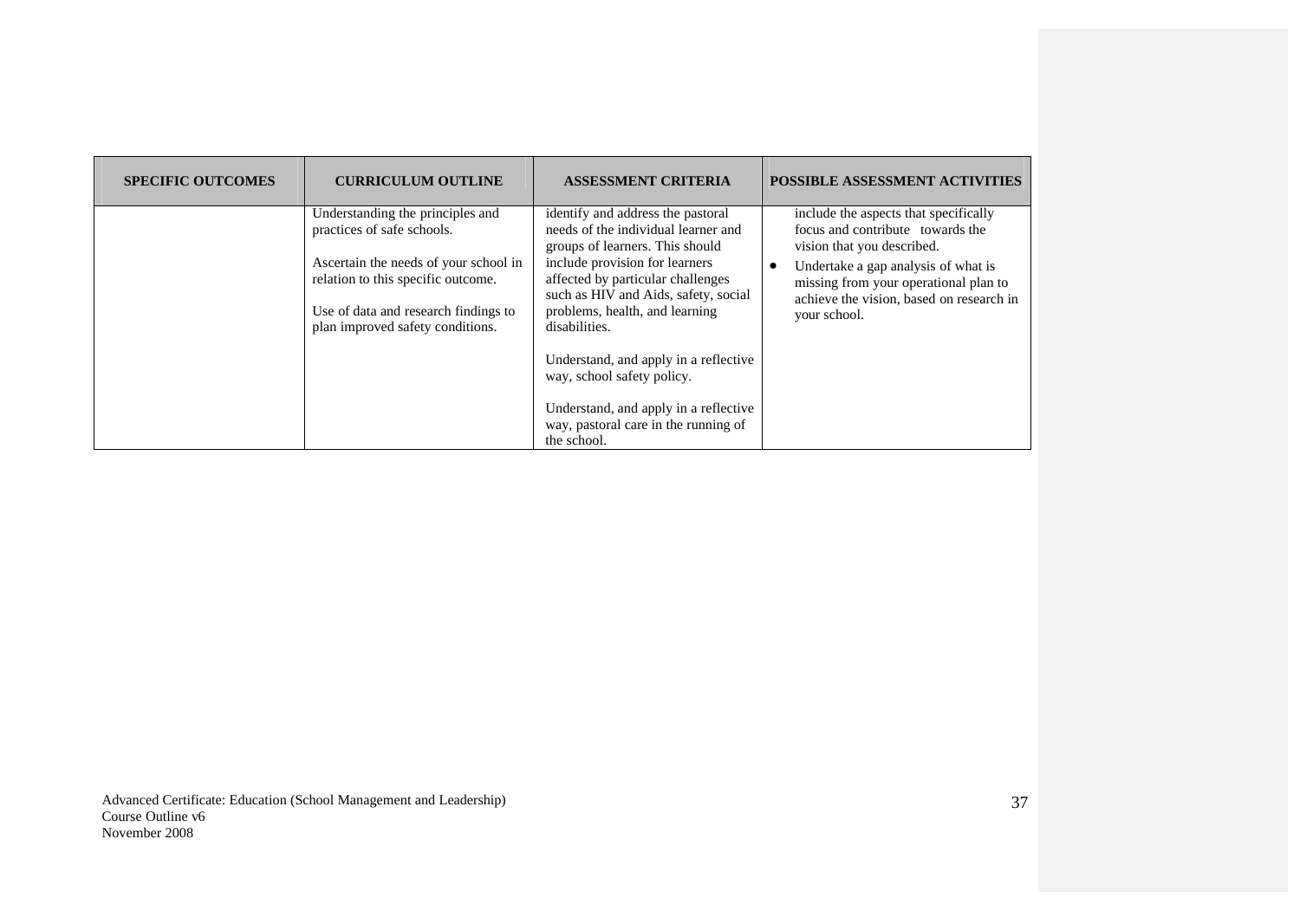| SPECIFIC OUTCOMES | CURRICULUM OUTLINE | ASSESSMENT CRITERIA | POSSIBLE ASSESSMENT ACTIVITIES |
|---|---|---|---|
| | Understanding the principles and practices of safe schools.<br><br>Ascertain the needs of your school in relation to this specific outcome.<br><br>Use of data and research findings to plan improved safety conditions. | identify and address the pastoral needs of the individual learner and groups of learners. This should include provision for learners affected by particular challenges such as HIV and Aids, safety, social problems, health, and learning disabilities.<br><br>Understand, and apply in a reflective way, school safety policy.<br><br>Understand, and apply in a reflective way, pastoral care in the running of the school. | include the aspects that specifically focus and contribute towards the vision that you described.<br>• Undertake a gap analysis of what is missing from your operational plan to achieve the vision, based on research in your school. |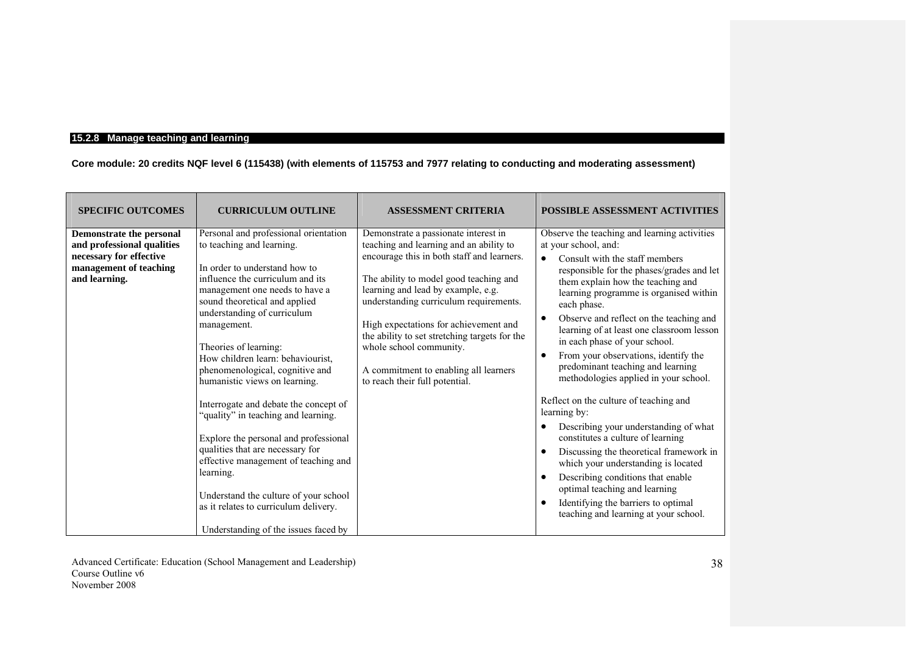### 15.2.8 Manage teaching and learning

**Core module: 20 credits NQF level 6 (115438) (with elements of 115753 and 7977 relating to conducting and moderating assessment)**

| SPECIFIC OUTCOMES | CURRICULUM OUTLINE | ASSESSMENT CRITERIA | POSSIBLE ASSESSMENT ACTIVITIES |
|---|---|---|---|
| **Demonstrate the personal and professional qualities necessary for effective management of teaching and learning.** | Personal and professional orientation to teaching and learning.<br><br>In order to understand how to influence the curriculum and its management one needs to have a sound theoretical and applied understanding of curriculum management.<br><br>Theories of learning:<br>How children learn: behaviourist, phenomenological, cognitive and humanistic views on learning.<br><br>Interrogate and debate the concept of "quality" in teaching and learning.<br><br>Explore the personal and professional qualities that are necessary for effective management of teaching and learning.<br><br>Understand the culture of your school as it relates to curriculum delivery.<br><br>Understanding of the issues faced by | Demonstrate a passionate interest in teaching and learning and an ability to encourage this in both staff and learners.<br><br>The ability to model good teaching and learning and lead by example, e.g. understanding curriculum requirements.<br><br>High expectations for achievement and the ability to set stretching targets for the whole school community.<br><br>A commitment to enabling all learners to reach their full potential. | Observe the teaching and learning activities at your school, and:<br>• Consult with the staff members responsible for the phases/grades and let them explain how the teaching and learning programme is organised within each phase.<br>• Observe and reflect on the teaching and learning of at least one classroom lesson in each phase of your school.<br>• From your observations, identify the predominant teaching and learning methodologies applied in your school.<br><br>Reflect on the culture of teaching and learning by:<br>• Describing your understanding of what constitutes a culture of learning<br>• Discussing the theoretical framework in which your understanding is located<br>• Describing conditions that enable optimal teaching and learning<br>• Identifying the barriers to optimal teaching and learning at your school. |

Advanced Certificate: Education (School Management and Leadership)
Course Outline v6
November 2008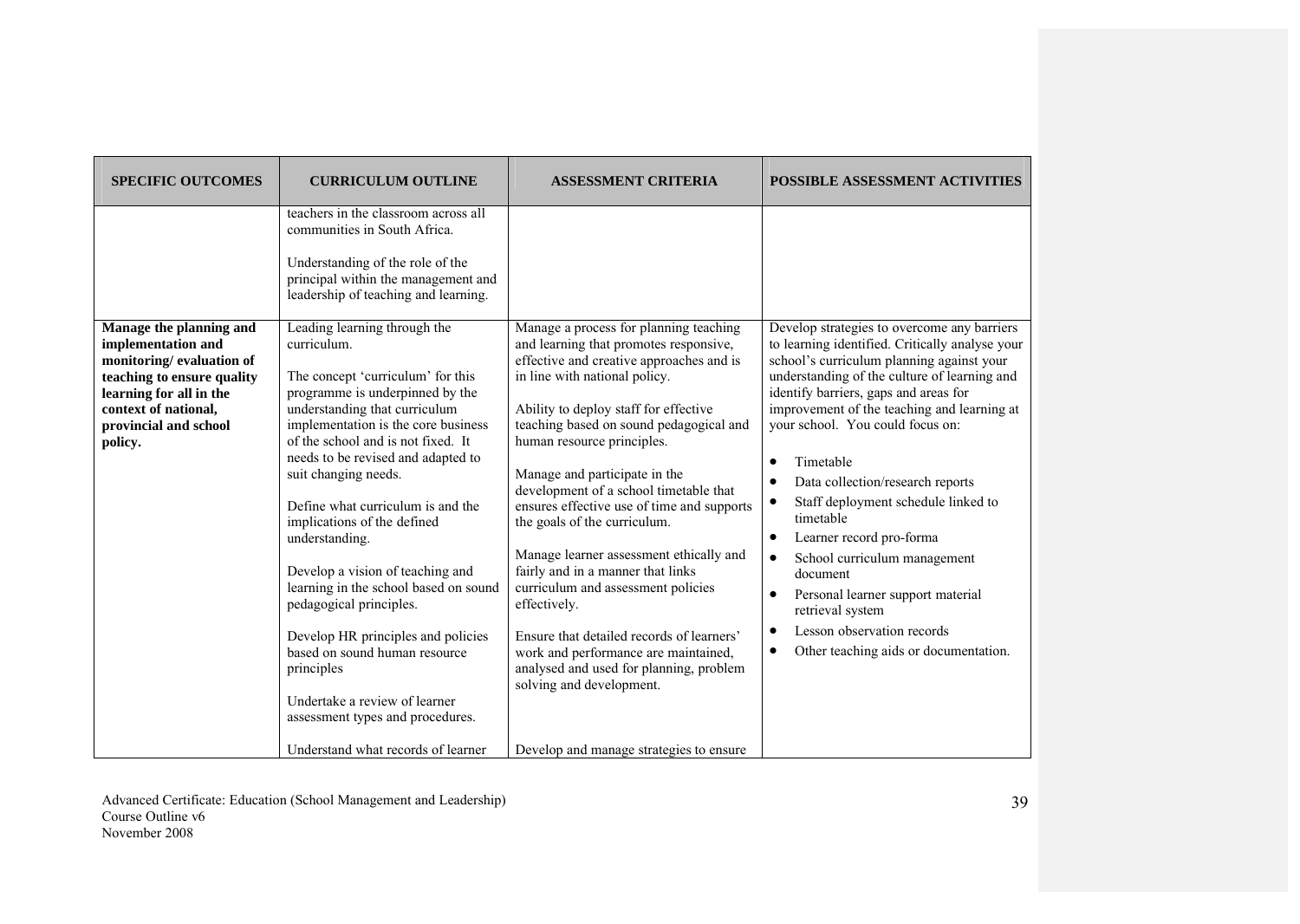| SPECIFIC OUTCOMES | CURRICULUM OUTLINE | ASSESSMENT CRITERIA | POSSIBLE ASSESSMENT ACTIVITIES |
| --- | --- | --- | --- |
| | teachers in the classroom across all communities in South Africa.<br><br>Understanding of the role of the principal within the management and leadership of teaching and learning. | | |
| **Manage the planning and implementation and monitoring/ evaluation of teaching to ensure quality learning for all in the context of national, provincial and school policy.** | Leading learning through the curriculum.<br><br>The concept 'curriculum' for this programme is underpinned by the understanding that curriculum implementation is the core business of the school and is not fixed. It needs to be revised and adapted to suit changing needs.<br><br>Define what curriculum is and the implications of the defined understanding.<br><br>Develop a vision of teaching and learning in the school based on sound pedagogical principles.<br><br>Develop HR principles and policies based on sound human resource principles<br><br>Undertake a review of learner assessment types and procedures.<br><br>Understand what records of learner | Manage a process for planning teaching and learning that promotes responsive, effective and creative approaches and is in line with national policy.<br><br>Ability to deploy staff for effective teaching based on sound pedagogical and human resource principles.<br><br>Manage and participate in the development of a school timetable that ensures effective use of time and supports the goals of the curriculum.<br><br>Manage learner assessment ethically and fairly and in a manner that links curriculum and assessment policies effectively.<br><br>Ensure that detailed records of learners' work and performance are maintained, analysed and used for planning, problem solving and development.<br><br>Develop and manage strategies to ensure | Develop strategies to overcome any barriers to learning identified. Critically analyse your school's curriculum planning against your understanding of the culture of learning and identify barriers, gaps and areas for improvement of the teaching and learning at your school. You could focus on:<br><br>• Timetable<br>• Data collection/research reports<br>• Staff deployment schedule linked to timetable<br>• Learner record pro-forma<br>• School curriculum management document<br>• Personal learner support material retrieval system<br>• Lesson observation records<br>• Other teaching aids or documentation. |

Advanced Certificate: Education (School Management and Leadership)
Course Outline v6
November 2008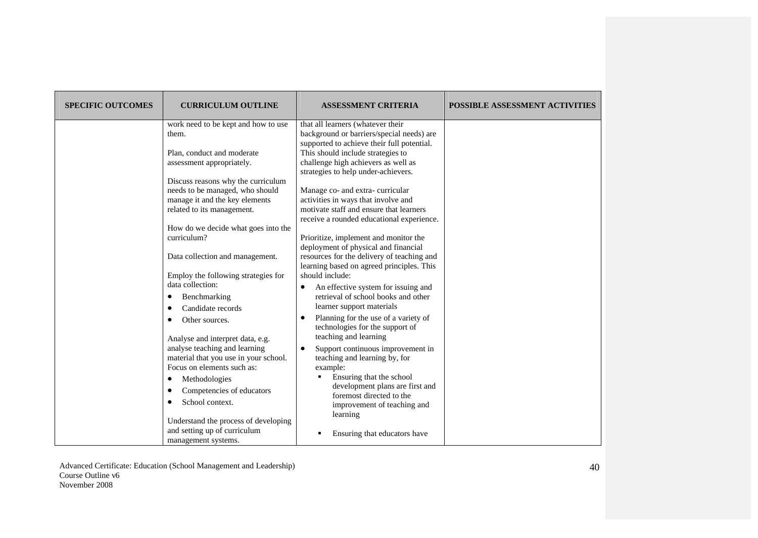| SPECIFIC OUTCOMES | CURRICULUM OUTLINE | ASSESSMENT CRITERIA | POSSIBLE ASSESSMENT ACTIVITIES |
|---|---|---|---|
| | work need to be kept and how to use them.<br><br>Plan, conduct and moderate assessment appropriately.<br><br>Discuss reasons why the curriculum needs to be managed, who should manage it and the key elements related to its management.<br><br>How do we decide what goes into the curriculum?<br><br>Data collection and management.<br><br>Employ the following strategies for data collection:<br>• Benchmarking<br>• Candidate records<br>• Other sources.<br><br>Analyse and interpret data, e.g. analyse teaching and learning material that you use in your school. Focus on elements such as:<br>• Methodologies<br>• Competencies of educators<br>• School context.<br><br>Understand the process of developing and setting up of curriculum management systems. | that all learners (whatever their background or barriers/special needs) are supported to achieve their full potential. This should include strategies to challenge high achievers as well as strategies to help under-achievers.<br><br>Manage co- and extra- curricular activities in ways that involve and motivate staff and ensure that learners receive a rounded educational experience.<br><br>Prioritize, implement and monitor the deployment of physical and financial resources for the delivery of teaching and learning based on agreed principles. This should include:<br>• An effective system for issuing and retrieval of school books and other learner support materials<br>• Planning for the use of a variety of technologies for the support of teaching and learning<br>• Support continuous improvement in teaching and learning by, for example:<br>  ▪ Ensuring that the school development plans are first and foremost directed to the improvement of teaching and learning<br>  ▪ Ensuring that educators have | |

Advanced Certificate: Education (School Management and Leadership)
Course Outline v6
November 2008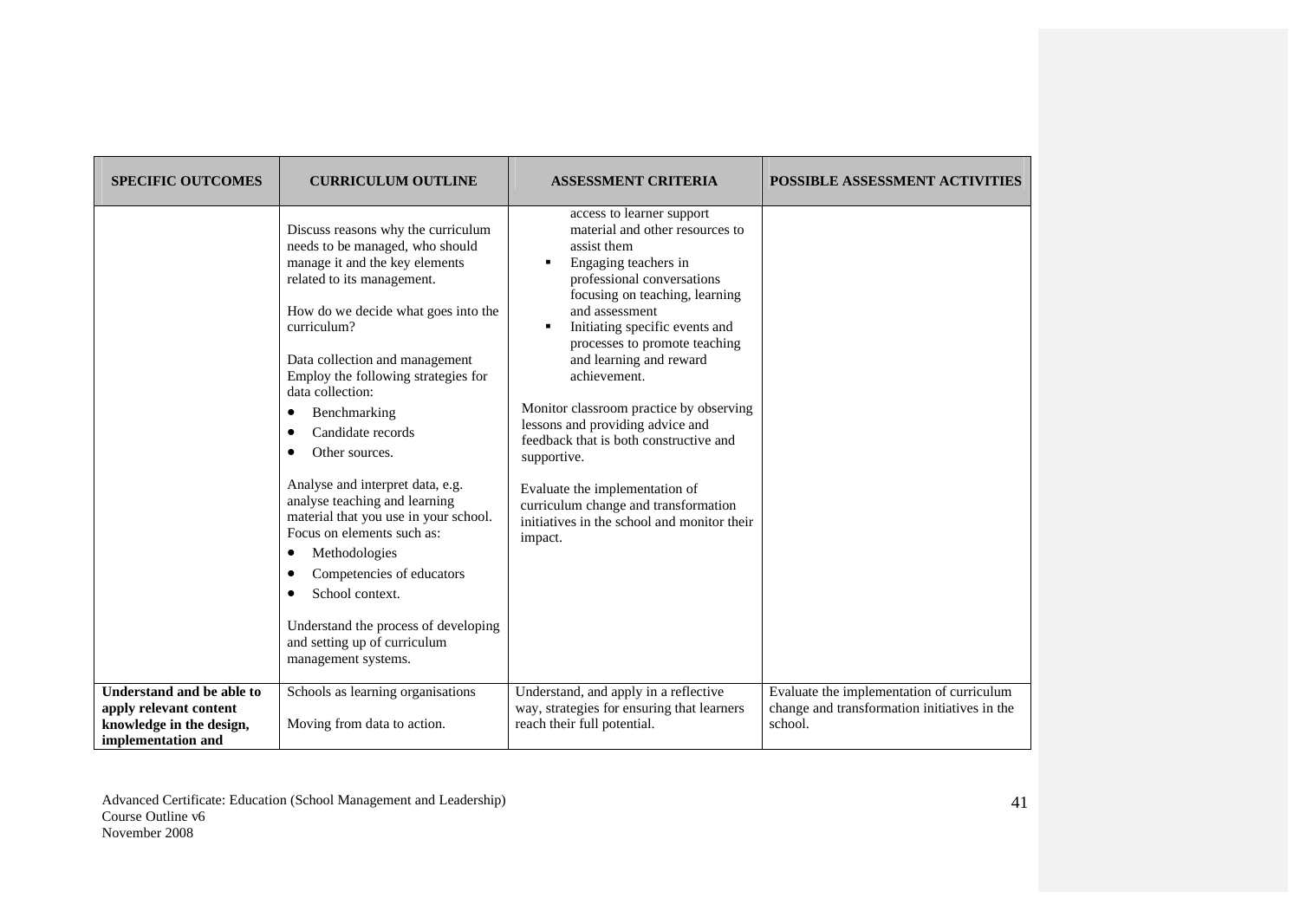| SPECIFIC OUTCOMES | CURRICULUM OUTLINE | ASSESSMENT CRITERIA | POSSIBLE ASSESSMENT ACTIVITIES |
|---|---|---|---|
| | Discuss reasons why the curriculum needs to be managed, who should manage it and the key elements related to its management.<br><br>How do we decide what goes into the curriculum?<br><br>Data collection and management<br>Employ the following strategies for data collection:<br>• Benchmarking<br>• Candidate records<br>• Other sources.<br><br>Analyse and interpret data, e.g. analyse teaching and learning material that you use in your school. Focus on elements such as:<br>• Methodologies<br>• Competencies of educators<br>• School context.<br><br>Understand the process of developing and setting up of curriculum management systems. | access to learner support material and other resources to assist them<br>▪ Engaging teachers in professional conversations focusing on teaching, learning and assessment<br>▪ Initiating specific events and processes to promote teaching and learning and reward achievement.<br><br>Monitor classroom practice by observing lessons and providing advice and feedback that is both constructive and supportive.<br><br>Evaluate the implementation of curriculum change and transformation initiatives in the school and monitor their impact. | |
| **Understand and be able to apply relevant content knowledge in the design, implementation and** | Schools as learning organisations<br><br>Moving from data to action. | Understand, and apply in a reflective way, strategies for ensuring that learners reach their full potential. | Evaluate the implementation of curriculum change and transformation initiatives in the school. |

Advanced Certificate: Education (School Management and Leadership)
Course Outline v6
November 2008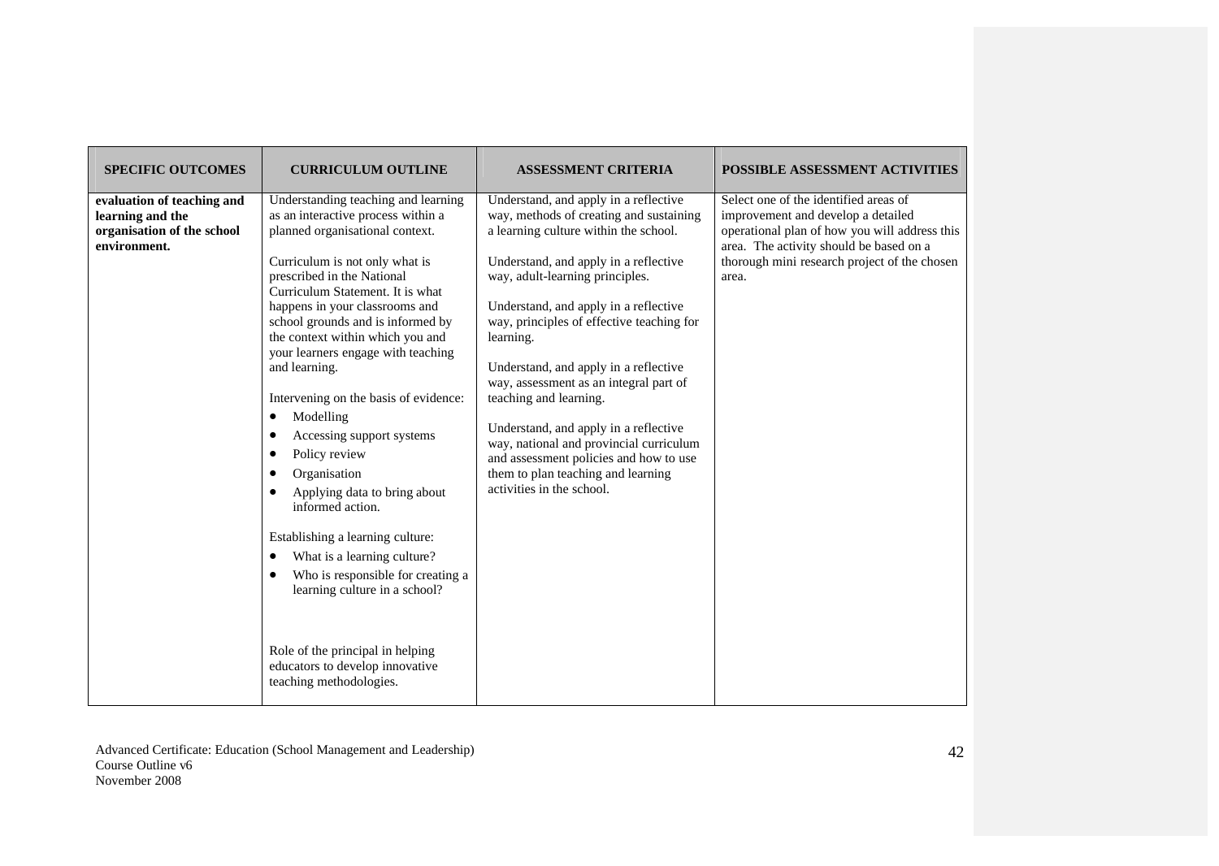| SPECIFIC OUTCOMES | CURRICULUM OUTLINE | ASSESSMENT CRITERIA | POSSIBLE ASSESSMENT ACTIVITIES |
|---|---|---|---|
| **evaluation of teaching and learning and the organisation of the school environment.** | Understanding teaching and learning as an interactive process within a planned organisational context.<br><br>Curriculum is not only what is prescribed in the National Curriculum Statement. It is what happens in your classrooms and school grounds and is informed by the context within which you and your learners engage with teaching and learning.<br><br>Intervening on the basis of evidence:<br>• Modelling<br>• Accessing support systems<br>• Policy review<br>• Organisation<br>• Applying data to bring about informed action.<br><br>Establishing a learning culture:<br>• What is a learning culture?<br>• Who is responsible for creating a learning culture in a school?<br><br>Role of the principal in helping educators to develop innovative teaching methodologies. | Understand, and apply in a reflective way, methods of creating and sustaining a learning culture within the school.<br><br>Understand, and apply in a reflective way, adult-learning principles.<br><br>Understand, and apply in a reflective way, principles of effective teaching for learning.<br><br>Understand, and apply in a reflective way, assessment as an integral part of teaching and learning.<br><br>Understand, and apply in a reflective way, national and provincial curriculum and assessment policies and how to use them to plan teaching and learning activities in the school. | Select one of the identified areas of improvement and develop a detailed operational plan of how you will address this area. The activity should be based on a thorough mini research project of the chosen area. |

Advanced Certificate: Education (School Management and Leadership)
Course Outline v6
November 2008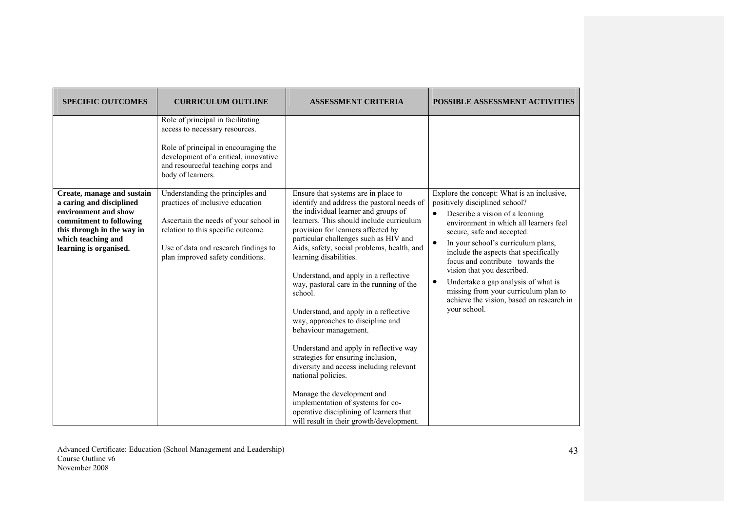| SPECIFIC OUTCOMES | CURRICULUM OUTLINE | ASSESSMENT CRITERIA | POSSIBLE ASSESSMENT ACTIVITIES |
|---|---|---|---|
| | Role of principal in facilitating access to necessary resources.<br><br>Role of principal in encouraging the development of a critical, innovative and resourceful teaching corps and body of learners. | | |
| **Create, manage and sustain a caring and disciplined environment and show commitment to following this through in the way in which teaching and learning is organised.** | Understanding the principles and practices of inclusive education<br><br>Ascertain the needs of your school in relation to this specific outcome.<br><br>Use of data and research findings to plan improved safety conditions. | Ensure that systems are in place to identify and address the pastoral needs of the individual learner and groups of learners. This should include curriculum provision for learners affected by particular challenges such as HIV and Aids, safety, social problems, health, and learning disabilities.<br><br>Understand, and apply in a reflective way, pastoral care in the running of the school.<br><br>Understand, and apply in a reflective way, approaches to discipline and behaviour management.<br><br>Understand and apply in reflective way strategies for ensuring inclusion, diversity and access including relevant national policies.<br><br>Manage the development and implementation of systems for co-operative disciplining of learners that will result in their growth/development. | Explore the concept: What is an inclusive, positively disciplined school?<br>• Describe a vision of a learning environment in which all learners feel secure, safe and accepted.<br>• In your school's curriculum plans, include the aspects that specifically focus and contribute towards the vision that you described.<br>• Undertake a gap analysis of what is missing from your curriculum plan to achieve the vision, based on research in your school. |

Advanced Certificate: Education (School Management and Leadership)
Course Outline v6
November 2008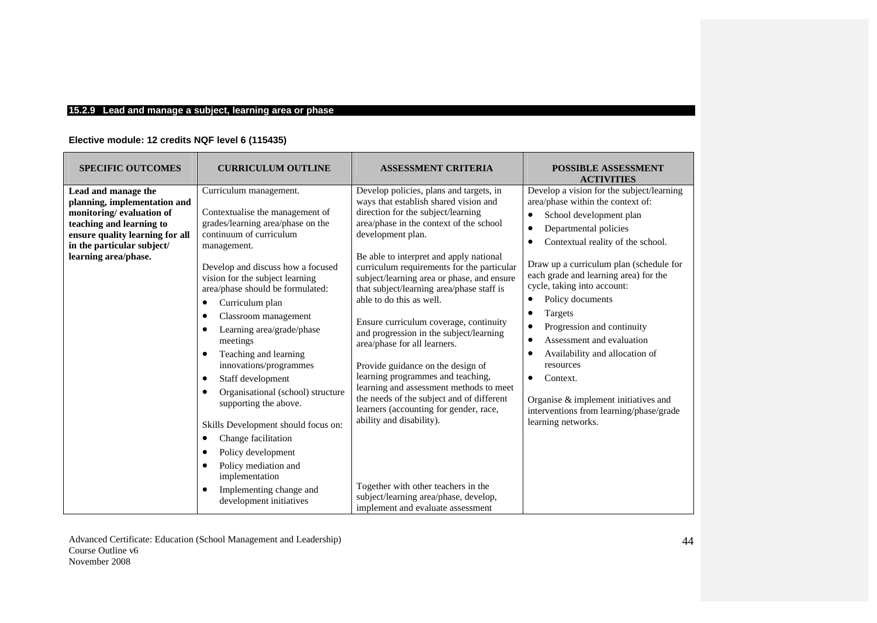### 15.2.9 Lead and manage a subject, learning area or phase

**Elective module: 12 credits NQF level 6 (115435)**

| SPECIFIC OUTCOMES | CURRICULUM OUTLINE | ASSESSMENT CRITERIA | POSSIBLE ASSESSMENT ACTIVITIES |
|---|---|---|---|
| **Lead and manage the planning, implementation and monitoring/ evaluation of teaching and learning to ensure quality learning for all in the particular subject/ learning area/phase.** | Curriculum management.<br><br>Contextualise the management of grades/learning area/phase on the continuum of curriculum management.<br><br>Develop and discuss how a focused vision for the subject learning area/phase should be formulated:<br>• Curriculum plan<br>• Classroom management<br>• Learning area/grade/phase meetings<br>• Teaching and learning innovations/programmes<br>• Staff development<br>• Organisational (school) structure supporting the above.<br><br>Skills Development should focus on:<br>• Change facilitation<br>• Policy development<br>• Policy mediation and implementation<br>• Implementing change and development initiatives | Develop policies, plans and targets, in ways that establish shared vision and direction for the subject/learning area/phase in the context of the school development plan.<br><br>Be able to interpret and apply national curriculum requirements for the particular subject/learning area or phase, and ensure that subject/learning area/phase staff is able to do this as well.<br><br>Ensure curriculum coverage, continuity and progression in the subject/learning area/phase for all learners.<br><br>Provide guidance on the design of learning programmes and teaching, learning and assessment methods to meet the needs of the subject and of different learners (accounting for gender, race, ability and disability).<br><br>Together with other teachers in the subject/learning area/phase, develop, implement and evaluate assessment | Develop a vision for the subject/learning area/phase within the context of:<br>• School development plan<br>• Departmental policies<br>• Contextual reality of the school.<br><br>Draw up a curriculum plan (schedule for each grade and learning area) for the cycle, taking into account:<br>• Policy documents<br>• Targets<br>• Progression and continuity<br>• Assessment and evaluation<br>• Availability and allocation of resources<br>• Context.<br><br>Organise & implement initiatives and interventions from learning/phase/grade learning networks. |

Advanced Certificate: Education (School Management and Leadership)
Course Outline v6
November 2008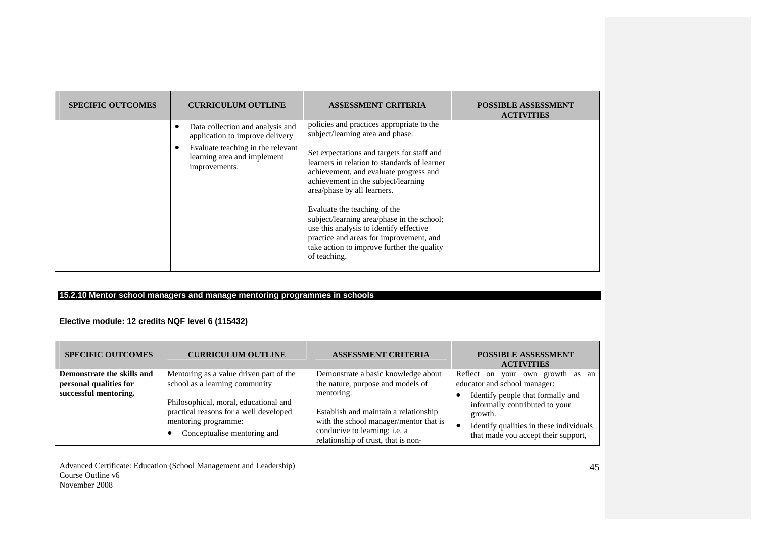| SPECIFIC OUTCOMES | CURRICULUM OUTLINE | ASSESSMENT CRITERIA | POSSIBLE ASSESSMENT ACTIVITIES |
|---|---|---|---|
| | • Data collection and analysis and application to improve delivery<br>• Evaluate teaching in the relevant learning area and implement improvements. | policies and practices appropriate to the subject/learning area and phase.<br><br>Set expectations and targets for staff and learners in relation to standards of learner achievement, and evaluate progress and achievement in the subject/learning area/phase by all learners.<br><br>Evaluate the teaching of the subject/learning area/phase in the school; use this analysis to identify effective practice and areas for improvement, and take action to improve further the quality of teaching. | |

## 15.2.10 Mentor school managers and manage mentoring programmes in schools

**Elective module: 12 credits NQF level 6 (115432)**

| SPECIFIC OUTCOMES | CURRICULUM OUTLINE | ASSESSMENT CRITERIA | POSSIBLE ASSESSMENT ACTIVITIES |
|---|---|---|---|
| **Demonstrate the skills and personal qualities for successful mentoring.** | Mentoring as a value driven part of the school as a learning community<br><br>Philosophical, moral, educational and practical reasons for a well developed mentoring programme:<br>• Conceptualise mentoring and | Demonstrate a basic knowledge about the nature, purpose and models of mentoring.<br><br>Establish and maintain a relationship with the school manager/mentor that is conducive to learning; i.e. a relationship of trust, that is non- | Reflect on your own growth as an educator and school manager:<br>• Identify people that formally and informally contributed to your growth.<br>• Identify qualities in these individuals that made you accept their support, |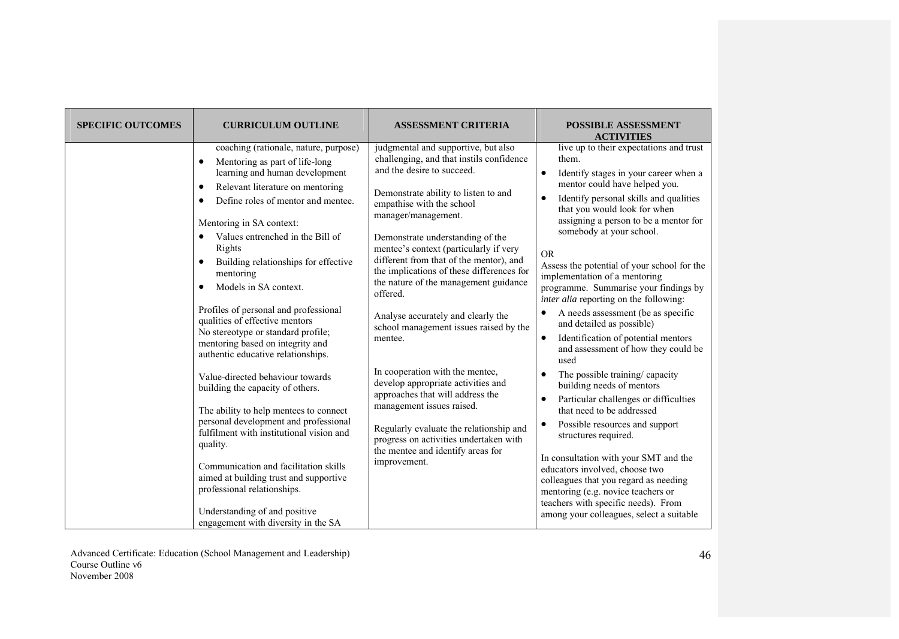| SPECIFIC OUTCOMES | CURRICULUM OUTLINE | ASSESSMENT CRITERIA | POSSIBLE ASSESSMENT ACTIVITIES |
|---|---|---|---|
| | coaching (rationale, nature, purpose)<br>• Mentoring as part of life-long learning and human development<br>• Relevant literature on mentoring<br>• Define roles of mentor and mentee.<br><br>Mentoring in SA context:<br>• Values entrenched in the Bill of Rights<br>• Building relationships for effective mentoring<br>• Models in SA context.<br><br>Profiles of personal and professional qualities of effective mentors<br>No stereotype or standard profile; mentoring based on integrity and authentic educative relationships.<br><br>Value-directed behaviour towards building the capacity of others.<br><br>The ability to help mentees to connect personal development and professional fulfilment with institutional vision and quality.<br><br>Communication and facilitation skills aimed at building trust and supportive professional relationships.<br><br>Understanding of and positive engagement with diversity in the SA | judgmental and supportive, but also challenging, and that instils confidence and the desire to succeed.<br><br>Demonstrate ability to listen to and empathise with the school manager/management.<br><br>Demonstrate understanding of the mentee's context (particularly if very different from that of the mentor), and the implications of these differences for the nature of the management guidance offered.<br><br>Analyse accurately and clearly the school management issues raised by the mentee.<br><br>In cooperation with the mentee, develop appropriate activities and approaches that will address the management issues raised.<br><br>Regularly evaluate the relationship and progress on activities undertaken with the mentee and identify areas for improvement. | live up to their expectations and trust them.<br>• Identify stages in your career when a mentor could have helped you.<br>• Identify personal skills and qualities that you would look for when assigning a person to be a mentor for somebody at your school.<br><br>OR<br>Assess the potential of your school for the implementation of a mentoring programme. Summarise your findings by *inter alia* reporting on the following:<br>• A needs assessment (be as specific and detailed as possible)<br>• Identification of potential mentors and assessment of how they could be used<br>• The possible training/ capacity building needs of mentors<br>• Particular challenges or difficulties that need to be addressed<br>• Possible resources and support structures required.<br><br>In consultation with your SMT and the educators involved, choose two colleagues that you regard as needing mentoring (e.g. novice teachers or teachers with specific needs). From among your colleagues, select a suitable |

Advanced Certificate: Education (School Management and Leadership)
Course Outline v6
November 2008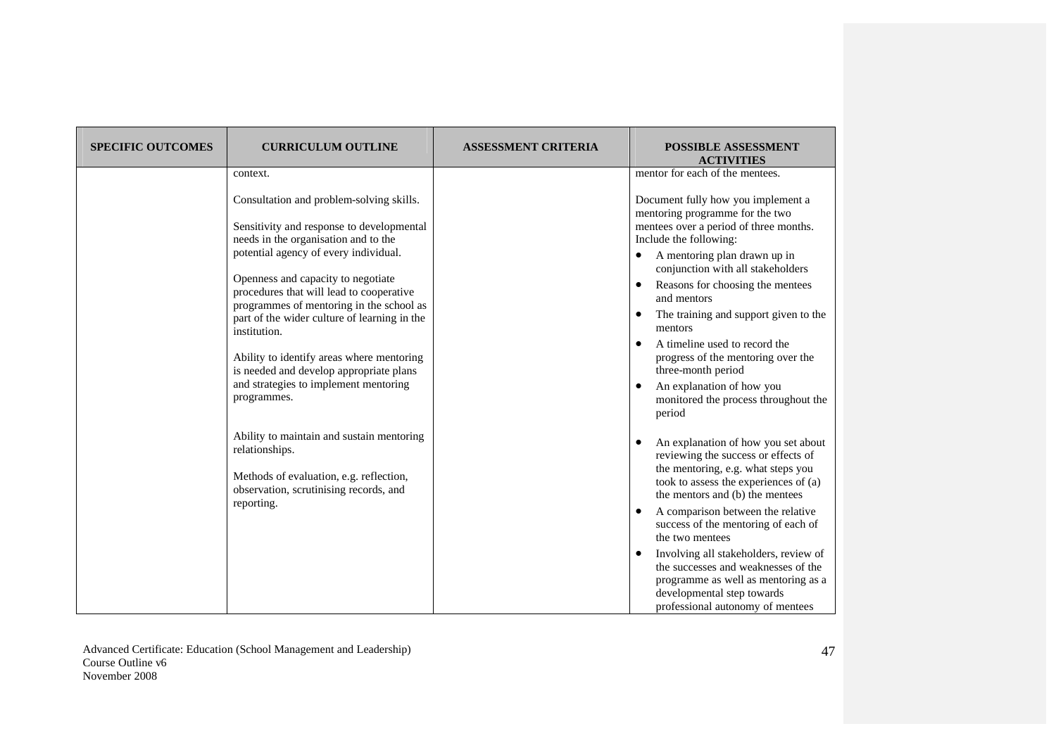| SPECIFIC OUTCOMES | CURRICULUM OUTLINE | ASSESSMENT CRITERIA | POSSIBLE ASSESSMENT ACTIVITIES |
|---|---|---|---|
| | context.<br><br>Consultation and problem-solving skills.<br><br>Sensitivity and response to developmental needs in the organisation and to the potential agency of every individual.<br><br>Openness and capacity to negotiate procedures that will lead to cooperative programmes of mentoring in the school as part of the wider culture of learning in the institution.<br><br>Ability to identify areas where mentoring is needed and develop appropriate plans and strategies to implement mentoring programmes.<br><br>Ability to maintain and sustain mentoring relationships.<br><br>Methods of evaluation, e.g. reflection, observation, scrutinising records, and reporting. | | mentor for each of the mentees.<br><br>Document fully how you implement a mentoring programme for the two mentees over a period of three months. Include the following:<br>• A mentoring plan drawn up in conjunction with all stakeholders<br>• Reasons for choosing the mentees and mentors<br>• The training and support given to the mentors<br>• A timeline used to record the progress of the mentoring over the three-month period<br>• An explanation of how you monitored the process throughout the period<br>• An explanation of how you set about reviewing the success or effects of the mentoring, e.g. what steps you took to assess the experiences of (a) the mentors and (b) the mentees<br>• A comparison between the relative success of the mentoring of each of the two mentees<br>• Involving all stakeholders, review of the successes and weaknesses of the programme as well as mentoring as a developmental step towards professional autonomy of mentees |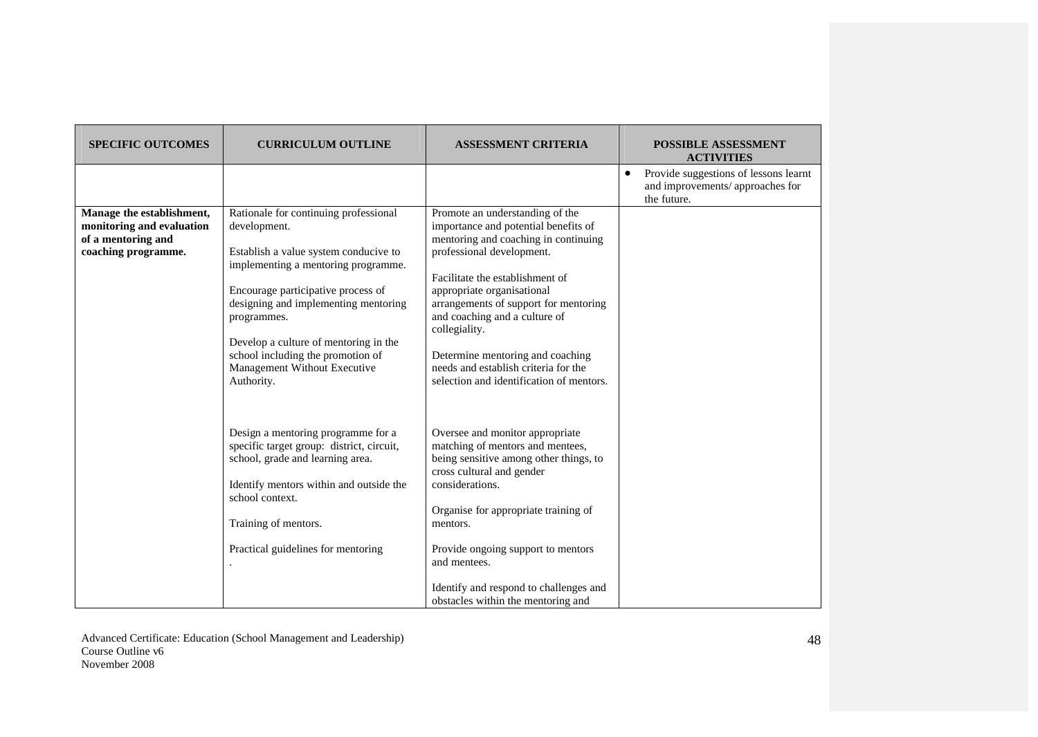| SPECIFIC OUTCOMES | CURRICULUM OUTLINE | ASSESSMENT CRITERIA | POSSIBLE ASSESSMENT ACTIVITIES |
|---|---|---|---|
| | | | • Provide suggestions of lessons learnt and improvements/ approaches for the future. |
| **Manage the establishment, monitoring and evaluation of a mentoring and coaching programme.** | Rationale for continuing professional development.<br><br>Establish a value system conducive to implementing a mentoring programme.<br><br>Encourage participative process of designing and implementing mentoring programmes.<br><br>Develop a culture of mentoring in the school including the promotion of Management Without Executive Authority.<br><br>Design a mentoring programme for a specific target group: district, circuit, school, grade and learning area.<br><br>Identify mentors within and outside the school context.<br><br>Training of mentors.<br><br>Practical guidelines for mentoring<br>. | Promote an understanding of the importance and potential benefits of mentoring and coaching in continuing professional development.<br><br>Facilitate the establishment of appropriate organisational arrangements of support for mentoring and coaching and a culture of collegiality.<br><br>Determine mentoring and coaching needs and establish criteria for the selection and identification of mentors.<br><br>Oversee and monitor appropriate matching of mentors and mentees, being sensitive among other things, to cross cultural and gender considerations.<br><br>Organise for appropriate training of mentors.<br><br>Provide ongoing support to mentors and mentees.<br><br>Identify and respond to challenges and obstacles within the mentoring and | |

Advanced Certificate: Education (School Management and Leadership)
Course Outline v6
November 2008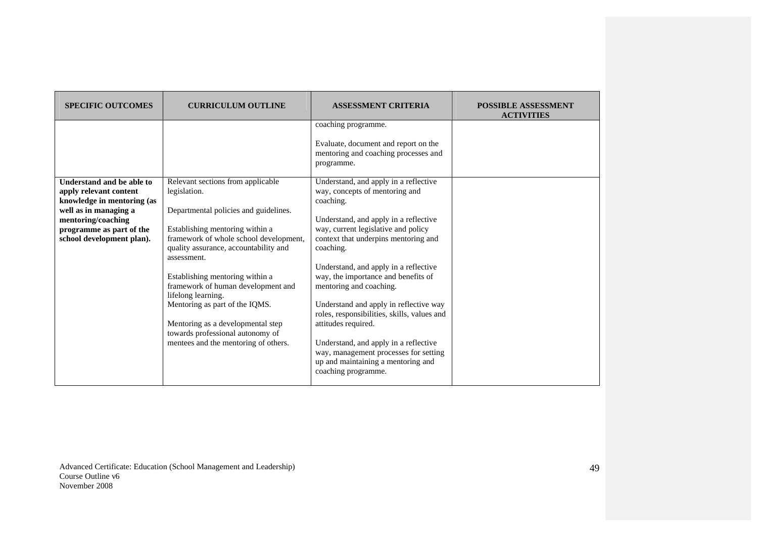| SPECIFIC OUTCOMES | CURRICULUM OUTLINE | ASSESSMENT CRITERIA | POSSIBLE ASSESSMENT ACTIVITIES |
|---|---|---|---|
| | | coaching programme.<br><br>Evaluate, document and report on the mentoring and coaching processes and programme. | |
| **Understand and be able to apply relevant content knowledge in mentoring (as well as in managing a mentoring/coaching programme as part of the school development plan).** | Relevant sections from applicable legislation.<br><br>Departmental policies and guidelines.<br><br>Establishing mentoring within a framework of whole school development, quality assurance, accountability and assessment.<br><br>Establishing mentoring within a framework of human development and lifelong learning.<br>Mentoring as part of the IQMS.<br><br>Mentoring as a developmental step towards professional autonomy of mentees and the mentoring of others. | Understand, and apply in a reflective way, concepts of mentoring and coaching.<br><br>Understand, and apply in a reflective way, current legislative and policy context that underpins mentoring and coaching.<br><br>Understand, and apply in a reflective way, the importance and benefits of mentoring and coaching.<br><br>Understand and apply in reflective way roles, responsibilities, skills, values and attitudes required.<br><br>Understand, and apply in a reflective way, management processes for setting up and maintaining a mentoring and coaching programme. | |

Advanced Certificate: Education (School Management and Leadership)
Course Outline v6
November 2008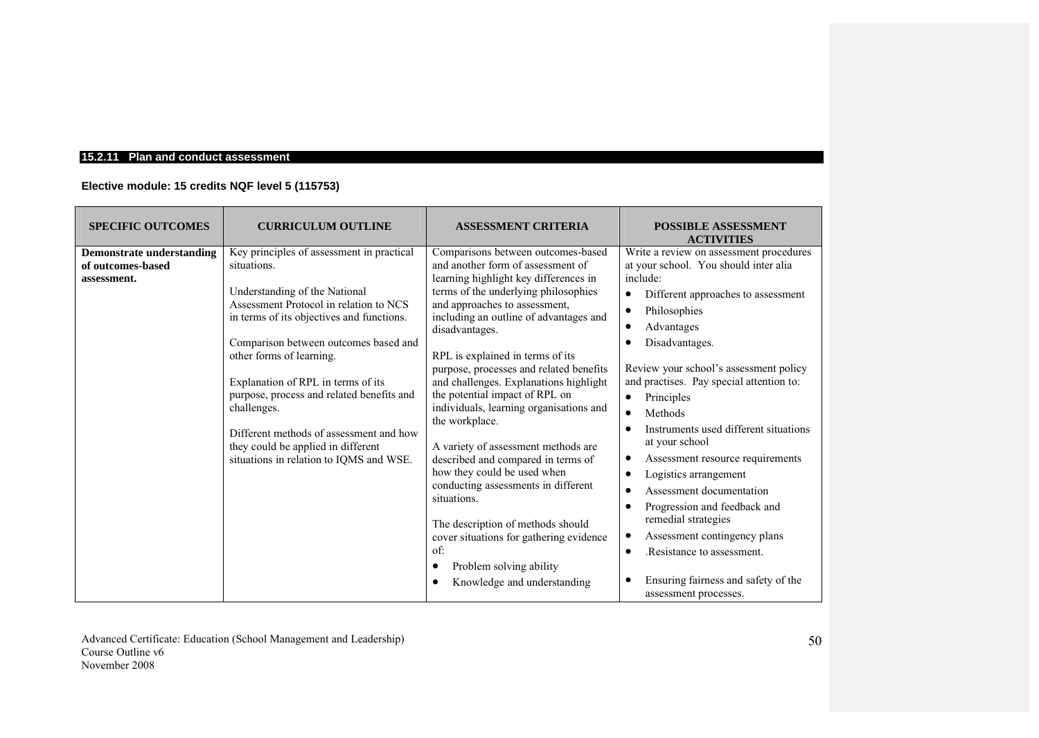## 15.2.11 Plan and conduct assessment

**Elective module: 15 credits NQF level 5 (115753)**

| SPECIFIC OUTCOMES | CURRICULUM OUTLINE | ASSESSMENT CRITERIA | POSSIBLE ASSESSMENT ACTIVITIES |
|---|---|---|---|
| **Demonstrate understanding of outcomes-based assessment.** | Key principles of assessment in practical situations.<br><br>Understanding of the National Assessment Protocol in relation to NCS in terms of its objectives and functions.<br><br>Comparison between outcomes based and other forms of learning.<br><br>Explanation of RPL in terms of its purpose, process and related benefits and challenges.<br><br>Different methods of assessment and how they could be applied in different situations in relation to IQMS and WSE. | Comparisons between outcomes-based and another form of assessment of learning highlight key differences in terms of the underlying philosophies and approaches to assessment, including an outline of advantages and disadvantages.<br><br>RPL is explained in terms of its purpose, processes and related benefits and challenges. Explanations highlight the potential impact of RPL on individuals, learning organisations and the workplace.<br><br>A variety of assessment methods are described and compared in terms of how they could be used when conducting assessments in different situations.<br><br>The description of methods should cover situations for gathering evidence of:<br>• Problem solving ability<br>• Knowledge and understanding | Write a review on assessment procedures at your school. You should inter alia include:<br>• Different approaches to assessment<br>• Philosophies<br>• Advantages<br>• Disadvantages.<br><br>Review your school's assessment policy and practises. Pay special attention to:<br>• Principles<br>• Methods<br>• Instruments used different situations at your school<br>• Assessment resource requirements<br>• Logistics arrangement<br>• Assessment documentation<br>• Progression and feedback and remedial strategies<br>• Assessment contingency plans<br>• .Resistance to assessment.<br>• Ensuring fairness and safety of the assessment processes. |

Advanced Certificate: Education (School Management and Leadership)
Course Outline v6
November 2008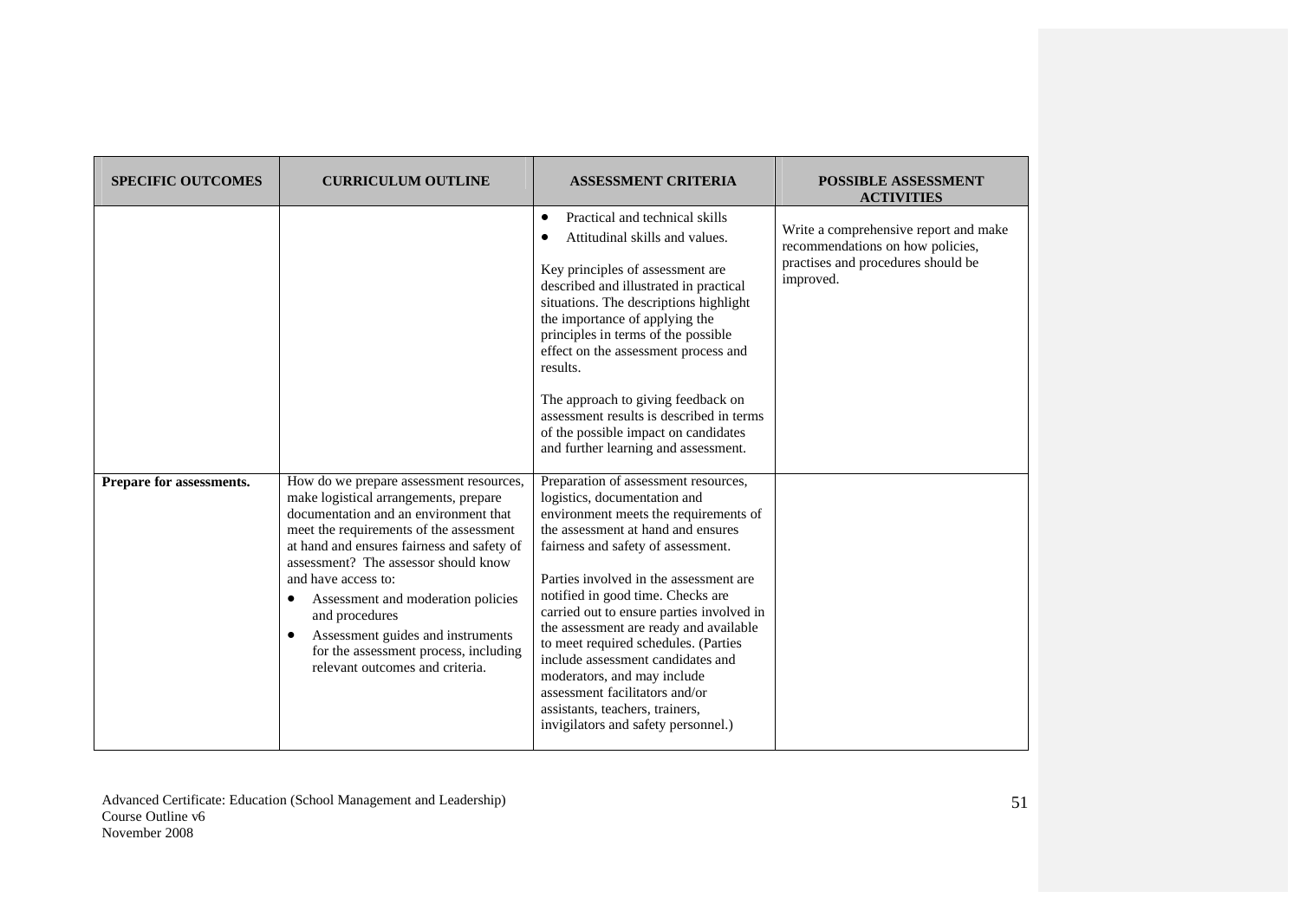| SPECIFIC OUTCOMES | CURRICULUM OUTLINE | ASSESSMENT CRITERIA | POSSIBLE ASSESSMENT ACTIVITIES |
|---|---|---|---|
| | | • Practical and technical skills<br>• Attitudinal skills and values.<br><br>Key principles of assessment are described and illustrated in practical situations. The descriptions highlight the importance of applying the principles in terms of the possible effect on the assessment process and results.<br><br>The approach to giving feedback on assessment results is described in terms of the possible impact on candidates and further learning and assessment. | Write a comprehensive report and make recommendations on how policies, practises and procedures should be improved. |
| **Prepare for assessments.** | How do we prepare assessment resources, make logistical arrangements, prepare documentation and an environment that meet the requirements of the assessment at hand and ensures fairness and safety of assessment? The assessor should know and have access to:<br>• Assessment and moderation policies and procedures<br>• Assessment guides and instruments for the assessment process, including relevant outcomes and criteria. | Preparation of assessment resources, logistics, documentation and environment meets the requirements of the assessment at hand and ensures fairness and safety of assessment.<br><br>Parties involved in the assessment are notified in good time. Checks are carried out to ensure parties involved in the assessment are ready and available to meet required schedules. (Parties include assessment candidates and moderators, and may include assessment facilitators and/or assistants, teachers, trainers, invigilators and safety personnel.) | |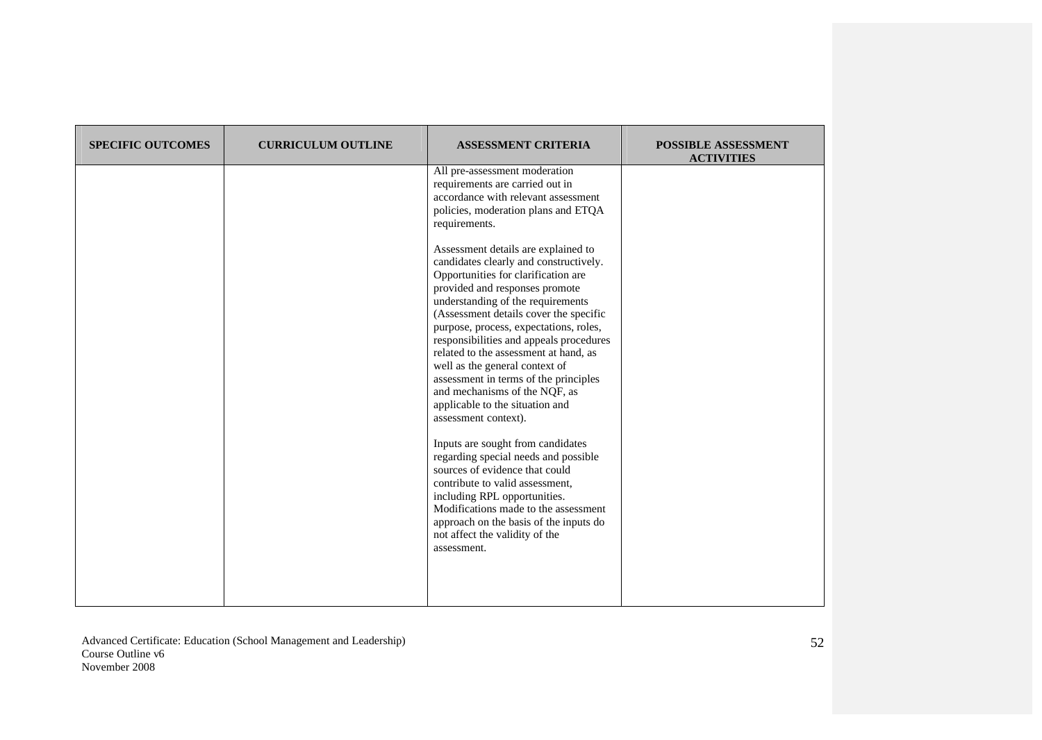| SPECIFIC OUTCOMES | CURRICULUM OUTLINE | ASSESSMENT CRITERIA | POSSIBLE ASSESSMENT ACTIVITIES |
|---|---|---|---|
| | | All pre-assessment moderation requirements are carried out in accordance with relevant assessment policies, moderation plans and ETQA requirements.<br><br>Assessment details are explained to candidates clearly and constructively. Opportunities for clarification are provided and responses promote understanding of the requirements (Assessment details cover the specific purpose, process, expectations, roles, responsibilities and appeals procedures related to the assessment at hand, as well as the general context of assessment in terms of the principles and mechanisms of the NQF, as applicable to the situation and assessment context).<br><br>Inputs are sought from candidates regarding special needs and possible sources of evidence that could contribute to valid assessment, including RPL opportunities. Modifications made to the assessment approach on the basis of the inputs do not affect the validity of the assessment. | |

Advanced Certificate: Education (School Management and Leadership)
Course Outline v6
November 2008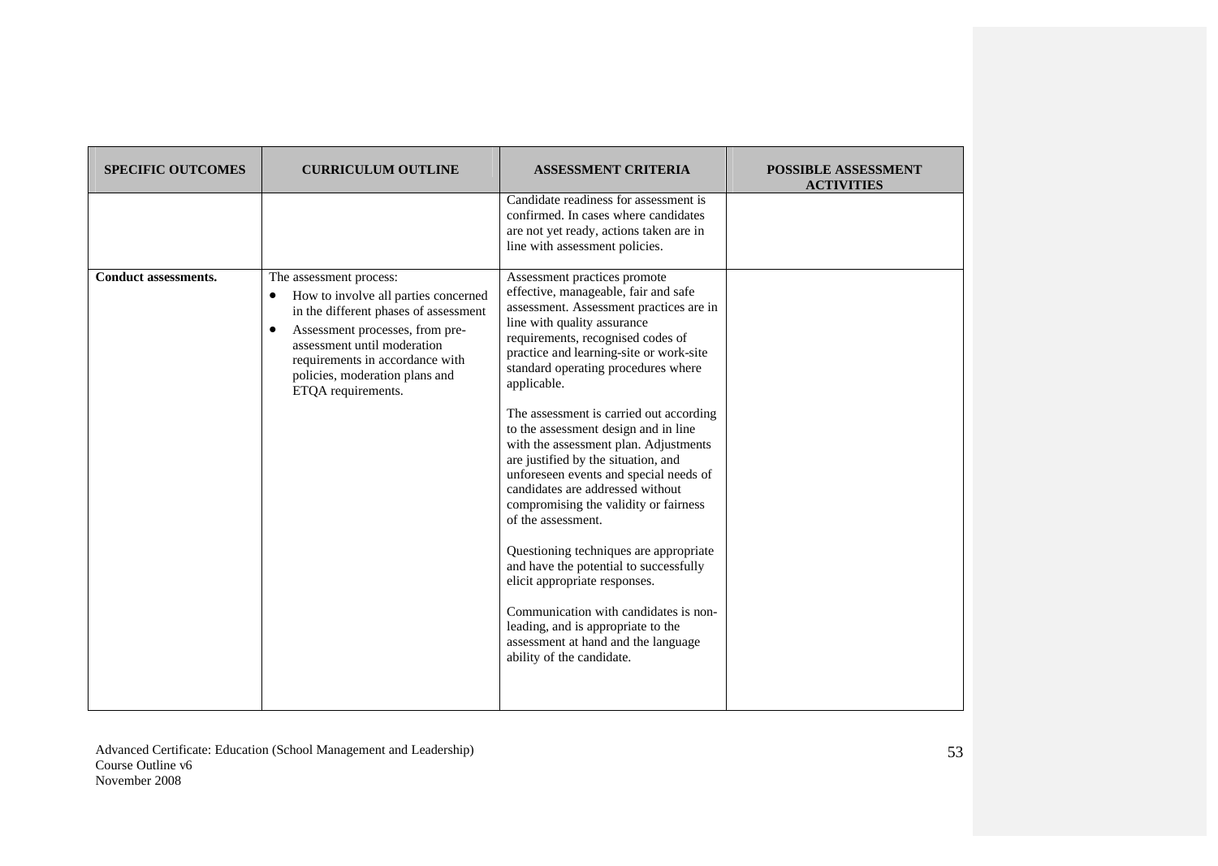| SPECIFIC OUTCOMES | CURRICULUM OUTLINE | ASSESSMENT CRITERIA | POSSIBLE ASSESSMENT ACTIVITIES |
|---|---|---|---|
| | | Candidate readiness for assessment is confirmed. In cases where candidates are not yet ready, actions taken are in line with assessment policies. | |
| **Conduct assessments.** | The assessment process:<br>• How to involve all parties concerned in the different phases of assessment<br>• Assessment processes, from pre-assessment until moderation requirements in accordance with policies, moderation plans and ETQA requirements. | Assessment practices promote effective, manageable, fair and safe assessment. Assessment practices are in line with quality assurance requirements, recognised codes of practice and learning-site or work-site standard operating procedures where applicable.<br><br>The assessment is carried out according to the assessment design and in line with the assessment plan. Adjustments are justified by the situation, and unforeseen events and special needs of candidates are addressed without compromising the validity or fairness of the assessment.<br><br>Questioning techniques are appropriate and have the potential to successfully elicit appropriate responses.<br><br>Communication with candidates is non-leading, and is appropriate to the assessment at hand and the language ability of the candidate. | |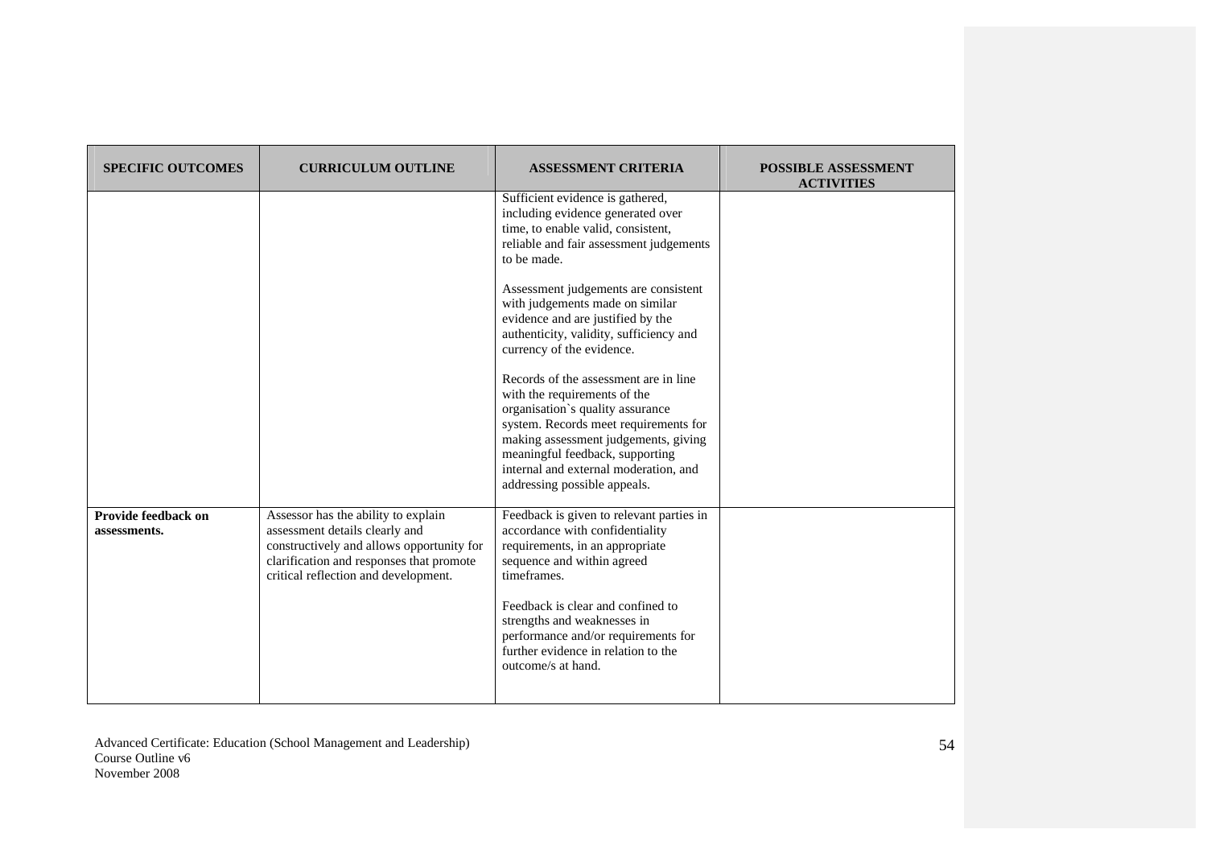| SPECIFIC OUTCOMES | CURRICULUM OUTLINE | ASSESSMENT CRITERIA | POSSIBLE ASSESSMENT ACTIVITIES |
|---|---|---|---|
| | | Sufficient evidence is gathered, including evidence generated over time, to enable valid, consistent, reliable and fair assessment judgements to be made.<br><br>Assessment judgements are consistent with judgements made on similar evidence and are justified by the authenticity, validity, sufficiency and currency of the evidence.<br><br>Records of the assessment are in line with the requirements of the organisation`s quality assurance system. Records meet requirements for making assessment judgements, giving meaningful feedback, supporting internal and external moderation, and addressing possible appeals. | |
| **Provide feedback on assessments.** | Assessor has the ability to explain assessment details clearly and constructively and allows opportunity for clarification and responses that promote critical reflection and development. | Feedback is given to relevant parties in accordance with confidentiality requirements, in an appropriate sequence and within agreed timeframes.<br><br>Feedback is clear and confined to strengths and weaknesses in performance and/or requirements for further evidence in relation to the outcome/s at hand. | |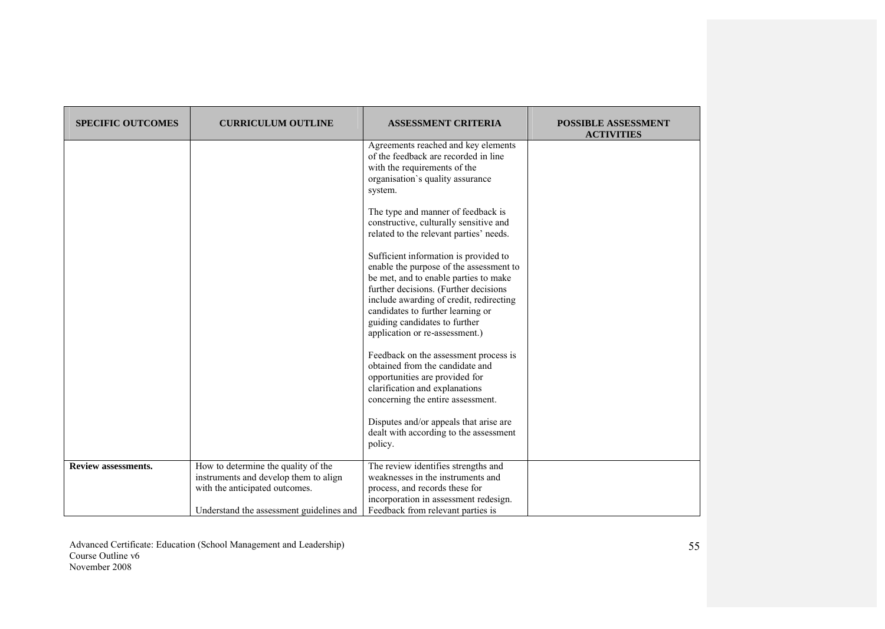| SPECIFIC OUTCOMES | CURRICULUM OUTLINE | ASSESSMENT CRITERIA | POSSIBLE ASSESSMENT ACTIVITIES |
|---|---|---|---|
| | | Agreements reached and key elements of the feedback are recorded in line with the requirements of the organisation`s quality assurance system.<br><br>The type and manner of feedback is constructive, culturally sensitive and related to the relevant parties' needs.<br><br>Sufficient information is provided to enable the purpose of the assessment to be met, and to enable parties to make further decisions. (Further decisions include awarding of credit, redirecting candidates to further learning or guiding candidates to further application or re-assessment.)<br><br>Feedback on the assessment process is obtained from the candidate and opportunities are provided for clarification and explanations concerning the entire assessment.<br><br>Disputes and/or appeals that arise are dealt with according to the assessment policy. | |
| **Review assessments.** | How to determine the quality of the instruments and develop them to align with the anticipated outcomes.<br><br>Understand the assessment guidelines and | The review identifies strengths and weaknesses in the instruments and process, and records these for incorporation in assessment redesign.<br>Feedback from relevant parties is | |

Advanced Certificate: Education (School Management and Leadership)
Course Outline v6
November 2008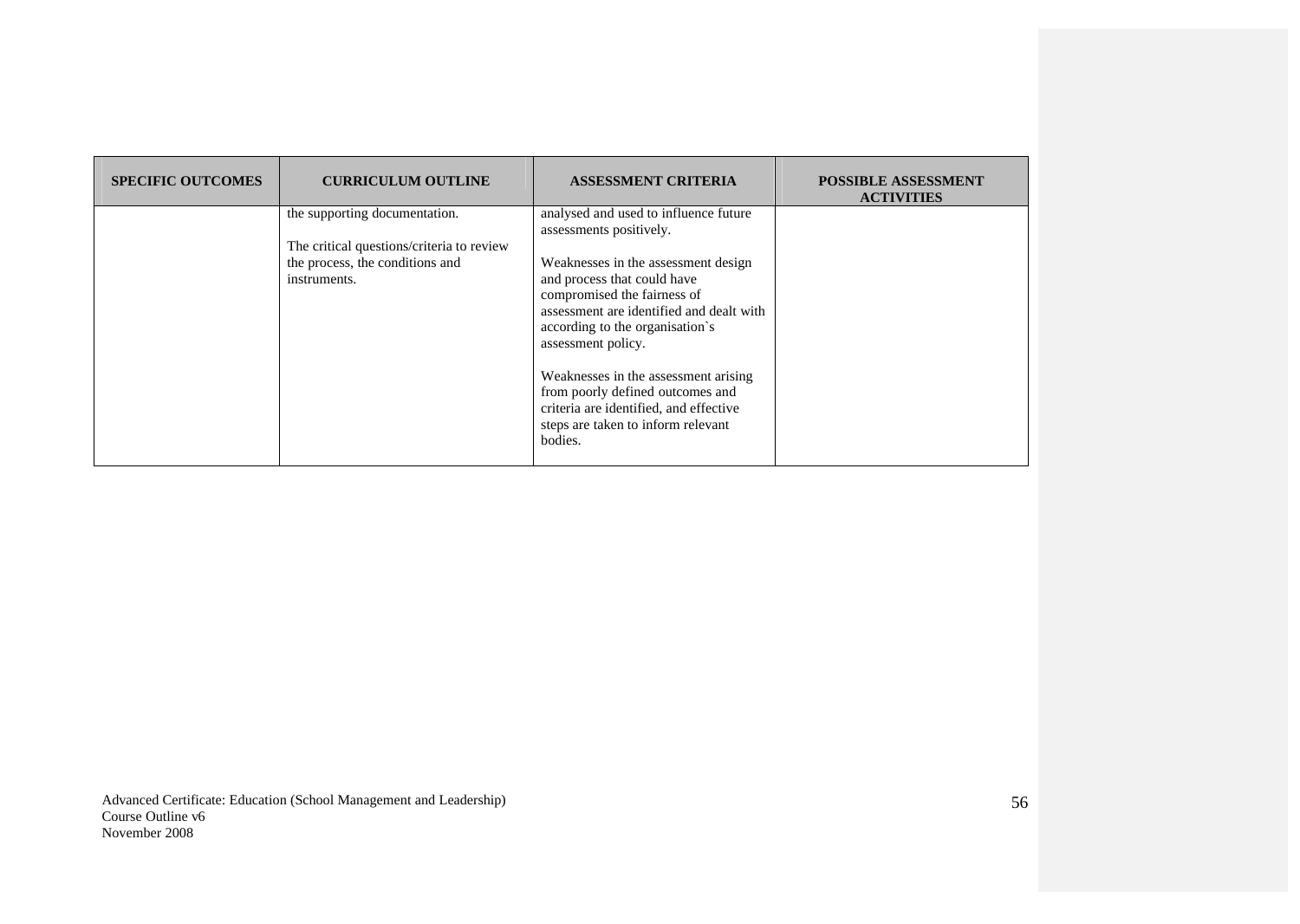| SPECIFIC OUTCOMES | CURRICULUM OUTLINE | ASSESSMENT CRITERIA | POSSIBLE ASSESSMENT ACTIVITIES |
|---|---|---|---|
| | the supporting documentation.<br><br>The critical questions/criteria to review the process, the conditions and instruments. | analysed and used to influence future assessments positively.<br><br>Weaknesses in the assessment design and process that could have compromised the fairness of assessment are identified and dealt with according to the organisation`s assessment policy.<br><br>Weaknesses in the assessment arising from poorly defined outcomes and criteria are identified, and effective steps are taken to inform relevant bodies. | |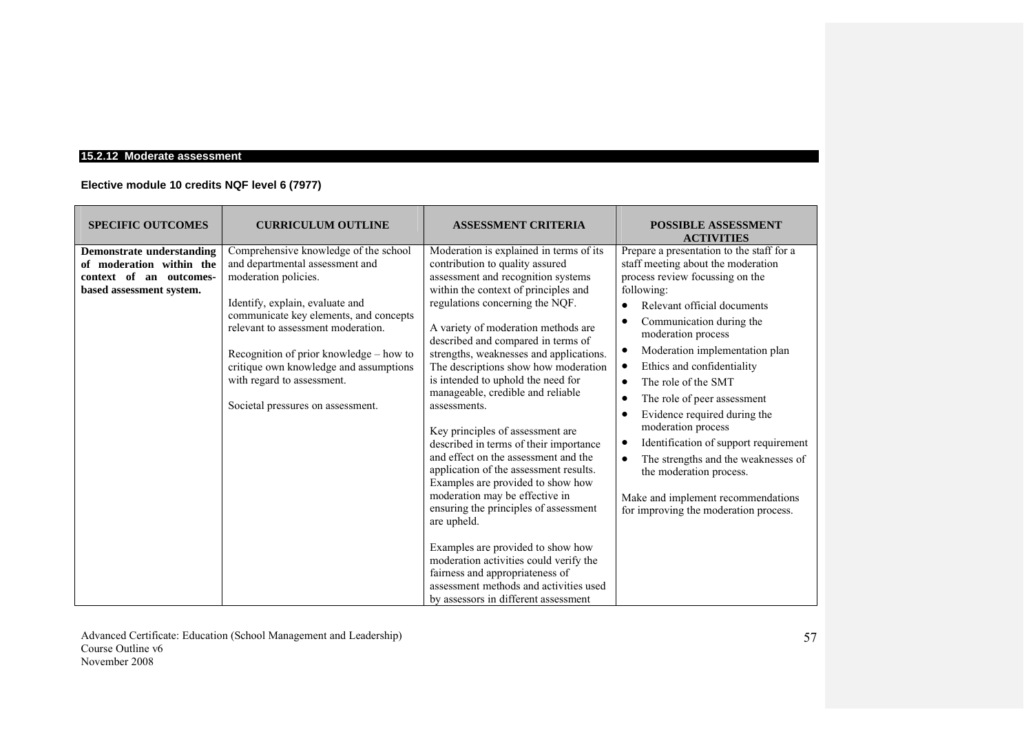## 15.2.12 Moderate assessment

**Elective module 10 credits NQF level 6 (7977)**

| SPECIFIC OUTCOMES | CURRICULUM OUTLINE | ASSESSMENT CRITERIA | POSSIBLE ASSESSMENT ACTIVITIES |
|---|---|---|---|
| **Demonstrate understanding of moderation within the context of an outcomes-based assessment system.** | Comprehensive knowledge of the school and departmental assessment and moderation policies.<br><br>Identify, explain, evaluate and communicate key elements, and concepts relevant to assessment moderation.<br><br>Recognition of prior knowledge – how to critique own knowledge and assumptions with regard to assessment.<br><br>Societal pressures on assessment. | Moderation is explained in terms of its contribution to quality assured assessment and recognition systems within the context of principles and regulations concerning the NQF.<br><br>A variety of moderation methods are described and compared in terms of strengths, weaknesses and applications. The descriptions show how moderation is intended to uphold the need for manageable, credible and reliable assessments.<br><br>Key principles of assessment are described in terms of their importance and effect on the assessment and the application of the assessment results. Examples are provided to show how moderation may be effective in ensuring the principles of assessment are upheld.<br><br>Examples are provided to show how moderation activities could verify the fairness and appropriateness of assessment methods and activities used by assessors in different assessment | Prepare a presentation to the staff for a staff meeting about the moderation process review focussing on the following:<br>• Relevant official documents<br>• Communication during the moderation process<br>• Moderation implementation plan<br>• Ethics and confidentiality<br>• The role of the SMT<br>• The role of peer assessment<br>• Evidence required during the moderation process<br>• Identification of support requirement<br>• The strengths and the weaknesses of the moderation process.<br><br>Make and implement recommendations for improving the moderation process. |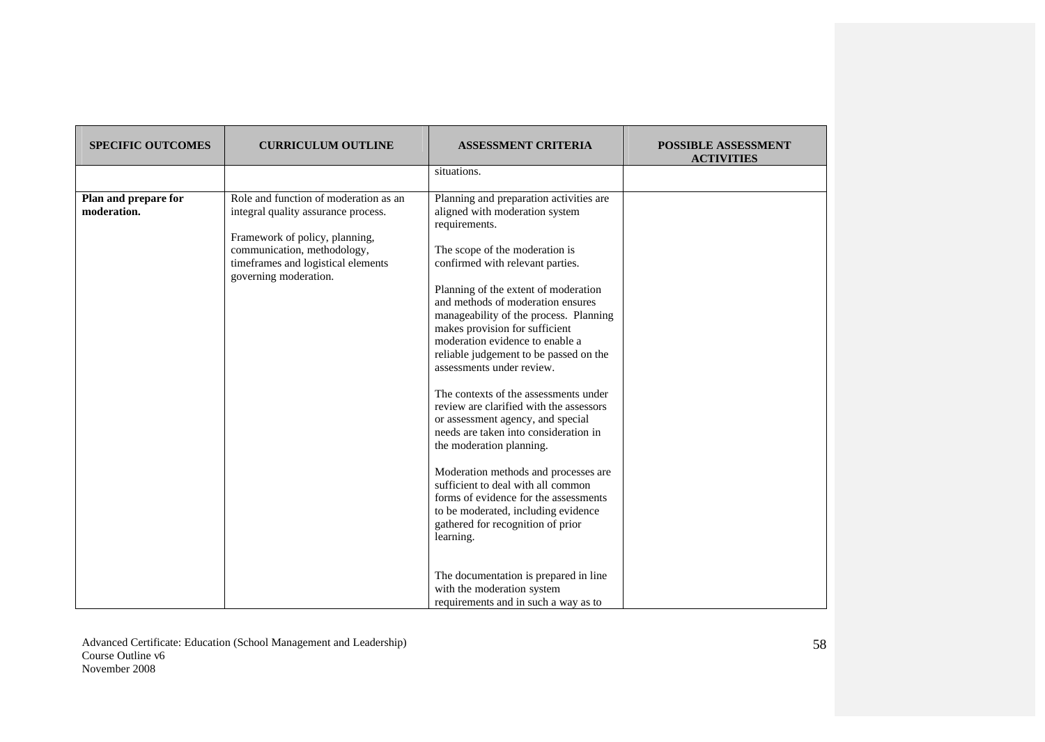| SPECIFIC OUTCOMES | CURRICULUM OUTLINE | ASSESSMENT CRITERIA | POSSIBLE ASSESSMENT ACTIVITIES |
|---|---|---|---|
| | | situations. | |
| **Plan and prepare for moderation.** | Role and function of moderation as an integral quality assurance process.<br><br>Framework of policy, planning, communication, methodology, timeframes and logistical elements governing moderation. | Planning and preparation activities are aligned with moderation system requirements.<br><br>The scope of the moderation is confirmed with relevant parties.<br><br>Planning of the extent of moderation and methods of moderation ensures manageability of the process. Planning makes provision for sufficient moderation evidence to enable a reliable judgement to be passed on the assessments under review.<br><br>The contexts of the assessments under review are clarified with the assessors or assessment agency, and special needs are taken into consideration in the moderation planning.<br><br>Moderation methods and processes are sufficient to deal with all common forms of evidence for the assessments to be moderated, including evidence gathered for recognition of prior learning.<br><br>The documentation is prepared in line with the moderation system requirements and in such a way as to | |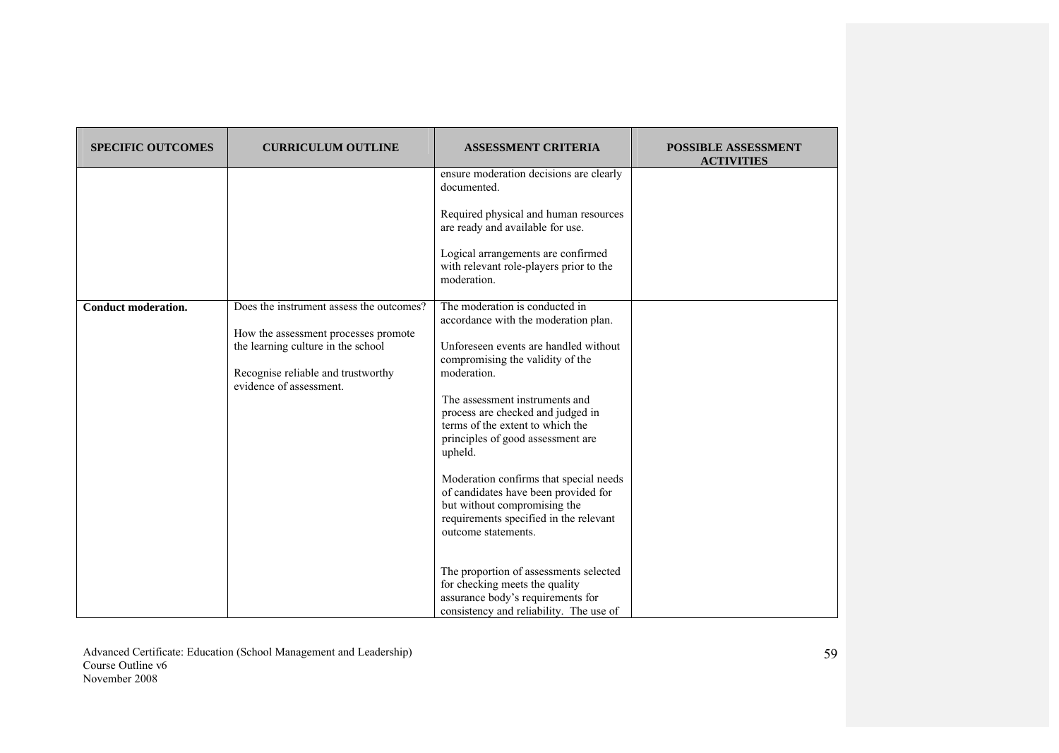| SPECIFIC OUTCOMES | CURRICULUM OUTLINE | ASSESSMENT CRITERIA | POSSIBLE ASSESSMENT ACTIVITIES |
|---|---|---|---|
| | | ensure moderation decisions are clearly documented.<br><br>Required physical and human resources are ready and available for use.<br><br>Logical arrangements are confirmed with relevant role-players prior to the moderation. | |
| **Conduct moderation.** | Does the instrument assess the outcomes?<br><br>How the assessment processes promote the learning culture in the school<br><br>Recognise reliable and trustworthy evidence of assessment. | The moderation is conducted in accordance with the moderation plan.<br><br>Unforeseen events are handled without compromising the validity of the moderation.<br><br>The assessment instruments and process are checked and judged in terms of the extent to which the principles of good assessment are upheld.<br><br>Moderation confirms that special needs of candidates have been provided for but without compromising the requirements specified in the relevant outcome statements.<br><br>The proportion of assessments selected for checking meets the quality assurance body's requirements for consistency and reliability. The use of | |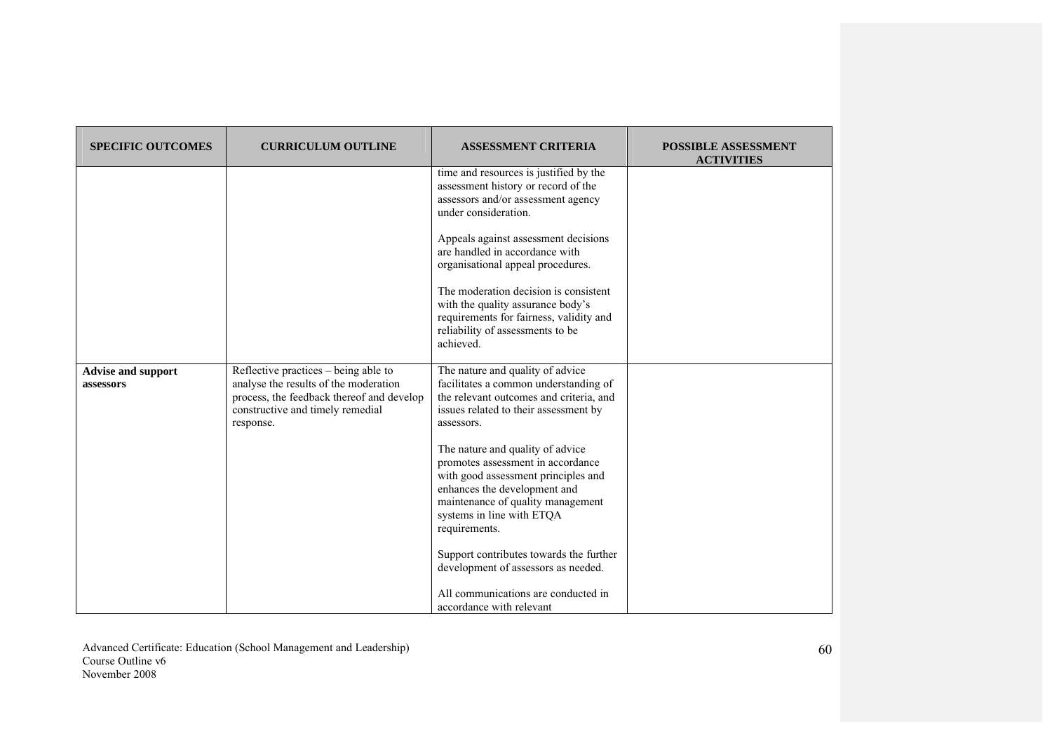| SPECIFIC OUTCOMES | CURRICULUM OUTLINE | ASSESSMENT CRITERIA | POSSIBLE ASSESSMENT ACTIVITIES |
|---|---|---|---|
| | | time and resources is justified by the assessment history or record of the assessors and/or assessment agency under consideration.<br><br>Appeals against assessment decisions are handled in accordance with organisational appeal procedures.<br><br>The moderation decision is consistent with the quality assurance body's requirements for fairness, validity and reliability of assessments to be achieved. | |
| **Advise and support assessors** | Reflective practices – being able to analyse the results of the moderation process, the feedback thereof and develop constructive and timely remedial response. | The nature and quality of advice facilitates a common understanding of the relevant outcomes and criteria, and issues related to their assessment by assessors.<br><br>The nature and quality of advice promotes assessment in accordance with good assessment principles and enhances the development and maintenance of quality management systems in line with ETQA requirements.<br><br>Support contributes towards the further development of assessors as needed.<br><br>All communications are conducted in accordance with relevant | |

Advanced Certificate: Education (School Management and Leadership)
Course Outline v6
November 2008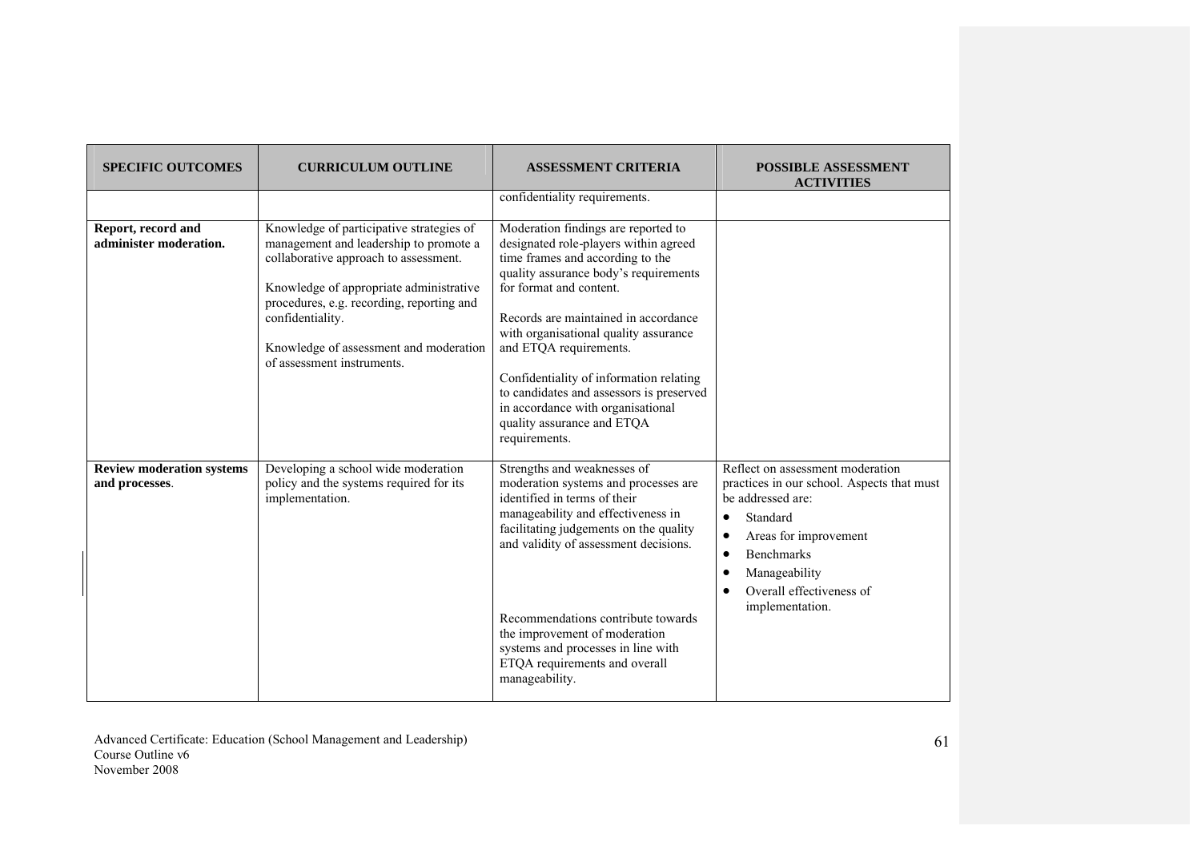| SPECIFIC OUTCOMES | CURRICULUM OUTLINE | ASSESSMENT CRITERIA | POSSIBLE ASSESSMENT ACTIVITIES |
|---|---|---|---|
| | | confidentiality requirements. | |
| **Report, record and administer moderation.** | Knowledge of participative strategies of management and leadership to promote a collaborative approach to assessment.<br><br>Knowledge of appropriate administrative procedures, e.g. recording, reporting and confidentiality.<br><br>Knowledge of assessment and moderation of assessment instruments. | Moderation findings are reported to designated role-players within agreed time frames and according to the quality assurance body's requirements for format and content.<br><br>Records are maintained in accordance with organisational quality assurance and ETQA requirements.<br><br>Confidentiality of information relating to candidates and assessors is preserved in accordance with organisational quality assurance and ETQA requirements. | |
| **Review moderation systems and processes**. | Developing a school wide moderation policy and the systems required for its implementation. | Strengths and weaknesses of moderation systems and processes are identified in terms of their manageability and effectiveness in facilitating judgements on the quality and validity of assessment decisions.<br><br>Recommendations contribute towards the improvement of moderation systems and processes in line with ETQA requirements and overall manageability. | Reflect on assessment moderation practices in our school. Aspects that must be addressed are:<br>• Standard<br>• Areas for improvement<br>• Benchmarks<br>• Manageability<br>• Overall effectiveness of implementation. |

Advanced Certificate: Education (School Management and Leadership)
Course Outline v6
November 2008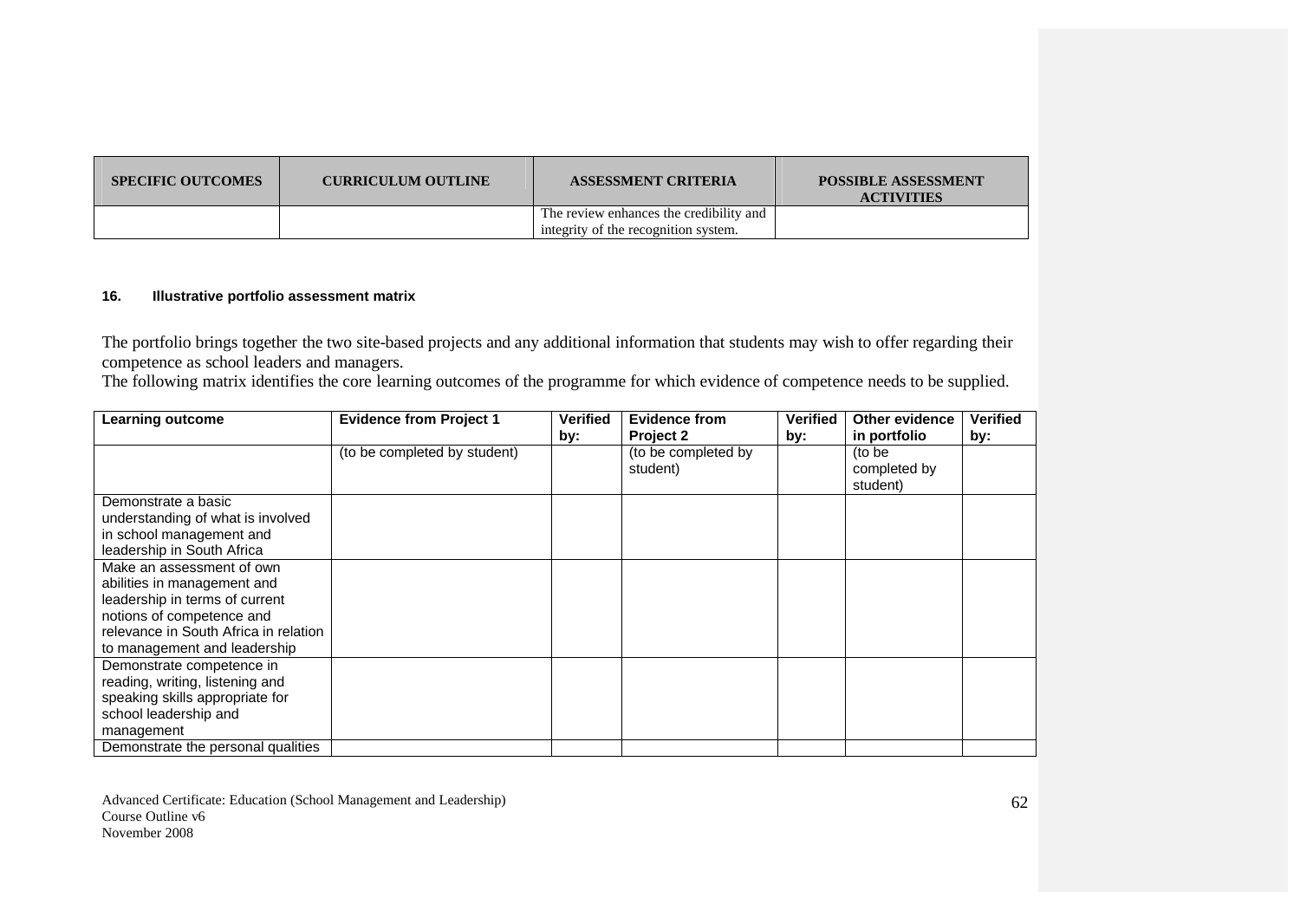| SPECIFIC OUTCOMES | CURRICULUM OUTLINE | ASSESSMENT CRITERIA | POSSIBLE ASSESSMENT ACTIVITIES |
|---|---|---|---|
| | | The review enhances the credibility and integrity of the recognition system. | |

#### 16. Illustrative portfolio assessment matrix

The portfolio brings together the two site-based projects and any additional information that students may wish to offer regarding their competence as school leaders and managers.
The following matrix identifies the core learning outcomes of the programme for which evidence of competence needs to be supplied.

| Learning outcome | Evidence from Project 1 | Verified by: | Evidence from Project 2 | Verified by: | Other evidence in portfolio | Verified by: |
|---|---|---|---|---|---|---|
| | (to be completed by student) | | (to be completed by student) | | (to be completed by student) | |
| Demonstrate a basic understanding of what is involved in school management and leadership in South Africa | | | | | | |
| Make an assessment of own abilities in management and leadership in terms of current notions of competence and relevance in South Africa in relation to management and leadership | | | | | | |
| Demonstrate competence in reading, writing, listening and speaking skills appropriate for school leadership and management | | | | | | |
| Demonstrate the personal qualities | | | | | | |

Advanced Certificate: Education (School Management and Leadership)
Course Outline v6
November 2008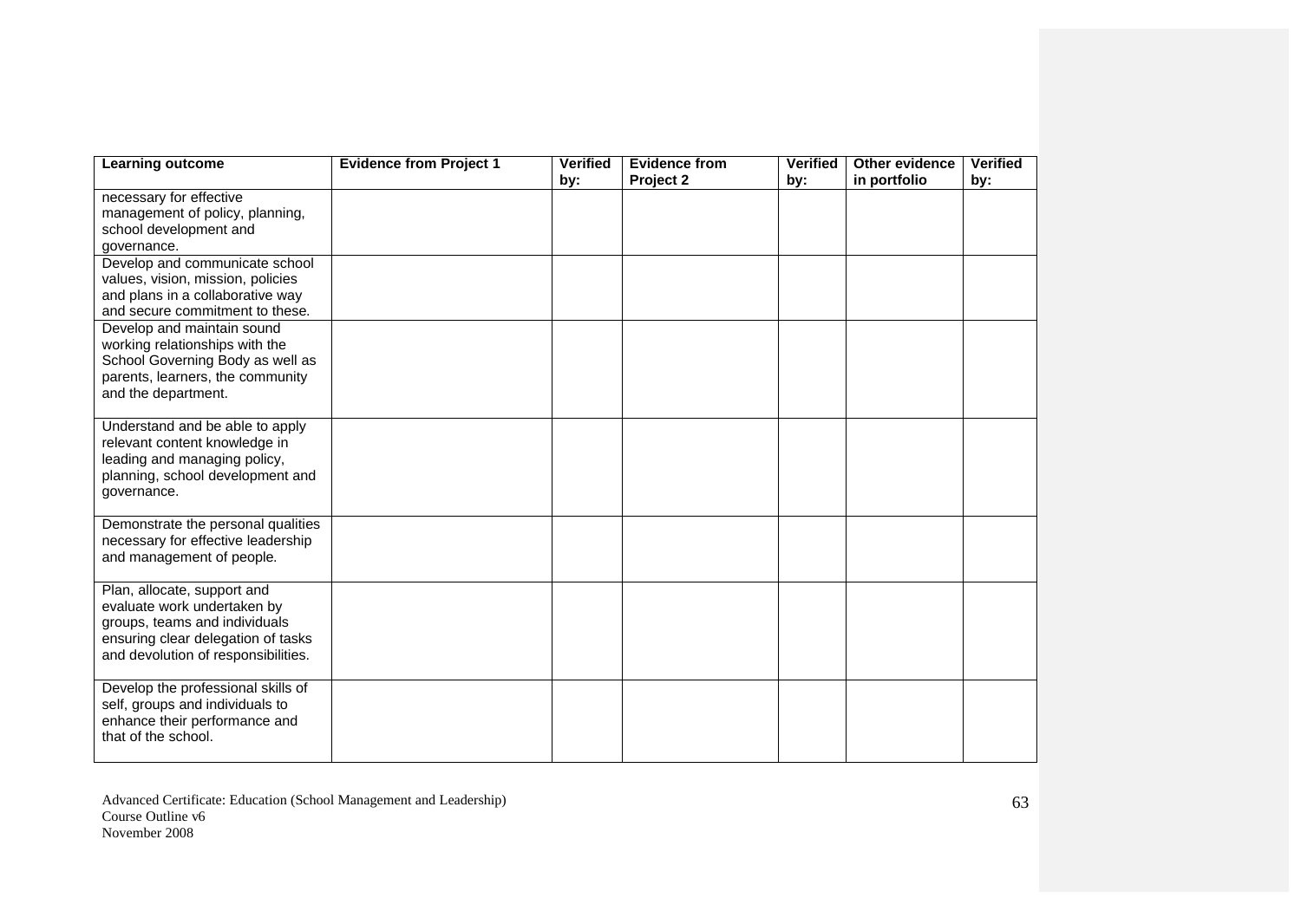| Learning outcome | Evidence from Project 1 | Verified by: | Evidence from Project 2 | Verified by: | Other evidence in portfolio | Verified by: |
|---|---|---|---|---|---|---|
| necessary for effective management of policy, planning, school development and governance. | | | | | | |
| Develop and communicate school values, vision, mission, policies and plans in a collaborative way and secure commitment to these. | | | | | | |
| Develop and maintain sound working relationships with the School Governing Body as well as parents, learners, the community and the department. | | | | | | |
| Understand and be able to apply relevant content knowledge in leading and managing policy, planning, school development and governance. | | | | | | |
| Demonstrate the personal qualities necessary for effective leadership and management of people. | | | | | | |
| Plan, allocate, support and evaluate work undertaken by groups, teams and individuals ensuring clear delegation of tasks and devolution of responsibilities. | | | | | | |
| Develop the professional skills of self, groups and individuals to enhance their performance and that of the school. | | | | | | |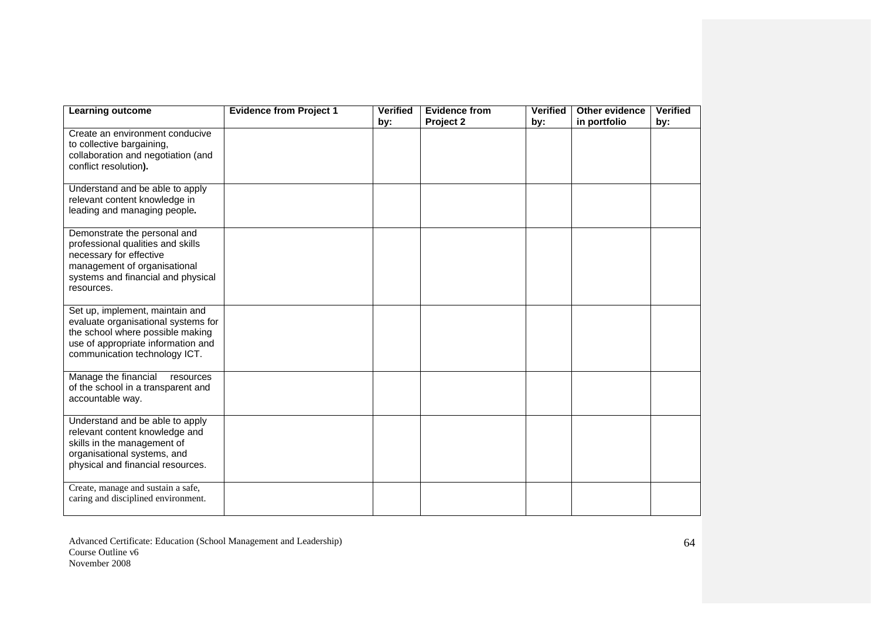| Learning outcome | Evidence from Project 1 | Verified by: | Evidence from Project 2 | Verified by: | Other evidence in portfolio | Verified by: |
|---|---|---|---|---|---|---|
| Create an environment conducive to collective bargaining, collaboration and negotiation (and conflict resolution**).** | | | | | | |
| Understand and be able to apply relevant content knowledge in leading and managing people**.** | | | | | | |
| Demonstrate the personal and professional qualities and skills necessary for effective management of organisational systems and financial and physical resources. | | | | | | |
| Set up, implement, maintain and evaluate organisational systems for the school where possible making use of appropriate information and communication technology ICT. | | | | | | |
| Manage the financial resources of the school in a transparent and accountable way. | | | | | | |
| Understand and be able to apply relevant content knowledge and skills in the management of organisational systems, and physical and financial resources. | | | | | | |
| Create, manage and sustain a safe, caring and disciplined environment. | | | | | | |

Advanced Certificate: Education (School Management and Leadership)
Course Outline v6
November 2008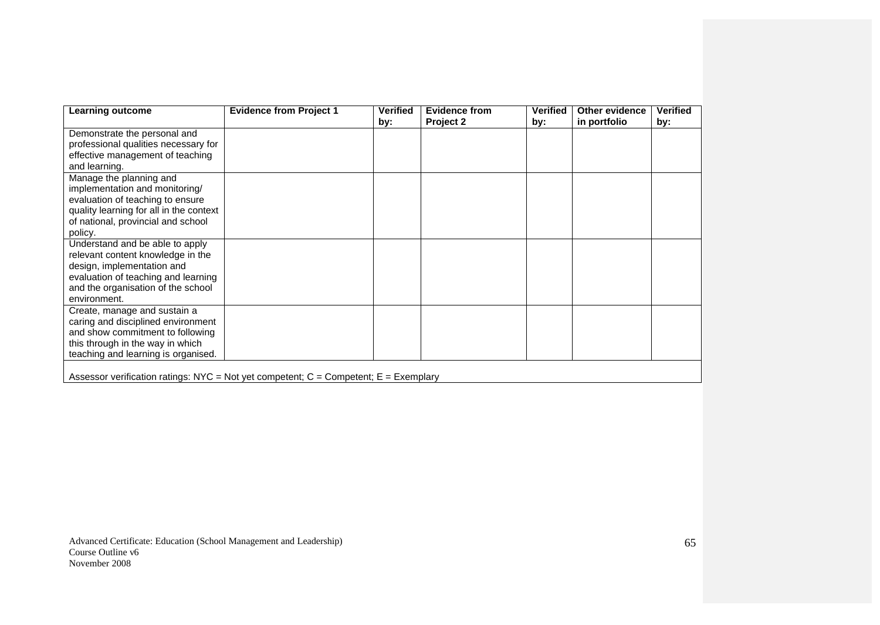| Learning outcome | Evidence from Project 1 | Verified by: | Evidence from Project 2 | Verified by: | Other evidence in portfolio | Verified by: |
|---|---|---|---|---|---|---|
| Demonstrate the personal and professional qualities necessary for effective management of teaching and learning. | | | | | | |
| Manage the planning and implementation and monitoring/ evaluation of teaching to ensure quality learning for all in the context of national, provincial and school policy. | | | | | | |
| Understand and be able to apply relevant content knowledge in the design, implementation and evaluation of teaching and learning and the organisation of the school environment. | | | | | | |
| Create, manage and sustain a caring and disciplined environment and show commitment to following this through in the way in which teaching and learning is organised. | | | | | | |
| Assessor verification ratings: NYC = Not yet competent; C = Competent; E = Exemplary | | | | | | |